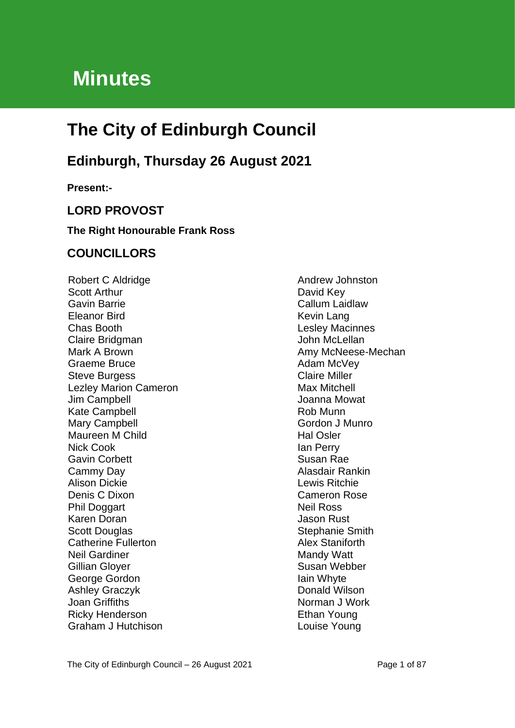# Minutes

# The City of Edinburgh Council

## Edinburgh, Thursday 26 August 2021

**Present:-**

### LORD PROVOST

**The Right Honourable Frank Ross**

### COUNCILLORS

Robert C Aldridge
Scott Arthur
Gavin Barrie
Eleanor Bird
Chas Booth
Claire Bridgman
Mark A Brown
Graeme Bruce
Steve Burgess
Lezley Marion Cameron
Jim Campbell
Kate Campbell
Mary Campbell
Maureen M Child
Nick Cook
Gavin Corbett
Cammy Day
Alison Dickie
Denis C Dixon
Phil Doggart
Karen Doran
Scott Douglas
Catherine Fullerton
Neil Gardiner
Gillian Gloyer
George Gordon
Ashley Graczyk
Joan Griffiths
Ricky Henderson
Graham J Hutchison
Andrew Johnston
David Key
Callum Laidlaw
Kevin Lang
Lesley Macinnes
John McLellan
Amy McNeese-Mechan
Adam McVey
Claire Miller
Max Mitchell
Joanna Mowat
Rob Munn
Gordon J Munro
Hal Osler
Ian Perry
Susan Rae
Alasdair Rankin
Lewis Ritchie
Cameron Rose
Neil Ross
Jason Rust
Stephanie Smith
Alex Staniforth
Mandy Watt
Susan Webber
Iain Whyte
Donald Wilson
Norman J Work
Ethan Young
Louise Young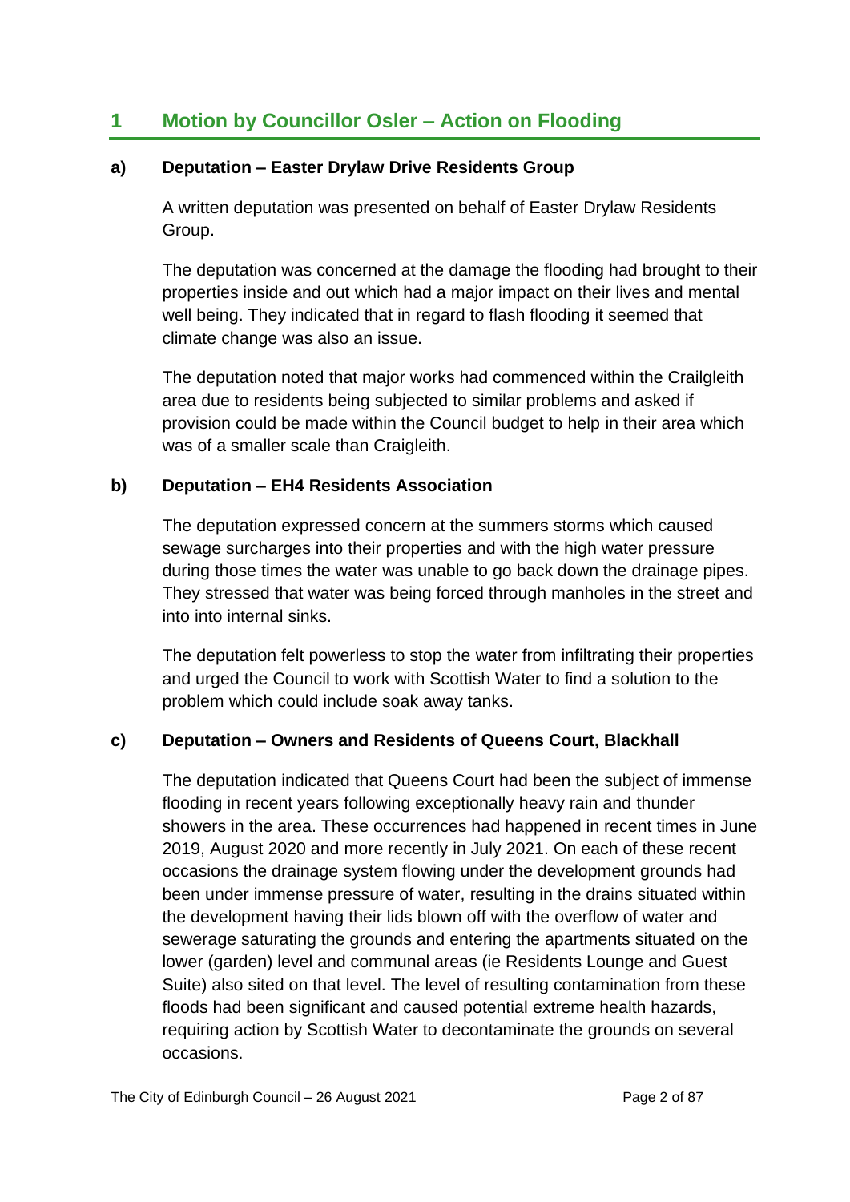# 1 Motion by Councillor Osler – Action on Flooding

### a) Deputation – Easter Drylaw Drive Residents Group

A written deputation was presented on behalf of Easter Drylaw Residents Group.

The deputation was concerned at the damage the flooding had brought to their properties inside and out which had a major impact on their lives and mental well being. They indicated that in regard to flash flooding it seemed that climate change was also an issue.

The deputation noted that major works had commenced within the Crailgleith area due to residents being subjected to similar problems and asked if provision could be made within the Council budget to help in their area which was of a smaller scale than Craigleith.

### b) Deputation – EH4 Residents Association

The deputation expressed concern at the summers storms which caused sewage surcharges into their properties and with the high water pressure during those times the water was unable to go back down the drainage pipes. They stressed that water was being forced through manholes in the street and into into internal sinks.

The deputation felt powerless to stop the water from infiltrating their properties and urged the Council to work with Scottish Water to find a solution to the problem which could include soak away tanks.

### c) Deputation – Owners and Residents of Queens Court, Blackhall

The deputation indicated that Queens Court had been the subject of immense flooding in recent years following exceptionally heavy rain and thunder showers in the area. These occurrences had happened in recent times in June 2019, August 2020 and more recently in July 2021. On each of these recent occasions the drainage system flowing under the development grounds had been under immense pressure of water, resulting in the drains situated within the development having their lids blown off with the overflow of water and sewerage saturating the grounds and entering the apartments situated on the lower (garden) level and communal areas (ie Residents Lounge and Guest Suite) also sited on that level. The level of resulting contamination from these floods had been significant and caused potential extreme health hazards, requiring action by Scottish Water to decontaminate the grounds on several occasions.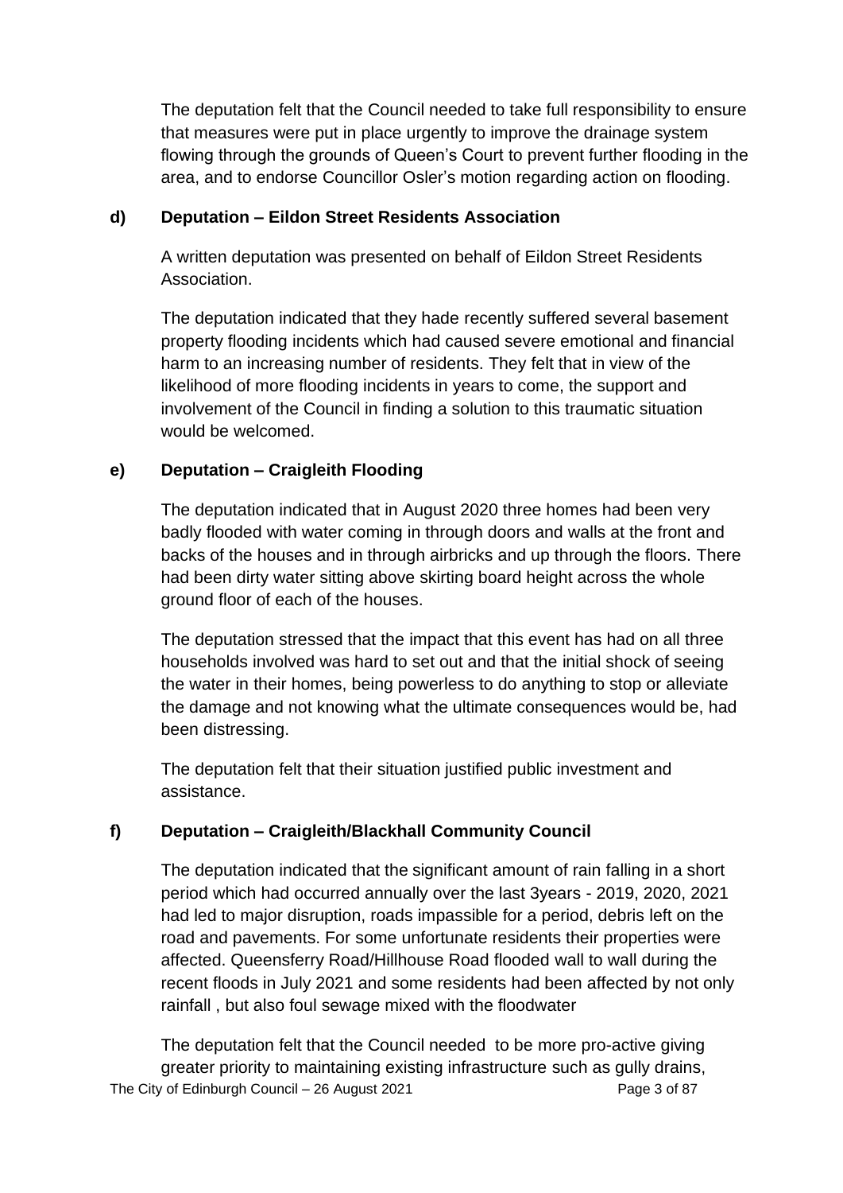The deputation felt that the Council needed to take full responsibility to ensure that measures were put in place urgently to improve the drainage system flowing through the grounds of Queen's Court to prevent further flooding in the area, and to endorse Councillor Osler's motion regarding action on flooding.

**d) Deputation – Eildon Street Residents Association**

A written deputation was presented on behalf of Eildon Street Residents Association.

The deputation indicated that they hade recently suffered several basement property flooding incidents which had caused severe emotional and financial harm to an increasing number of residents. They felt that in view of the likelihood of more flooding incidents in years to come, the support and involvement of the Council in finding a solution to this traumatic situation would be welcomed.

**e) Deputation – Craigleith Flooding**

The deputation indicated that in August 2020 three homes had been very badly flooded with water coming in through doors and walls at the front and backs of the houses and in through airbricks and up through the floors. There had been dirty water sitting above skirting board height across the whole ground floor of each of the houses.

The deputation stressed that the impact that this event has had on all three households involved was hard to set out and that the initial shock of seeing the water in their homes, being powerless to do anything to stop or alleviate the damage and not knowing what the ultimate consequences would be, had been distressing.

The deputation felt that their situation justified public investment and assistance.

**f) Deputation – Craigleith/Blackhall Community Council**

The deputation indicated that the significant amount of rain falling in a short period which had occurred annually over the last 3years - 2019, 2020, 2021 had led to major disruption, roads impassible for a period, debris left on the road and pavements. For some unfortunate residents their properties were affected. Queensferry Road/Hillhouse Road flooded wall to wall during the recent floods in July 2021 and some residents had been affected by not only rainfall , but also foul sewage mixed with the floodwater

The deputation felt that the Council needed to be more pro-active giving greater priority to maintaining existing infrastructure such as gully drains,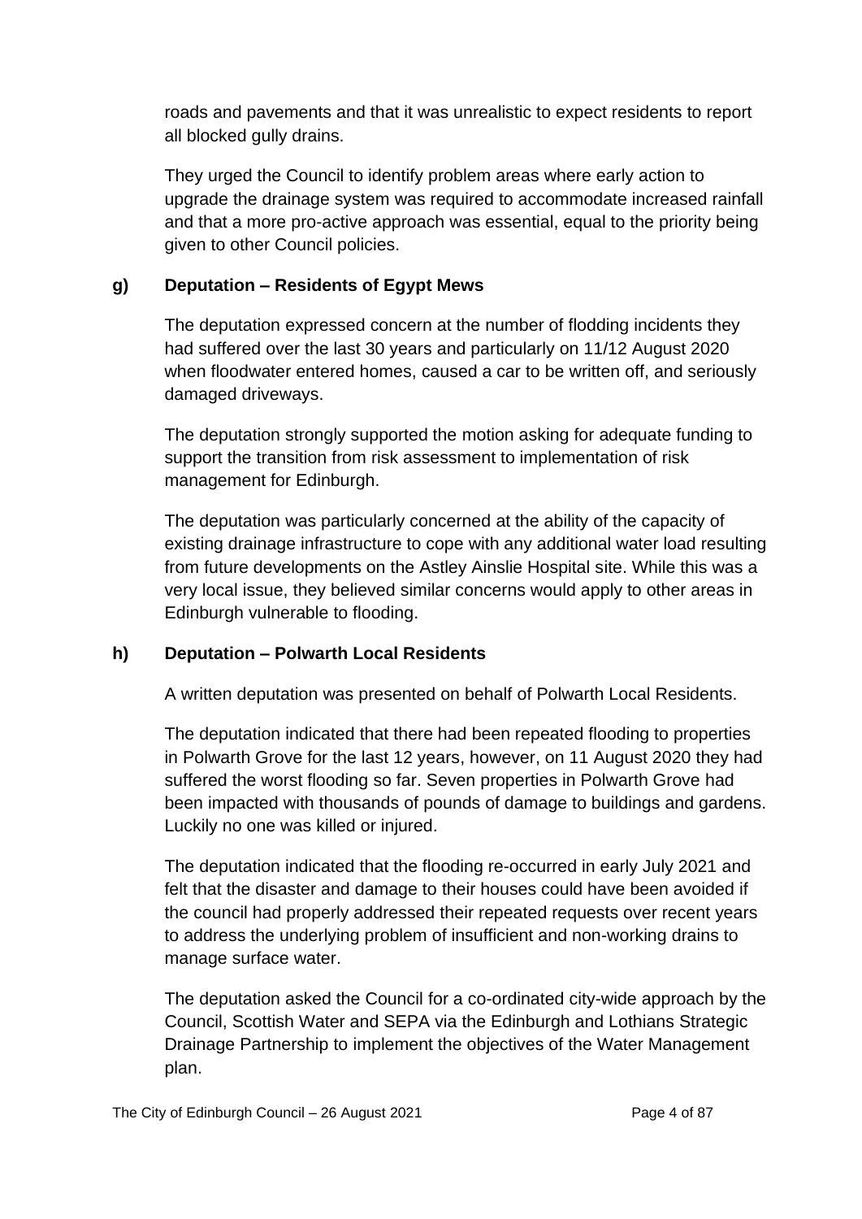roads and pavements and that it was unrealistic to expect residents to report all blocked gully drains.

They urged the Council to identify problem areas where early action to upgrade the drainage system was required to accommodate increased rainfall and that a more pro-active approach was essential, equal to the priority being given to other Council policies.

**g) Deputation – Residents of Egypt Mews**

The deputation expressed concern at the number of flodding incidents they had suffered over the last 30 years and particularly on 11/12 August 2020 when floodwater entered homes, caused a car to be written off, and seriously damaged driveways.

The deputation strongly supported the motion asking for adequate funding to support the transition from risk assessment to implementation of risk management for Edinburgh.

The deputation was particularly concerned at the ability of the capacity of existing drainage infrastructure to cope with any additional water load resulting from future developments on the Astley Ainslie Hospital site. While this was a very local issue, they believed similar concerns would apply to other areas in Edinburgh vulnerable to flooding.

**h) Deputation – Polwarth Local Residents**

A written deputation was presented on behalf of Polwarth Local Residents.

The deputation indicated that there had been repeated flooding to properties in Polwarth Grove for the last 12 years, however, on 11 August 2020 they had suffered the worst flooding so far. Seven properties in Polwarth Grove had been impacted with thousands of pounds of damage to buildings and gardens. Luckily no one was killed or injured.

The deputation indicated that the flooding re-occurred in early July 2021 and felt that the disaster and damage to their houses could have been avoided if the council had properly addressed their repeated requests over recent years to address the underlying problem of insufficient and non-working drains to manage surface water.

The deputation asked the Council for a co-ordinated city-wide approach by the Council, Scottish Water and SEPA via the Edinburgh and Lothians Strategic Drainage Partnership to implement the objectives of the Water Management plan.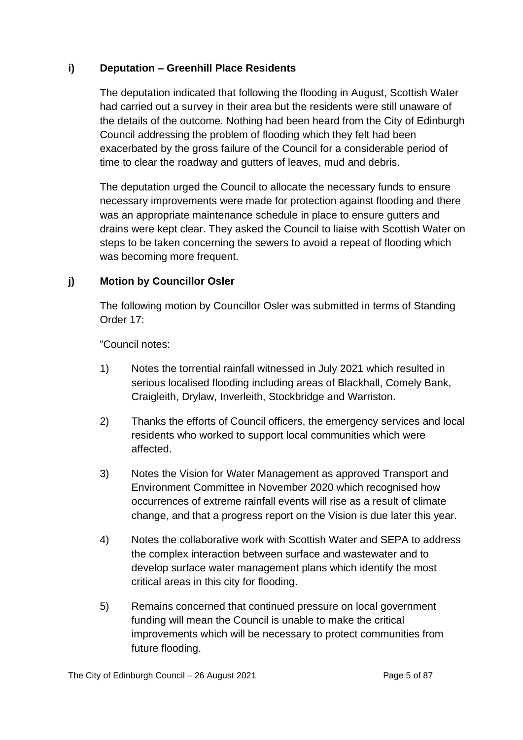### i) Deputation – Greenhill Place Residents

The deputation indicated that following the flooding in August, Scottish Water had carried out a survey in their area but the residents were still unaware of the details of the outcome. Nothing had been heard from the City of Edinburgh Council addressing the problem of flooding which they felt had been exacerbated by the gross failure of the Council for a considerable period of time to clear the roadway and gutters of leaves, mud and debris.

The deputation urged the Council to allocate the necessary funds to ensure necessary improvements were made for protection against flooding and there was an appropriate maintenance schedule in place to ensure gutters and drains were kept clear. They asked the Council to liaise with Scottish Water on steps to be taken concerning the sewers to avoid a repeat of flooding which was becoming more frequent.

### j) Motion by Councillor Osler

The following motion by Councillor Osler was submitted in terms of Standing Order 17:

"Council notes:

1) Notes the torrential rainfall witnessed in July 2021 which resulted in serious localised flooding including areas of Blackhall, Comely Bank, Craigleith, Drylaw, Inverleith, Stockbridge and Warriston.

2) Thanks the efforts of Council officers, the emergency services and local residents who worked to support local communities which were affected.

3) Notes the Vision for Water Management as approved Transport and Environment Committee in November 2020 which recognised how occurrences of extreme rainfall events will rise as a result of climate change, and that a progress report on the Vision is due later this year.

4) Notes the collaborative work with Scottish Water and SEPA to address the complex interaction between surface and wastewater and to develop surface water management plans which identify the most critical areas in this city for flooding.

5) Remains concerned that continued pressure on local government funding will mean the Council is unable to make the critical improvements which will be necessary to protect communities from future flooding.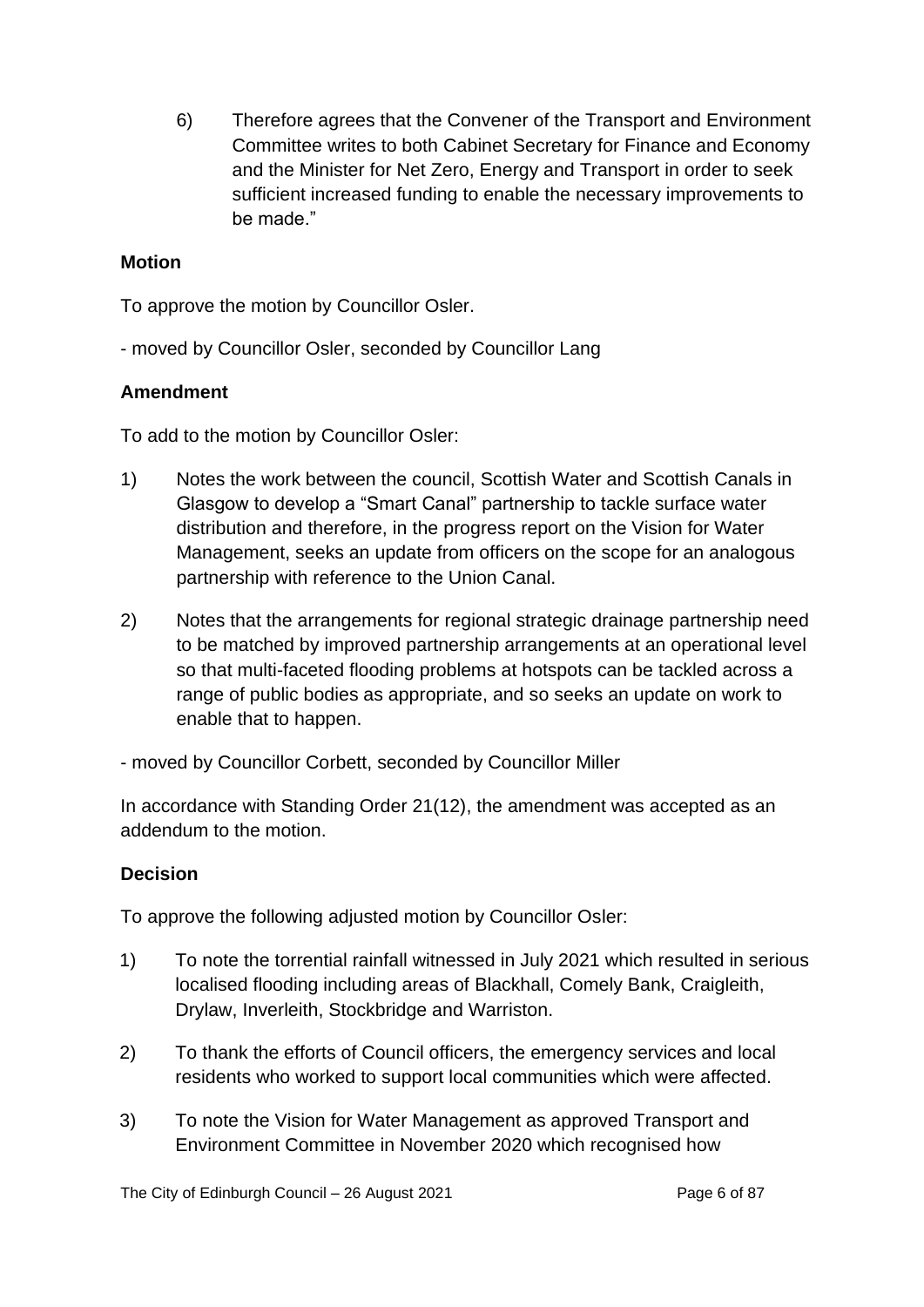6) Therefore agrees that the Convener of the Transport and Environment Committee writes to both Cabinet Secretary for Finance and Economy and the Minister for Net Zero, Energy and Transport in order to seek sufficient increased funding to enable the necessary improvements to be made."

**Motion**

To approve the motion by Councillor Osler.

- moved by Councillor Osler, seconded by Councillor Lang

**Amendment**

To add to the motion by Councillor Osler:

1) Notes the work between the council, Scottish Water and Scottish Canals in Glasgow to develop a "Smart Canal" partnership to tackle surface water distribution and therefore, in the progress report on the Vision for Water Management, seeks an update from officers on the scope for an analogous partnership with reference to the Union Canal.

2) Notes that the arrangements for regional strategic drainage partnership need to be matched by improved partnership arrangements at an operational level so that multi-faceted flooding problems at hotspots can be tackled across a range of public bodies as appropriate, and so seeks an update on work to enable that to happen.

- moved by Councillor Corbett, seconded by Councillor Miller

In accordance with Standing Order 21(12), the amendment was accepted as an addendum to the motion.

**Decision**

To approve the following adjusted motion by Councillor Osler:

1) To note the torrential rainfall witnessed in July 2021 which resulted in serious localised flooding including areas of Blackhall, Comely Bank, Craigleith, Drylaw, Inverleith, Stockbridge and Warriston.

2) To thank the efforts of Council officers, the emergency services and local residents who worked to support local communities which were affected.

3) To note the Vision for Water Management as approved Transport and Environment Committee in November 2020 which recognised how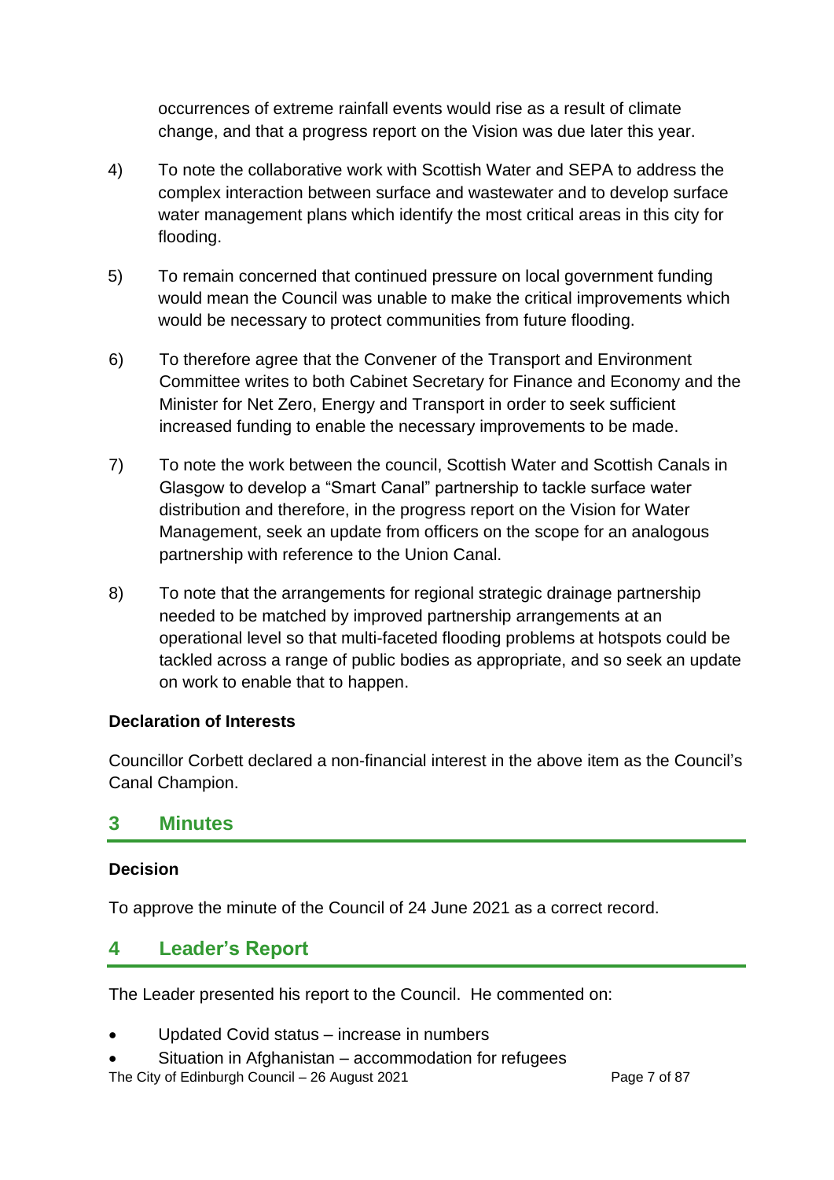occurrences of extreme rainfall events would rise as a result of climate change, and that a progress report on the Vision was due later this year.

4) To note the collaborative work with Scottish Water and SEPA to address the complex interaction between surface and wastewater and to develop surface water management plans which identify the most critical areas in this city for flooding.

5) To remain concerned that continued pressure on local government funding would mean the Council was unable to make the critical improvements which would be necessary to protect communities from future flooding.

6) To therefore agree that the Convener of the Transport and Environment Committee writes to both Cabinet Secretary for Finance and Economy and the Minister for Net Zero, Energy and Transport in order to seek sufficient increased funding to enable the necessary improvements to be made.

7) To note the work between the council, Scottish Water and Scottish Canals in Glasgow to develop a "Smart Canal" partnership to tackle surface water distribution and therefore, in the progress report on the Vision for Water Management, seek an update from officers on the scope for an analogous partnership with reference to the Union Canal.

8) To note that the arrangements for regional strategic drainage partnership needed to be matched by improved partnership arrangements at an operational level so that multi-faceted flooding problems at hotspots could be tackled across a range of public bodies as appropriate, and so seek an update on work to enable that to happen.

**Declaration of Interests**

Councillor Corbett declared a non-financial interest in the above item as the Council's Canal Champion.

## 3 Minutes

**Decision**

To approve the minute of the Council of 24 June 2021 as a correct record.

## 4 Leader's Report

The Leader presented his report to the Council. He commented on:

- Updated Covid status – increase in numbers
- Situation in Afghanistan – accommodation for refugees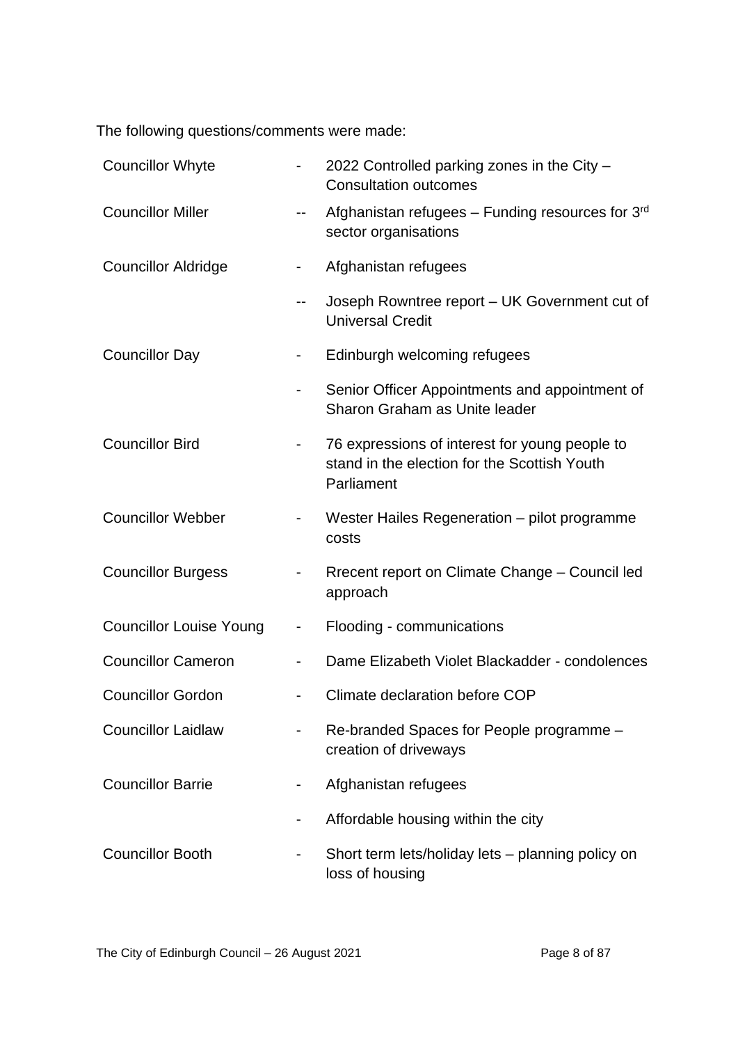The following questions/comments were made:

| | | |
|---|---|---|
| Councillor Whyte | - | 2022 Controlled parking zones in the City – Consultation outcomes |
| Councillor Miller | -- | Afghanistan refugees – Funding resources for 3rd sector organisations |
| Councillor Aldridge | - | Afghanistan refugees |
| | -- | Joseph Rowntree report – UK Government cut of Universal Credit |
| Councillor Day | - | Edinburgh welcoming refugees |
| | - | Senior Officer Appointments and appointment of Sharon Graham as Unite leader |
| Councillor Bird | - | 76 expressions of interest for young people to stand in the election for the Scottish Youth Parliament |
| Councillor Webber | - | Wester Hailes Regeneration – pilot programme costs |
| Councillor Burgess | - | Rrecent report on Climate Change – Council led approach |
| Councillor Louise Young | - | Flooding - communications |
| Councillor Cameron | - | Dame Elizabeth Violet Blackadder - condolences |
| Councillor Gordon | - | Climate declaration before COP |
| Councillor Laidlaw | - | Re-branded Spaces for People programme – creation of driveways |
| Councillor Barrie | - | Afghanistan refugees |
| | - | Affordable housing within the city |
| Councillor Booth | - | Short term lets/holiday lets – planning policy on loss of housing |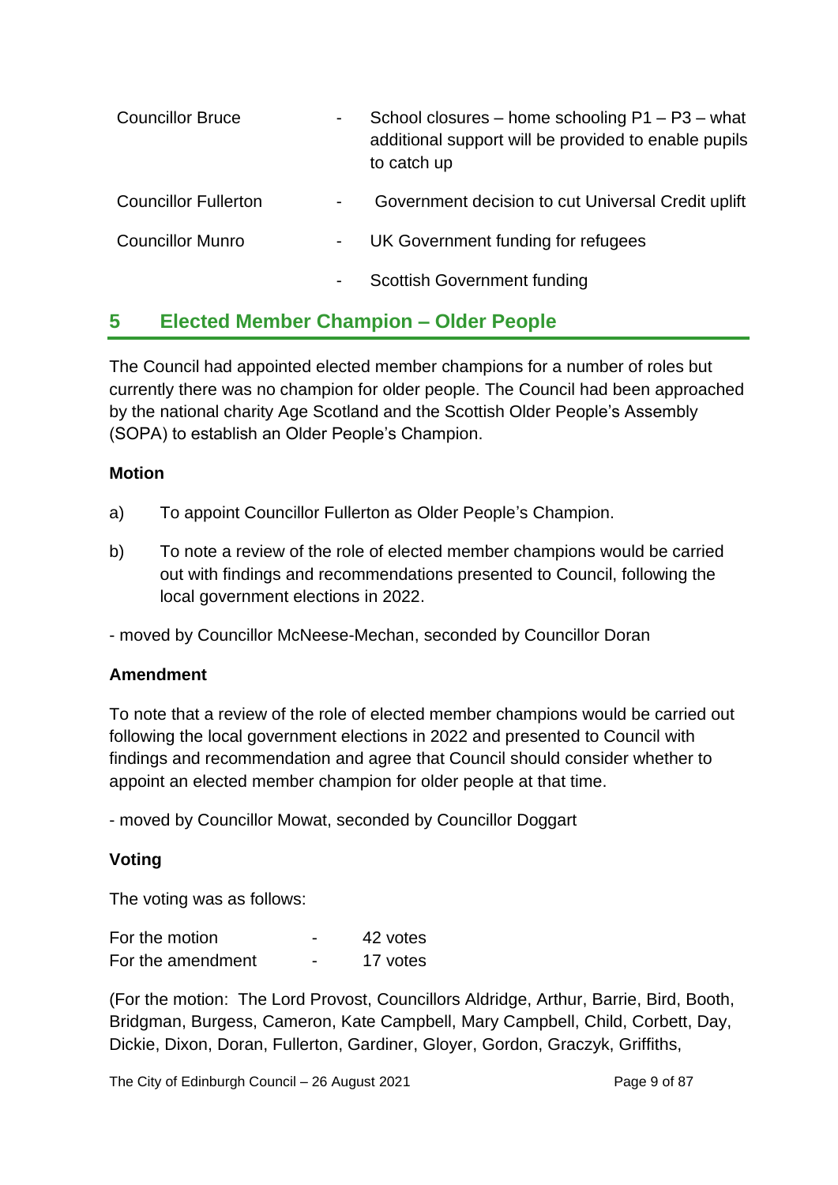| | | |
|---|---|---|
| Councillor Bruce | - | School closures – home schooling P1 – P3 – what additional support will be provided to enable pupils to catch up |
| Councillor Fullerton | - | Government decision to cut Universal Credit uplift |
| Councillor Munro | - | UK Government funding for refugees |
| | - | Scottish Government funding |

## 5 Elected Member Champion – Older People

The Council had appointed elected member champions for a number of roles but currently there was no champion for older people. The Council had been approached by the national charity Age Scotland and the Scottish Older People's Assembly (SOPA) to establish an Older People's Champion.

**Motion**

a) To appoint Councillor Fullerton as Older People's Champion.

b) To note a review of the role of elected member champions would be carried out with findings and recommendations presented to Council, following the local government elections in 2022.

- moved by Councillor McNeese-Mechan, seconded by Councillor Doran

**Amendment**

To note that a review of the role of elected member champions would be carried out following the local government elections in 2022 and presented to Council with findings and recommendation and agree that Council should consider whether to appoint an elected member champion for older people at that time.

- moved by Councillor Mowat, seconded by Councillor Doggart

**Voting**

The voting was as follows:

| | | |
|---|---|---|
| For the motion | - | 42 votes |
| For the amendment | - | 17 votes |

(For the motion: The Lord Provost, Councillors Aldridge, Arthur, Barrie, Bird, Booth, Bridgman, Burgess, Cameron, Kate Campbell, Mary Campbell, Child, Corbett, Day, Dickie, Dixon, Doran, Fullerton, Gardiner, Gloyer, Gordon, Graczyk, Griffiths,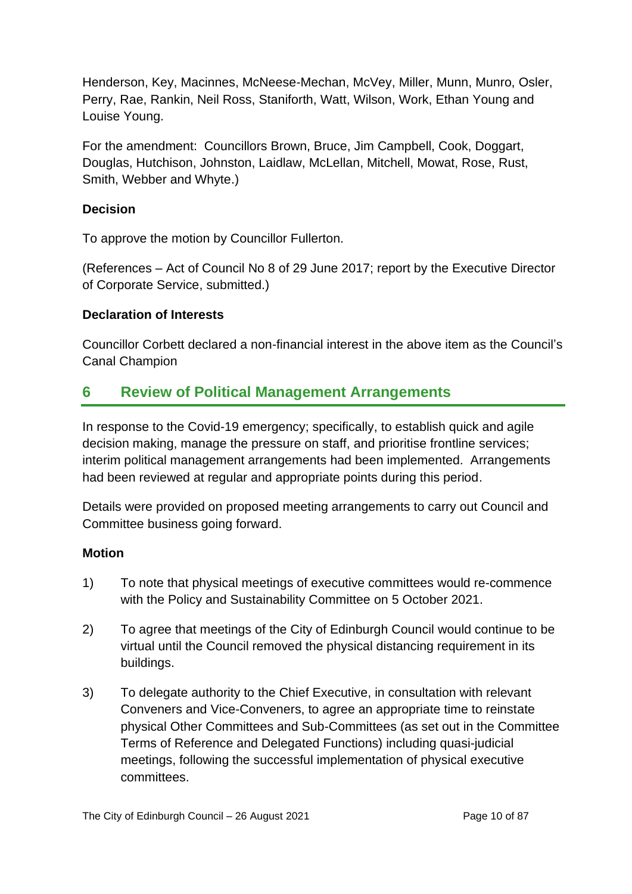Henderson, Key, Macinnes, McNeese-Mechan, McVey, Miller, Munn, Munro, Osler, Perry, Rae, Rankin, Neil Ross, Staniforth, Watt, Wilson, Work, Ethan Young and Louise Young.

For the amendment: Councillors Brown, Bruce, Jim Campbell, Cook, Doggart, Douglas, Hutchison, Johnston, Laidlaw, McLellan, Mitchell, Mowat, Rose, Rust, Smith, Webber and Whyte.)

**Decision**

To approve the motion by Councillor Fullerton.

(References – Act of Council No 8 of 29 June 2017; report by the Executive Director of Corporate Service, submitted.)

**Declaration of Interests**

Councillor Corbett declared a non-financial interest in the above item as the Council's Canal Champion

## 6 Review of Political Management Arrangements

In response to the Covid-19 emergency; specifically, to establish quick and agile decision making, manage the pressure on staff, and prioritise frontline services; interim political management arrangements had been implemented. Arrangements had been reviewed at regular and appropriate points during this period.

Details were provided on proposed meeting arrangements to carry out Council and Committee business going forward.

**Motion**

1) To note that physical meetings of executive committees would re-commence with the Policy and Sustainability Committee on 5 October 2021.

2) To agree that meetings of the City of Edinburgh Council would continue to be virtual until the Council removed the physical distancing requirement in its buildings.

3) To delegate authority to the Chief Executive, in consultation with relevant Conveners and Vice-Conveners, to agree an appropriate time to reinstate physical Other Committees and Sub-Committees (as set out in the Committee Terms of Reference and Delegated Functions) including quasi-judicial meetings, following the successful implementation of physical executive committees.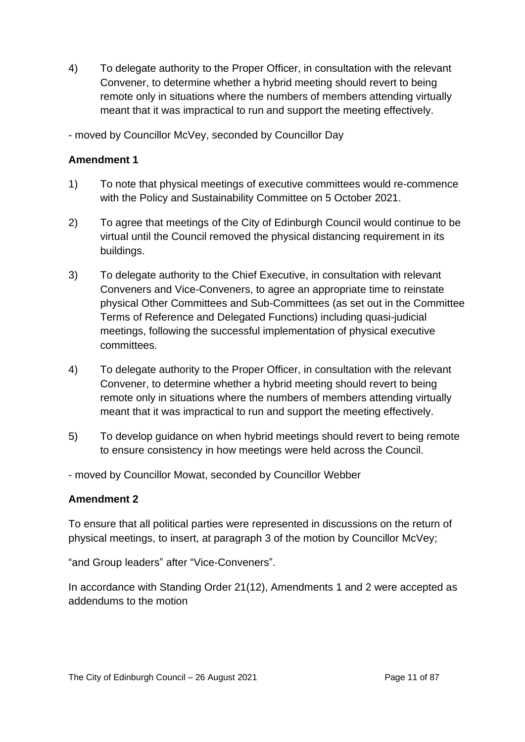4) To delegate authority to the Proper Officer, in consultation with the relevant Convener, to determine whether a hybrid meeting should revert to being remote only in situations where the numbers of members attending virtually meant that it was impractical to run and support the meeting effectively.

- moved by Councillor McVey, seconded by Councillor Day

**Amendment 1**

1) To note that physical meetings of executive committees would re-commence with the Policy and Sustainability Committee on 5 October 2021.

2) To agree that meetings of the City of Edinburgh Council would continue to be virtual until the Council removed the physical distancing requirement in its buildings.

3) To delegate authority to the Chief Executive, in consultation with relevant Conveners and Vice-Conveners, to agree an appropriate time to reinstate physical Other Committees and Sub-Committees (as set out in the Committee Terms of Reference and Delegated Functions) including quasi-judicial meetings, following the successful implementation of physical executive committees.

4) To delegate authority to the Proper Officer, in consultation with the relevant Convener, to determine whether a hybrid meeting should revert to being remote only in situations where the numbers of members attending virtually meant that it was impractical to run and support the meeting effectively.

5) To develop guidance on when hybrid meetings should revert to being remote to ensure consistency in how meetings were held across the Council.

- moved by Councillor Mowat, seconded by Councillor Webber

**Amendment 2**

To ensure that all political parties were represented in discussions on the return of physical meetings, to insert, at paragraph 3 of the motion by Councillor McVey;

"and Group leaders" after "Vice-Conveners".

In accordance with Standing Order 21(12), Amendments 1 and 2 were accepted as addendums to the motion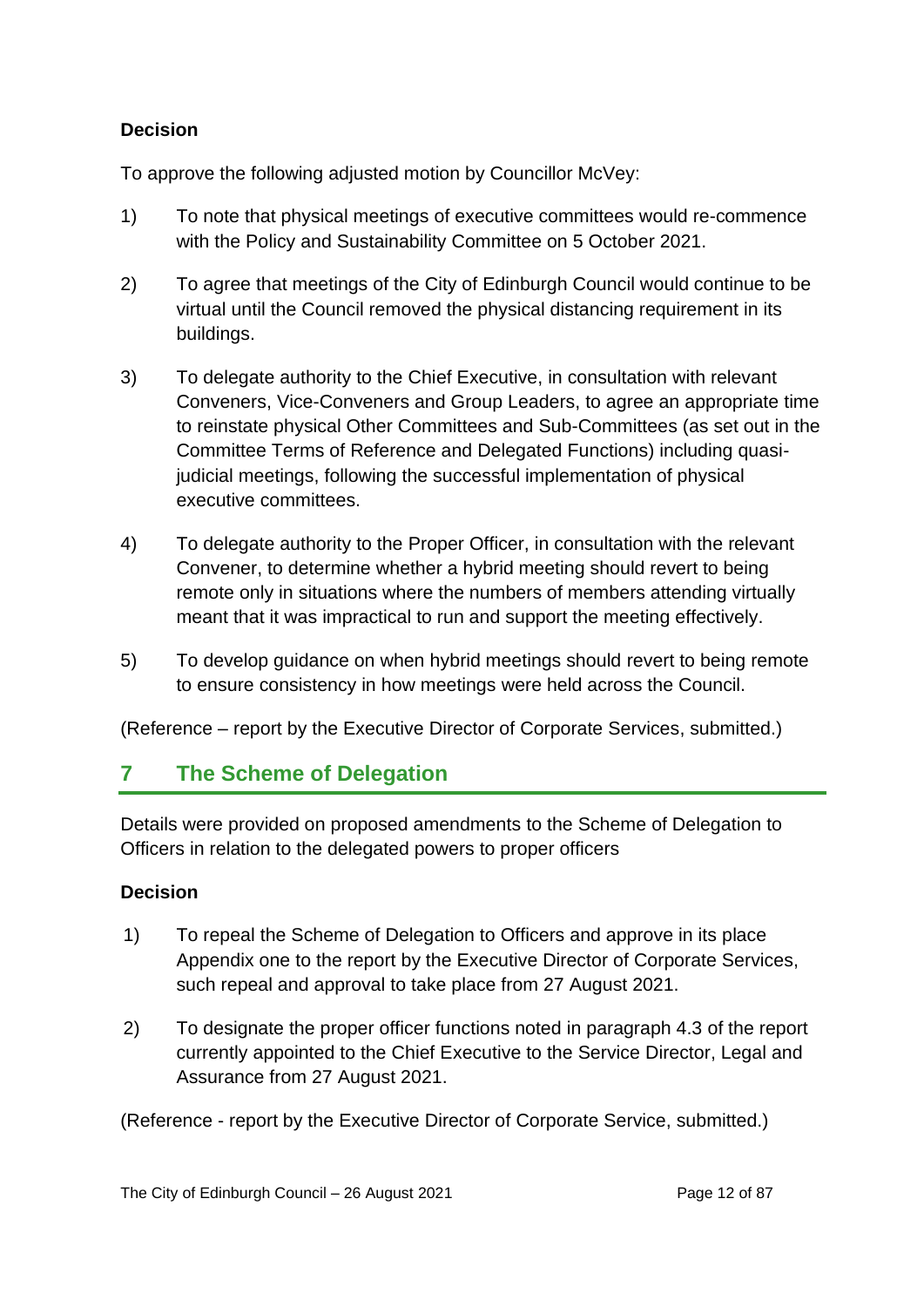**Decision**

To approve the following adjusted motion by Councillor McVey:

1) To note that physical meetings of executive committees would re-commence with the Policy and Sustainability Committee on 5 October 2021.

2) To agree that meetings of the City of Edinburgh Council would continue to be virtual until the Council removed the physical distancing requirement in its buildings.

3) To delegate authority to the Chief Executive, in consultation with relevant Conveners, Vice-Conveners and Group Leaders, to agree an appropriate time to reinstate physical Other Committees and Sub-Committees (as set out in the Committee Terms of Reference and Delegated Functions) including quasi-judicial meetings, following the successful implementation of physical executive committees.

4) To delegate authority to the Proper Officer, in consultation with the relevant Convener, to determine whether a hybrid meeting should revert to being remote only in situations where the numbers of members attending virtually meant that it was impractical to run and support the meeting effectively.

5) To develop guidance on when hybrid meetings should revert to being remote to ensure consistency in how meetings were held across the Council.

(Reference – report by the Executive Director of Corporate Services, submitted.)

## 7 The Scheme of Delegation

Details were provided on proposed amendments to the Scheme of Delegation to Officers in relation to the delegated powers to proper officers

**Decision**

1) To repeal the Scheme of Delegation to Officers and approve in its place Appendix one to the report by the Executive Director of Corporate Services, such repeal and approval to take place from 27 August 2021.

2) To designate the proper officer functions noted in paragraph 4.3 of the report currently appointed to the Chief Executive to the Service Director, Legal and Assurance from 27 August 2021.

(Reference - report by the Executive Director of Corporate Service, submitted.)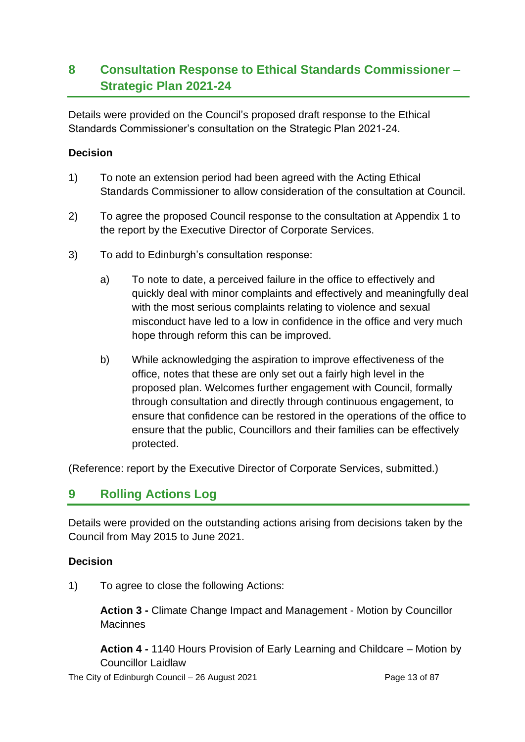## 8 Consultation Response to Ethical Standards Commissioner – Strategic Plan 2021-24

Details were provided on the Council's proposed draft response to the Ethical Standards Commissioner's consultation on the Strategic Plan 2021-24.

**Decision**

1) To note an extension period had been agreed with the Acting Ethical Standards Commissioner to allow consideration of the consultation at Council.

2) To agree the proposed Council response to the consultation at Appendix 1 to the report by the Executive Director of Corporate Services.

3) To add to Edinburgh's consultation response:

   a) To note to date, a perceived failure in the office to effectively and quickly deal with minor complaints and effectively and meaningfully deal with the most serious complaints relating to violence and sexual misconduct have led to a low in confidence in the office and very much hope through reform this can be improved.

   b) While acknowledging the aspiration to improve effectiveness of the office, notes that these are only set out a fairly high level in the proposed plan. Welcomes further engagement with Council, formally through consultation and directly through continuous engagement, to ensure that confidence can be restored in the operations of the office to ensure that the public, Councillors and their families can be effectively protected.

(Reference: report by the Executive Director of Corporate Services, submitted.)

## 9 Rolling Actions Log

Details were provided on the outstanding actions arising from decisions taken by the Council from May 2015 to June 2021.

**Decision**

1) To agree to close the following Actions:

   **Action 3 -** Climate Change Impact and Management - Motion by Councillor Macinnes

   **Action 4 -** 1140 Hours Provision of Early Learning and Childcare – Motion by Councillor Laidlaw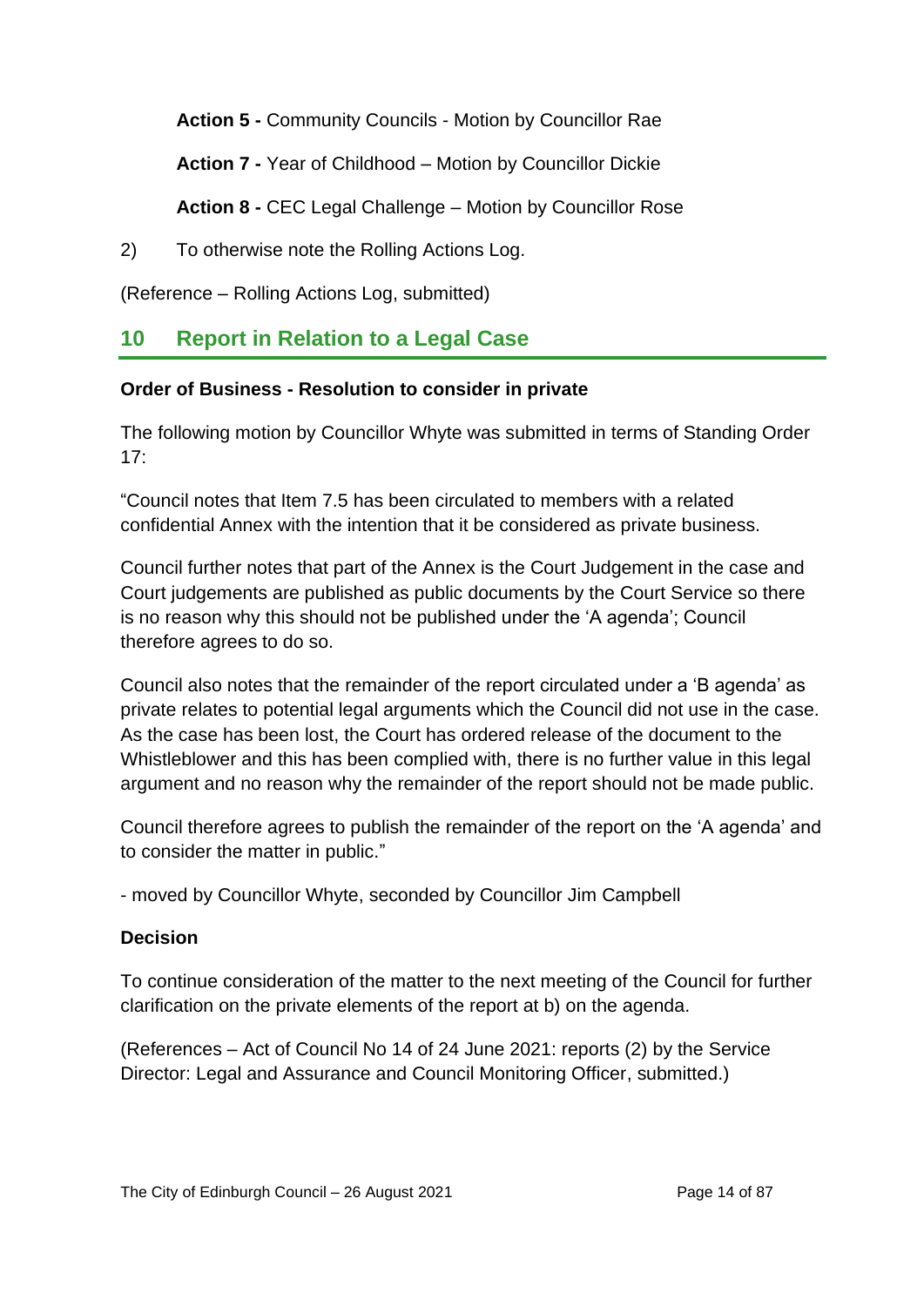**Action 5 -** Community Councils - Motion by Councillor Rae

**Action 7 -** Year of Childhood – Motion by Councillor Dickie

**Action 8 -** CEC Legal Challenge – Motion by Councillor Rose

2) To otherwise note the Rolling Actions Log.

(Reference – Rolling Actions Log, submitted)

## 10 Report in Relation to a Legal Case

**Order of Business - Resolution to consider in private**

The following motion by Councillor Whyte was submitted in terms of Standing Order 17:

"Council notes that Item 7.5 has been circulated to members with a related confidential Annex with the intention that it be considered as private business.

Council further notes that part of the Annex is the Court Judgement in the case and Court judgements are published as public documents by the Court Service so there is no reason why this should not be published under the 'A agenda'; Council therefore agrees to do so.

Council also notes that the remainder of the report circulated under a 'B agenda' as private relates to potential legal arguments which the Council did not use in the case. As the case has been lost, the Court has ordered release of the document to the Whistleblower and this has been complied with, there is no further value in this legal argument and no reason why the remainder of the report should not be made public.

Council therefore agrees to publish the remainder of the report on the 'A agenda' and to consider the matter in public."

- moved by Councillor Whyte, seconded by Councillor Jim Campbell

**Decision**

To continue consideration of the matter to the next meeting of the Council for further clarification on the private elements of the report at b) on the agenda.

(References – Act of Council No 14 of 24 June 2021: reports (2) by the Service Director: Legal and Assurance and Council Monitoring Officer, submitted.)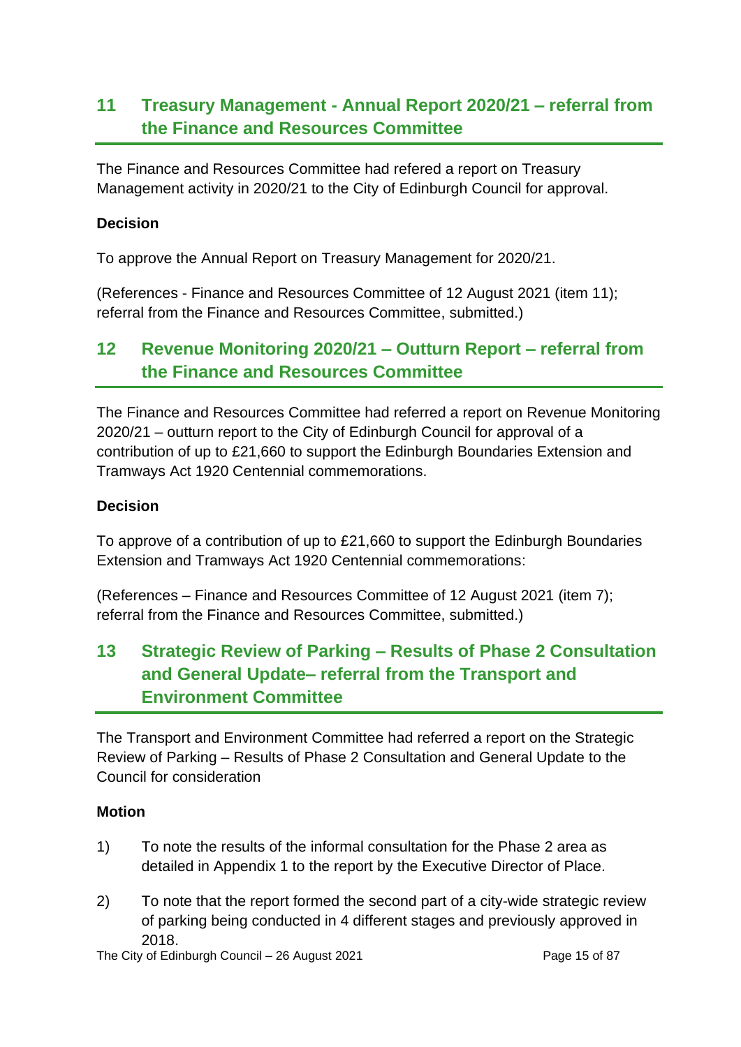## 11 Treasury Management - Annual Report 2020/21 – referral from the Finance and Resources Committee

The Finance and Resources Committee had refered a report on Treasury Management activity in 2020/21 to the City of Edinburgh Council for approval.

**Decision**

To approve the Annual Report on Treasury Management for 2020/21.

(References - Finance and Resources Committee of 12 August 2021 (item 11); referral from the Finance and Resources Committee, submitted.)

## 12 Revenue Monitoring 2020/21 – Outturn Report – referral from the Finance and Resources Committee

The Finance and Resources Committee had referred a report on Revenue Monitoring 2020/21 – outturn report to the City of Edinburgh Council for approval of a contribution of up to £21,660 to support the Edinburgh Boundaries Extension and Tramways Act 1920 Centennial commemorations.

**Decision**

To approve of a contribution of up to £21,660 to support the Edinburgh Boundaries Extension and Tramways Act 1920 Centennial commemorations:

(References – Finance and Resources Committee of 12 August 2021 (item 7); referral from the Finance and Resources Committee, submitted.)

## 13 Strategic Review of Parking – Results of Phase 2 Consultation and General Update– referral from the Transport and Environment Committee

The Transport and Environment Committee had referred a report on the Strategic Review of Parking – Results of Phase 2 Consultation and General Update to the Council for consideration

**Motion**

1) To note the results of the informal consultation for the Phase 2 area as detailed in Appendix 1 to the report by the Executive Director of Place.

2) To note that the report formed the second part of a city-wide strategic review of parking being conducted in 4 different stages and previously approved in 2018.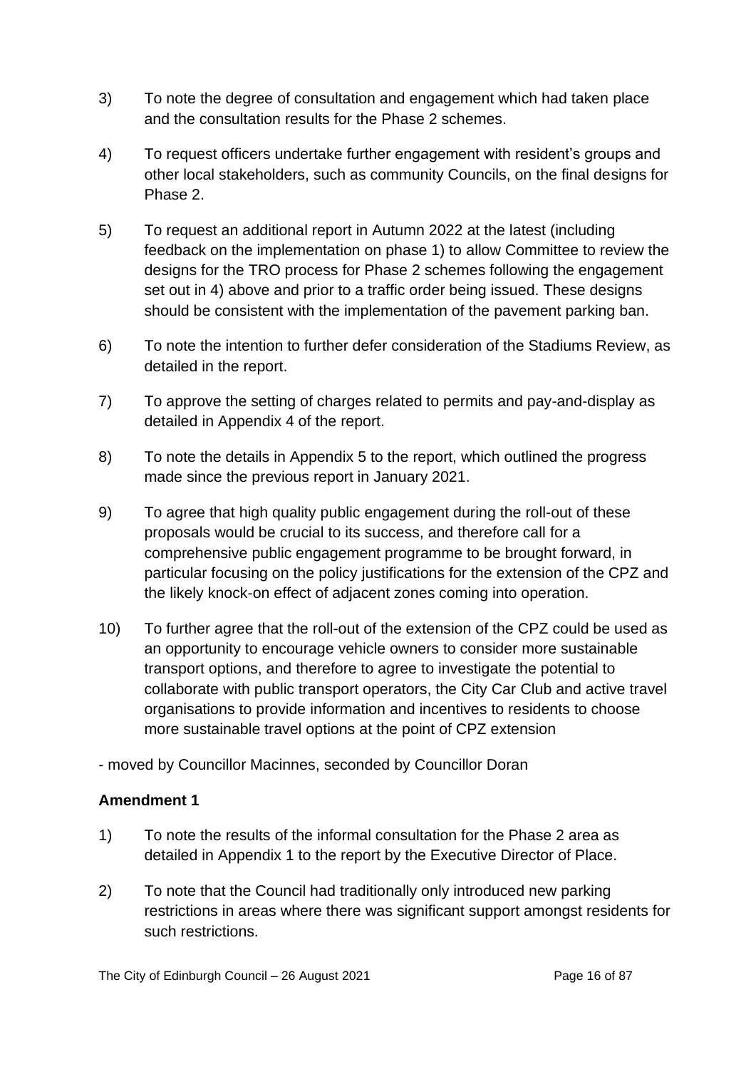3) To note the degree of consultation and engagement which had taken place and the consultation results for the Phase 2 schemes.

4) To request officers undertake further engagement with resident's groups and other local stakeholders, such as community Councils, on the final designs for Phase 2.

5) To request an additional report in Autumn 2022 at the latest (including feedback on the implementation on phase 1) to allow Committee to review the designs for the TRO process for Phase 2 schemes following the engagement set out in 4) above and prior to a traffic order being issued. These designs should be consistent with the implementation of the pavement parking ban.

6) To note the intention to further defer consideration of the Stadiums Review, as detailed in the report.

7) To approve the setting of charges related to permits and pay-and-display as detailed in Appendix 4 of the report.

8) To note the details in Appendix 5 to the report, which outlined the progress made since the previous report in January 2021.

9) To agree that high quality public engagement during the roll-out of these proposals would be crucial to its success, and therefore call for a comprehensive public engagement programme to be brought forward, in particular focusing on the policy justifications for the extension of the CPZ and the likely knock-on effect of adjacent zones coming into operation.

10) To further agree that the roll-out of the extension of the CPZ could be used as an opportunity to encourage vehicle owners to consider more sustainable transport options, and therefore to agree to investigate the potential to collaborate with public transport operators, the City Car Club and active travel organisations to provide information and incentives to residents to choose more sustainable travel options at the point of CPZ extension

- moved by Councillor Macinnes, seconded by Councillor Doran

**Amendment 1**

1) To note the results of the informal consultation for the Phase 2 area as detailed in Appendix 1 to the report by the Executive Director of Place.

2) To note that the Council had traditionally only introduced new parking restrictions in areas where there was significant support amongst residents for such restrictions.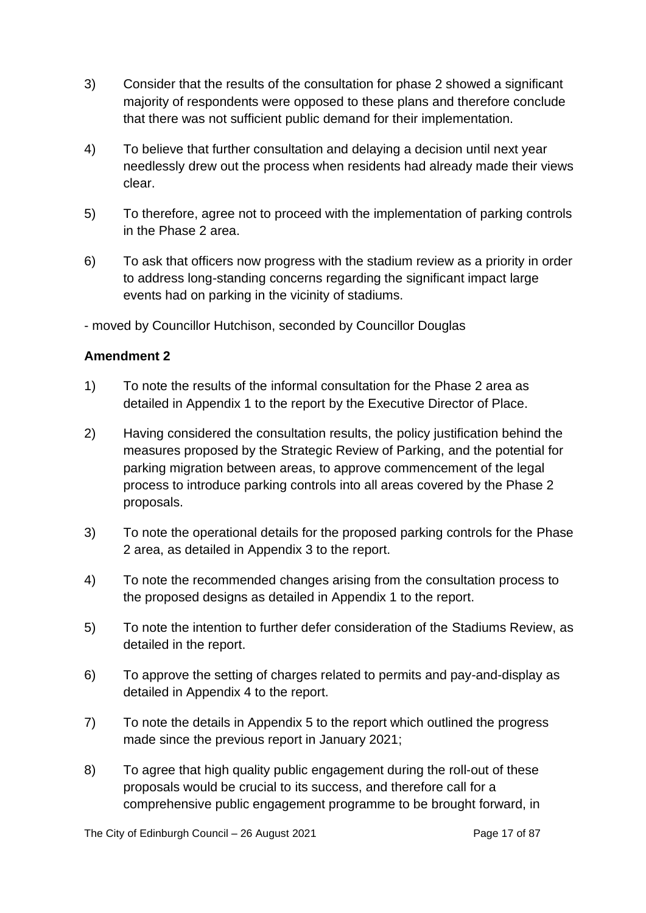3) Consider that the results of the consultation for phase 2 showed a significant majority of respondents were opposed to these plans and therefore conclude that there was not sufficient public demand for their implementation.

4) To believe that further consultation and delaying a decision until next year needlessly drew out the process when residents had already made their views clear.

5) To therefore, agree not to proceed with the implementation of parking controls in the Phase 2 area.

6) To ask that officers now progress with the stadium review as a priority in order to address long-standing concerns regarding the significant impact large events had on parking in the vicinity of stadiums.

- moved by Councillor Hutchison, seconded by Councillor Douglas

**Amendment 2**

1) To note the results of the informal consultation for the Phase 2 area as detailed in Appendix 1 to the report by the Executive Director of Place.

2) Having considered the consultation results, the policy justification behind the measures proposed by the Strategic Review of Parking, and the potential for parking migration between areas, to approve commencement of the legal process to introduce parking controls into all areas covered by the Phase 2 proposals.

3) To note the operational details for the proposed parking controls for the Phase 2 area, as detailed in Appendix 3 to the report.

4) To note the recommended changes arising from the consultation process to the proposed designs as detailed in Appendix 1 to the report.

5) To note the intention to further defer consideration of the Stadiums Review, as detailed in the report.

6) To approve the setting of charges related to permits and pay-and-display as detailed in Appendix 4 to the report.

7) To note the details in Appendix 5 to the report which outlined the progress made since the previous report in January 2021;

8) To agree that high quality public engagement during the roll-out of these proposals would be crucial to its success, and therefore call for a comprehensive public engagement programme to be brought forward, in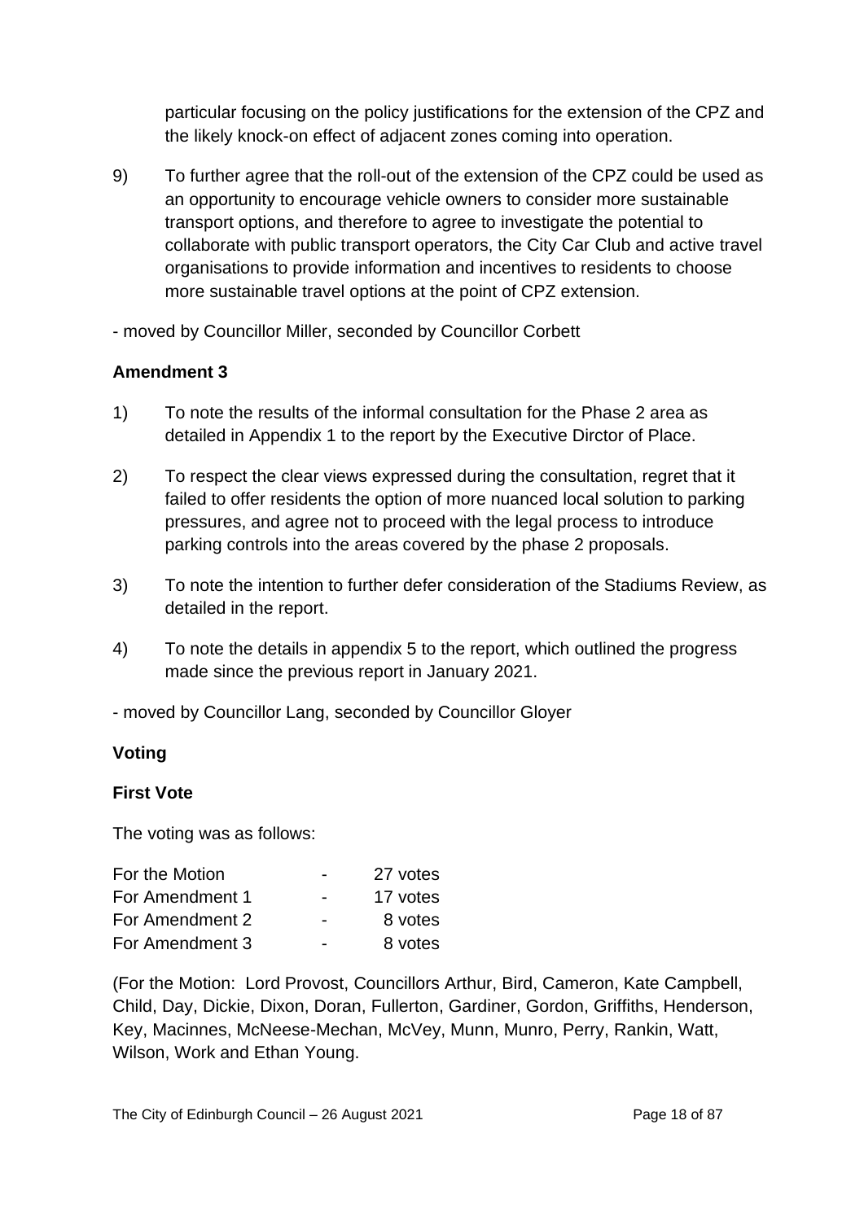particular focusing on the policy justifications for the extension of the CPZ and the likely knock-on effect of adjacent zones coming into operation.

9) To further agree that the roll-out of the extension of the CPZ could be used as an opportunity to encourage vehicle owners to consider more sustainable transport options, and therefore to agree to investigate the potential to collaborate with public transport operators, the City Car Club and active travel organisations to provide information and incentives to residents to choose more sustainable travel options at the point of CPZ extension.

- moved by Councillor Miller, seconded by Councillor Corbett

**Amendment 3**

1) To note the results of the informal consultation for the Phase 2 area as detailed in Appendix 1 to the report by the Executive Dirctor of Place.

2) To respect the clear views expressed during the consultation, regret that it failed to offer residents the option of more nuanced local solution to parking pressures, and agree not to proceed with the legal process to introduce parking controls into the areas covered by the phase 2 proposals.

3) To note the intention to further defer consideration of the Stadiums Review, as detailed in the report.

4) To note the details in appendix 5 to the report, which outlined the progress made since the previous report in January 2021.

- moved by Councillor Lang, seconded by Councillor Gloyer

**Voting**

**First Vote**

The voting was as follows:

| | | |
|---|---|---|
| For the Motion | - | 27 votes |
| For Amendment 1 | - | 17 votes |
| For Amendment 2 | - | 8 votes |
| For Amendment 3 | - | 8 votes |

(For the Motion: Lord Provost, Councillors Arthur, Bird, Cameron, Kate Campbell, Child, Day, Dickie, Dixon, Doran, Fullerton, Gardiner, Gordon, Griffiths, Henderson, Key, Macinnes, McNeese-Mechan, McVey, Munn, Munro, Perry, Rankin, Watt, Wilson, Work and Ethan Young.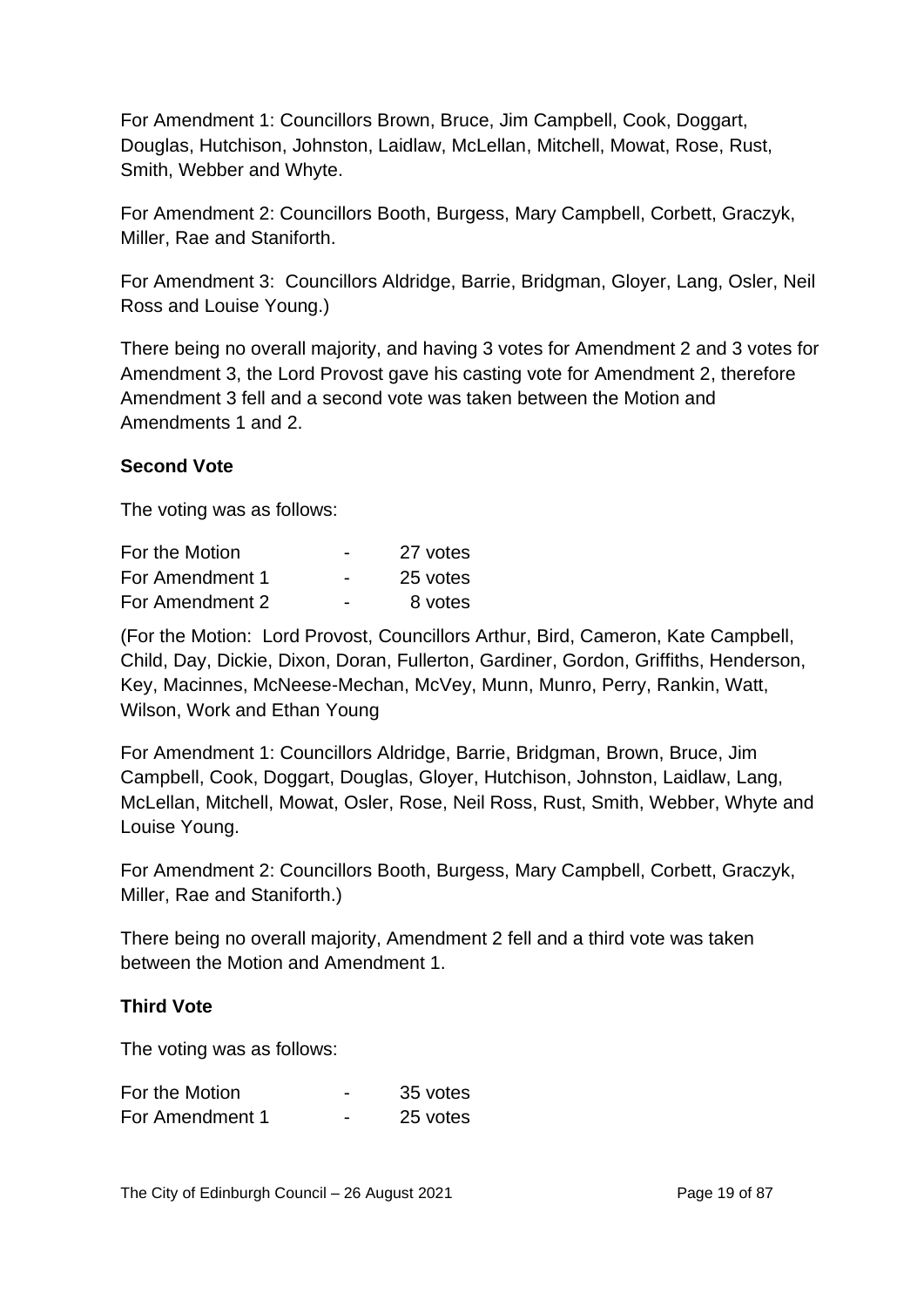For Amendment 1: Councillors Brown, Bruce, Jim Campbell, Cook, Doggart, Douglas, Hutchison, Johnston, Laidlaw, McLellan, Mitchell, Mowat, Rose, Rust, Smith, Webber and Whyte.

For Amendment 2: Councillors Booth, Burgess, Mary Campbell, Corbett, Graczyk, Miller, Rae and Staniforth.

For Amendment 3: Councillors Aldridge, Barrie, Bridgman, Gloyer, Lang, Osler, Neil Ross and Louise Young.)

There being no overall majority, and having 3 votes for Amendment 2 and 3 votes for Amendment 3, the Lord Provost gave his casting vote for Amendment 2, therefore Amendment 3 fell and a second vote was taken between the Motion and Amendments 1 and 2.

**Second Vote**

The voting was as follows:

| | | |
|---|---|---|
| For the Motion | - | 27 votes |
| For Amendment 1 | - | 25 votes |
| For Amendment 2 | - | 8 votes |

(For the Motion: Lord Provost, Councillors Arthur, Bird, Cameron, Kate Campbell, Child, Day, Dickie, Dixon, Doran, Fullerton, Gardiner, Gordon, Griffiths, Henderson, Key, Macinnes, McNeese-Mechan, McVey, Munn, Munro, Perry, Rankin, Watt, Wilson, Work and Ethan Young

For Amendment 1: Councillors Aldridge, Barrie, Bridgman, Brown, Bruce, Jim Campbell, Cook, Doggart, Douglas, Gloyer, Hutchison, Johnston, Laidlaw, Lang, McLellan, Mitchell, Mowat, Osler, Rose, Neil Ross, Rust, Smith, Webber, Whyte and Louise Young.

For Amendment 2: Councillors Booth, Burgess, Mary Campbell, Corbett, Graczyk, Miller, Rae and Staniforth.)

There being no overall majority, Amendment 2 fell and a third vote was taken between the Motion and Amendment 1.

**Third Vote**

The voting was as follows:

| | | |
|---|---|---|
| For the Motion | - | 35 votes |
| For Amendment 1 | - | 25 votes |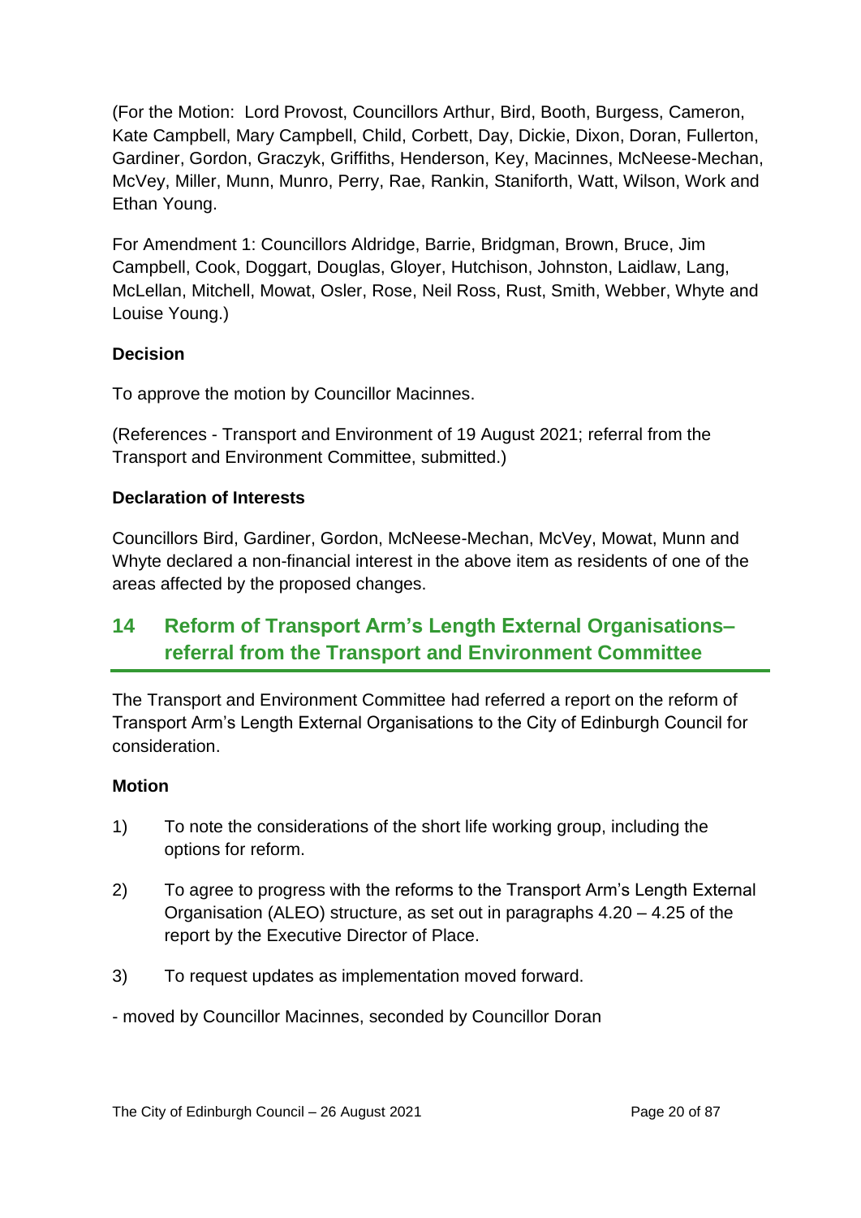(For the Motion: Lord Provost, Councillors Arthur, Bird, Booth, Burgess, Cameron, Kate Campbell, Mary Campbell, Child, Corbett, Day, Dickie, Dixon, Doran, Fullerton, Gardiner, Gordon, Graczyk, Griffiths, Henderson, Key, Macinnes, McNeese-Mechan, McVey, Miller, Munn, Munro, Perry, Rae, Rankin, Staniforth, Watt, Wilson, Work and Ethan Young.

For Amendment 1: Councillors Aldridge, Barrie, Bridgman, Brown, Bruce, Jim Campbell, Cook, Doggart, Douglas, Gloyer, Hutchison, Johnston, Laidlaw, Lang, McLellan, Mitchell, Mowat, Osler, Rose, Neil Ross, Rust, Smith, Webber, Whyte and Louise Young.)

### Decision

To approve the motion by Councillor Macinnes.

(References - Transport and Environment of 19 August 2021; referral from the Transport and Environment Committee, submitted.)

### Declaration of Interests

Councillors Bird, Gardiner, Gordon, McNeese-Mechan, McVey, Mowat, Munn and Whyte declared a non-financial interest in the above item as residents of one of the areas affected by the proposed changes.

## 14 Reform of Transport Arm's Length External Organisations– referral from the Transport and Environment Committee

The Transport and Environment Committee had referred a report on the reform of Transport Arm's Length External Organisations to the City of Edinburgh Council for consideration.

### Motion

1) To note the considerations of the short life working group, including the options for reform.

2) To agree to progress with the reforms to the Transport Arm's Length External Organisation (ALEO) structure, as set out in paragraphs 4.20 – 4.25 of the report by the Executive Director of Place.

3) To request updates as implementation moved forward.

- moved by Councillor Macinnes, seconded by Councillor Doran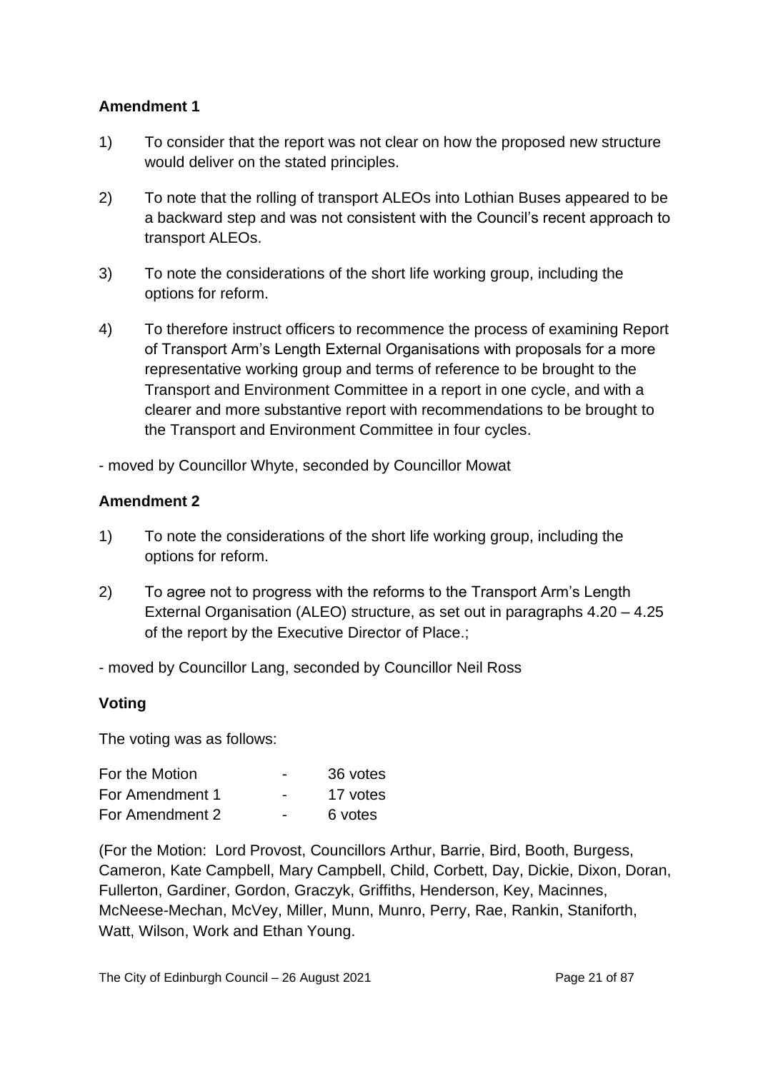**Amendment 1**

1) To consider that the report was not clear on how the proposed new structure would deliver on the stated principles.

2) To note that the rolling of transport ALEOs into Lothian Buses appeared to be a backward step and was not consistent with the Council's recent approach to transport ALEOs.

3) To note the considerations of the short life working group, including the options for reform.

4) To therefore instruct officers to recommence the process of examining Report of Transport Arm's Length External Organisations with proposals for a more representative working group and terms of reference to be brought to the Transport and Environment Committee in a report in one cycle, and with a clearer and more substantive report with recommendations to be brought to the Transport and Environment Committee in four cycles.

- moved by Councillor Whyte, seconded by Councillor Mowat

**Amendment 2**

1) To note the considerations of the short life working group, including the options for reform.

2) To agree not to progress with the reforms to the Transport Arm's Length External Organisation (ALEO) structure, as set out in paragraphs 4.20 – 4.25 of the report by the Executive Director of Place.;

- moved by Councillor Lang, seconded by Councillor Neil Ross

**Voting**

The voting was as follows:

| | | |
|---|---|---|
| For the Motion | - | 36 votes |
| For Amendment 1 | - | 17 votes |
| For Amendment 2 | - | 6 votes |

(For the Motion: Lord Provost, Councillors Arthur, Barrie, Bird, Booth, Burgess, Cameron, Kate Campbell, Mary Campbell, Child, Corbett, Day, Dickie, Dixon, Doran, Fullerton, Gardiner, Gordon, Graczyk, Griffiths, Henderson, Key, Macinnes, McNeese-Mechan, McVey, Miller, Munn, Munro, Perry, Rae, Rankin, Staniforth, Watt, Wilson, Work and Ethan Young.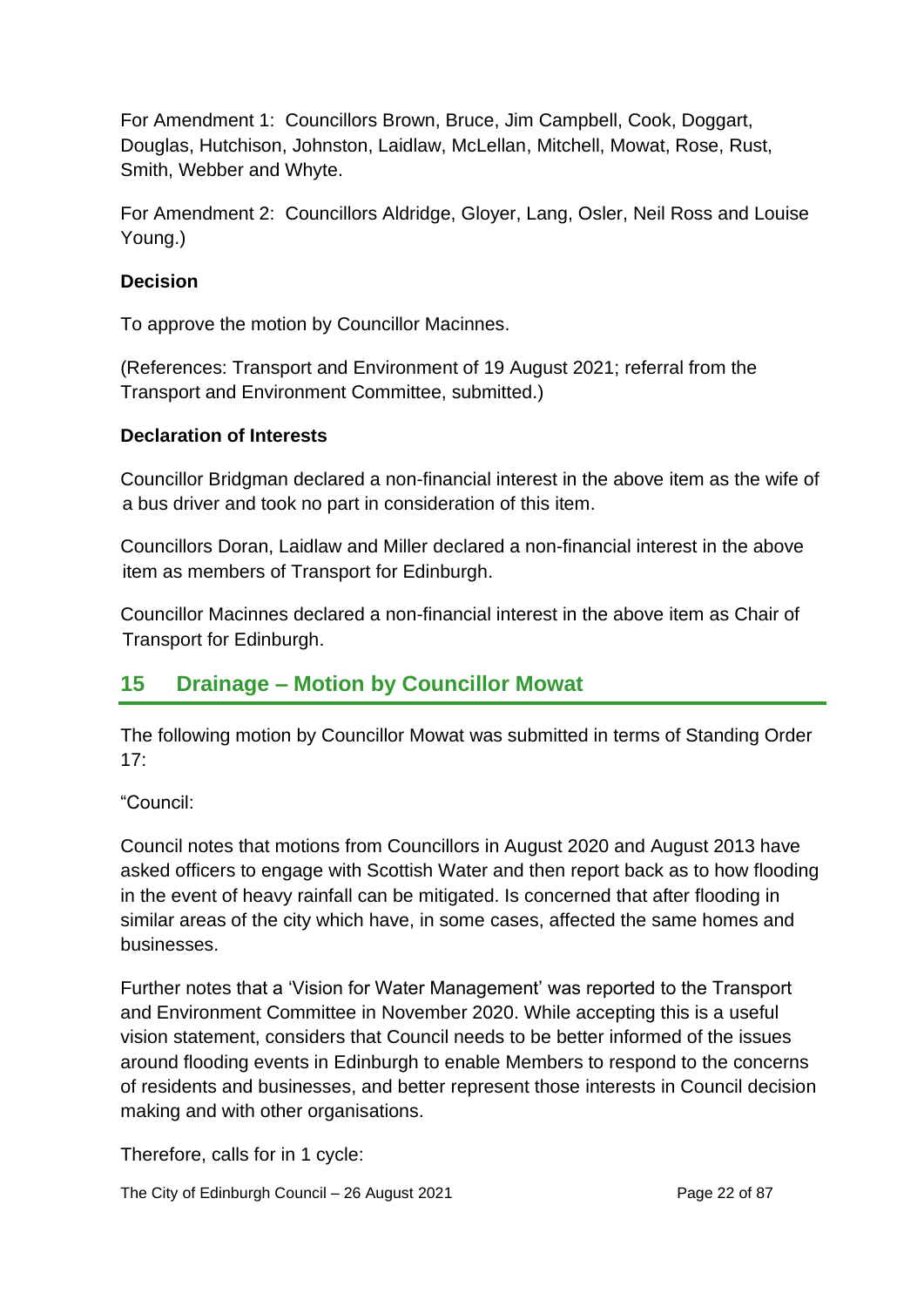For Amendment 1: Councillors Brown, Bruce, Jim Campbell, Cook, Doggart, Douglas, Hutchison, Johnston, Laidlaw, McLellan, Mitchell, Mowat, Rose, Rust, Smith, Webber and Whyte.

For Amendment 2: Councillors Aldridge, Gloyer, Lang, Osler, Neil Ross and Louise Young.)

**Decision**

To approve the motion by Councillor Macinnes.

(References: Transport and Environment of 19 August 2021; referral from the Transport and Environment Committee, submitted.)

**Declaration of Interests**

Councillor Bridgman declared a non-financial interest in the above item as the wife of a bus driver and took no part in consideration of this item.

Councillors Doran, Laidlaw and Miller declared a non-financial interest in the above item as members of Transport for Edinburgh.

Councillor Macinnes declared a non-financial interest in the above item as Chair of Transport for Edinburgh.

## 15 Drainage – Motion by Councillor Mowat

The following motion by Councillor Mowat was submitted in terms of Standing Order 17:

"Council:

Council notes that motions from Councillors in August 2020 and August 2013 have asked officers to engage with Scottish Water and then report back as to how flooding in the event of heavy rainfall can be mitigated. Is concerned that after flooding in similar areas of the city which have, in some cases, affected the same homes and businesses.

Further notes that a 'Vision for Water Management' was reported to the Transport and Environment Committee in November 2020. While accepting this is a useful vision statement, considers that Council needs to be better informed of the issues around flooding events in Edinburgh to enable Members to respond to the concerns of residents and businesses, and better represent those interests in Council decision making and with other organisations.

Therefore, calls for in 1 cycle: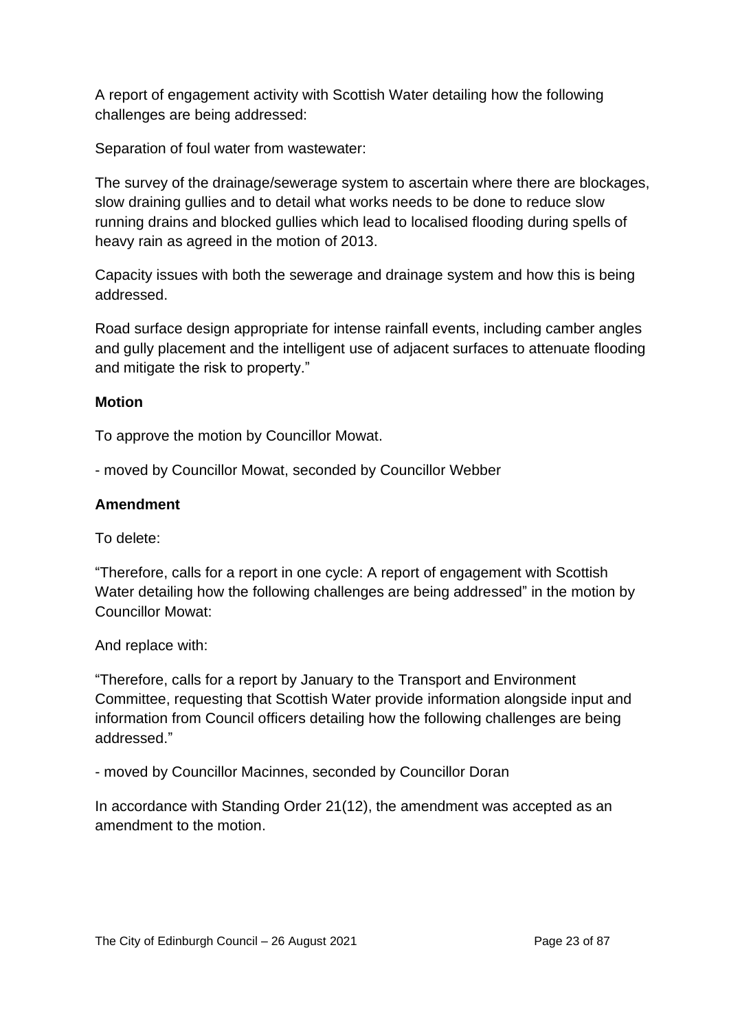A report of engagement activity with Scottish Water detailing how the following challenges are being addressed:

Separation of foul water from wastewater:

The survey of the drainage/sewerage system to ascertain where there are blockages, slow draining gullies and to detail what works needs to be done to reduce slow running drains and blocked gullies which lead to localised flooding during spells of heavy rain as agreed in the motion of 2013.

Capacity issues with both the sewerage and drainage system and how this is being addressed.

Road surface design appropriate for intense rainfall events, including camber angles and gully placement and the intelligent use of adjacent surfaces to attenuate flooding and mitigate the risk to property."

**Motion**

To approve the motion by Councillor Mowat.

- moved by Councillor Mowat, seconded by Councillor Webber

**Amendment**

To delete:

"Therefore, calls for a report in one cycle: A report of engagement with Scottish Water detailing how the following challenges are being addressed" in the motion by Councillor Mowat:

And replace with:

"Therefore, calls for a report by January to the Transport and Environment Committee, requesting that Scottish Water provide information alongside input and information from Council officers detailing how the following challenges are being addressed."

- moved by Councillor Macinnes, seconded by Councillor Doran

In accordance with Standing Order 21(12), the amendment was accepted as an amendment to the motion.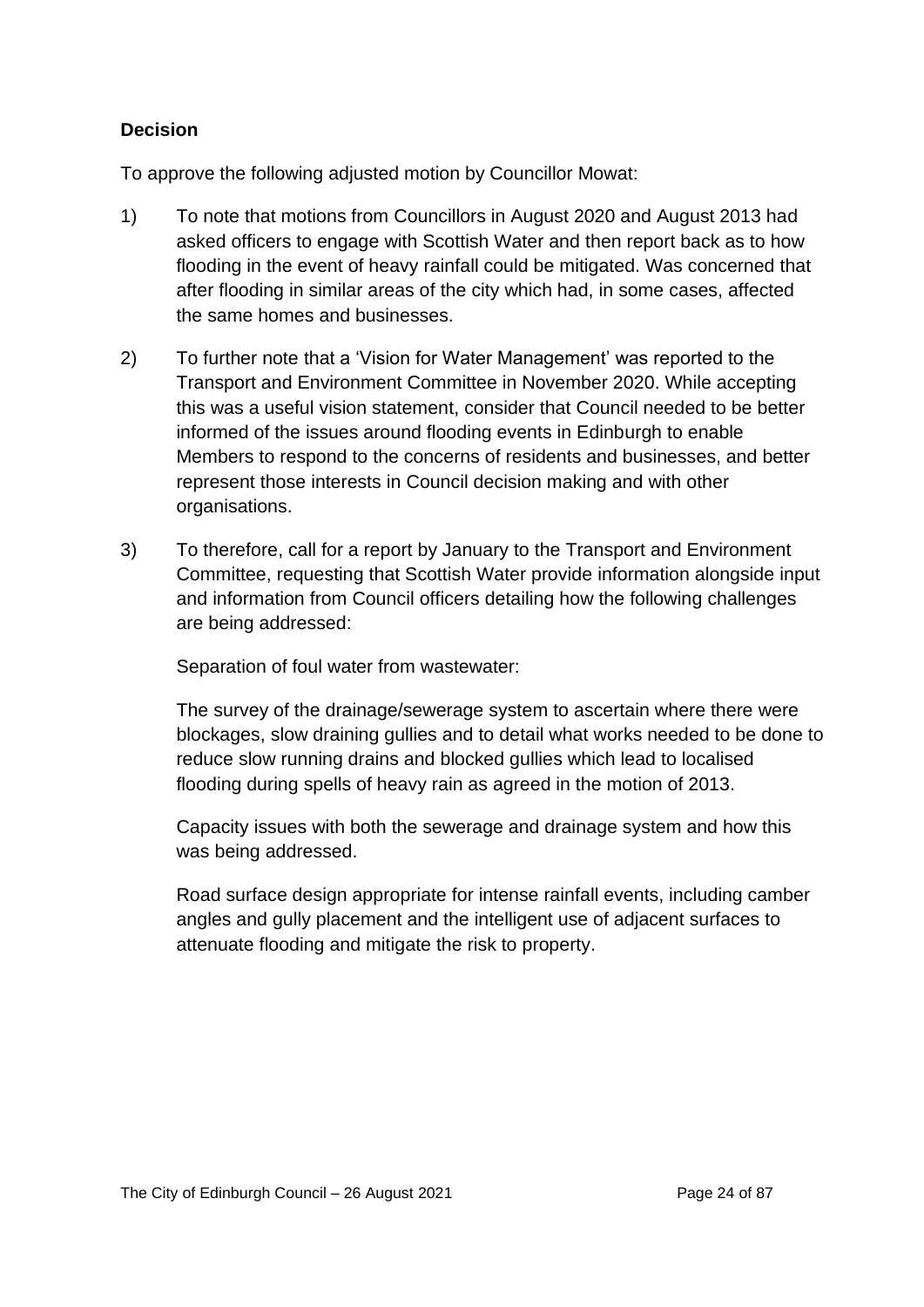**Decision**

To approve the following adjusted motion by Councillor Mowat:

1) To note that motions from Councillors in August 2020 and August 2013 had asked officers to engage with Scottish Water and then report back as to how flooding in the event of heavy rainfall could be mitigated. Was concerned that after flooding in similar areas of the city which had, in some cases, affected the same homes and businesses.

2) To further note that a 'Vision for Water Management' was reported to the Transport and Environment Committee in November 2020. While accepting this was a useful vision statement, consider that Council needed to be better informed of the issues around flooding events in Edinburgh to enable Members to respond to the concerns of residents and businesses, and better represent those interests in Council decision making and with other organisations.

3) To therefore, call for a report by January to the Transport and Environment Committee, requesting that Scottish Water provide information alongside input and information from Council officers detailing how the following challenges are being addressed:

   Separation of foul water from wastewater:

   The survey of the drainage/sewerage system to ascertain where there were blockages, slow draining gullies and to detail what works needed to be done to reduce slow running drains and blocked gullies which lead to localised flooding during spells of heavy rain as agreed in the motion of 2013.

   Capacity issues with both the sewerage and drainage system and how this was being addressed.

   Road surface design appropriate for intense rainfall events, including camber angles and gully placement and the intelligent use of adjacent surfaces to attenuate flooding and mitigate the risk to property.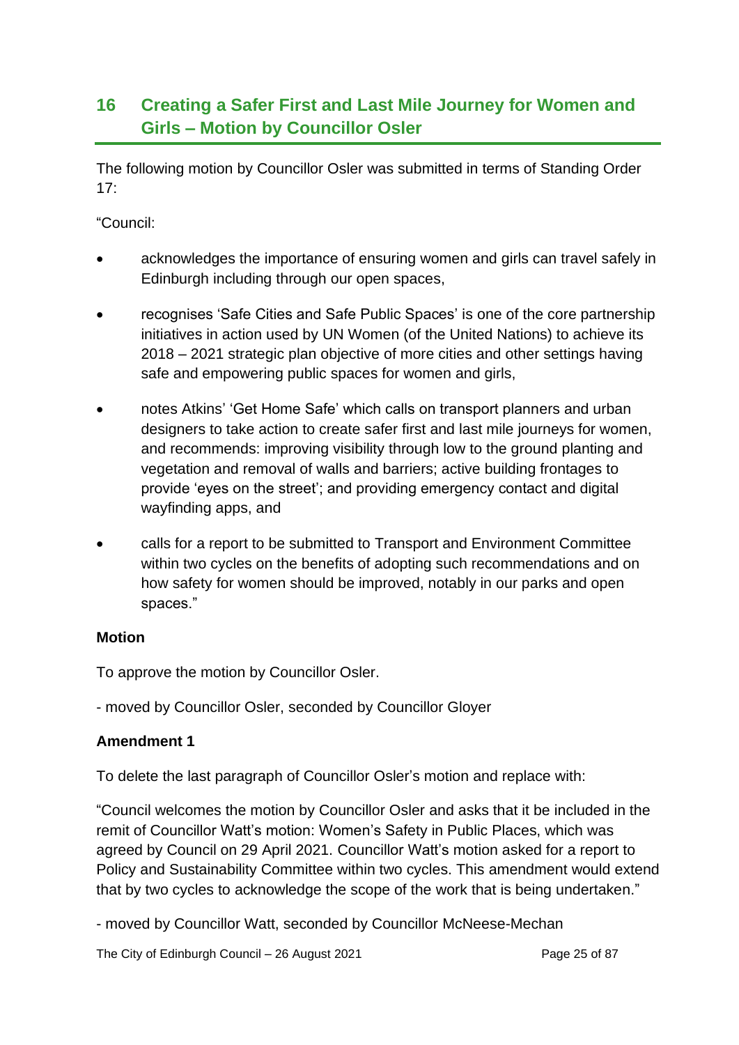## 16 Creating a Safer First and Last Mile Journey for Women and Girls – Motion by Councillor Osler

The following motion by Councillor Osler was submitted in terms of Standing Order 17:

"Council:

- acknowledges the importance of ensuring women and girls can travel safely in Edinburgh including through our open spaces,
- recognises 'Safe Cities and Safe Public Spaces' is one of the core partnership initiatives in action used by UN Women (of the United Nations) to achieve its 2018 – 2021 strategic plan objective of more cities and other settings having safe and empowering public spaces for women and girls,
- notes Atkins' 'Get Home Safe' which calls on transport planners and urban designers to take action to create safer first and last mile journeys for women, and recommends: improving visibility through low to the ground planting and vegetation and removal of walls and barriers; active building frontages to provide 'eyes on the street'; and providing emergency contact and digital wayfinding apps, and
- calls for a report to be submitted to Transport and Environment Committee within two cycles on the benefits of adopting such recommendations and on how safety for women should be improved, notably in our parks and open spaces."

**Motion**

To approve the motion by Councillor Osler.

- moved by Councillor Osler, seconded by Councillor Gloyer

**Amendment 1**

To delete the last paragraph of Councillor Osler's motion and replace with:

"Council welcomes the motion by Councillor Osler and asks that it be included in the remit of Councillor Watt's motion: Women's Safety in Public Places, which was agreed by Council on 29 April 2021. Councillor Watt's motion asked for a report to Policy and Sustainability Committee within two cycles. This amendment would extend that by two cycles to acknowledge the scope of the work that is being undertaken."

- moved by Councillor Watt, seconded by Councillor McNeese-Mechan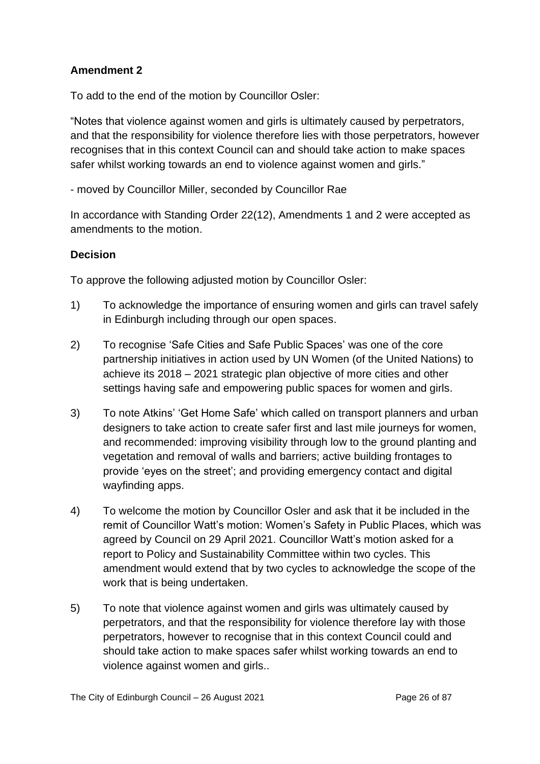**Amendment 2**

To add to the end of the motion by Councillor Osler:

"Notes that violence against women and girls is ultimately caused by perpetrators, and that the responsibility for violence therefore lies with those perpetrators, however recognises that in this context Council can and should take action to make spaces safer whilst working towards an end to violence against women and girls."

- moved by Councillor Miller, seconded by Councillor Rae

In accordance with Standing Order 22(12), Amendments 1 and 2 were accepted as amendments to the motion.

**Decision**

To approve the following adjusted motion by Councillor Osler:

1) To acknowledge the importance of ensuring women and girls can travel safely in Edinburgh including through our open spaces.

2) To recognise 'Safe Cities and Safe Public Spaces' was one of the core partnership initiatives in action used by UN Women (of the United Nations) to achieve its 2018 – 2021 strategic plan objective of more cities and other settings having safe and empowering public spaces for women and girls.

3) To note Atkins' 'Get Home Safe' which called on transport planners and urban designers to take action to create safer first and last mile journeys for women, and recommended: improving visibility through low to the ground planting and vegetation and removal of walls and barriers; active building frontages to provide 'eyes on the street'; and providing emergency contact and digital wayfinding apps.

4) To welcome the motion by Councillor Osler and ask that it be included in the remit of Councillor Watt's motion: Women's Safety in Public Places, which was agreed by Council on 29 April 2021. Councillor Watt's motion asked for a report to Policy and Sustainability Committee within two cycles. This amendment would extend that by two cycles to acknowledge the scope of the work that is being undertaken.

5) To note that violence against women and girls was ultimately caused by perpetrators, and that the responsibility for violence therefore lay with those perpetrators, however to recognise that in this context Council could and should take action to make spaces safer whilst working towards an end to violence against women and girls..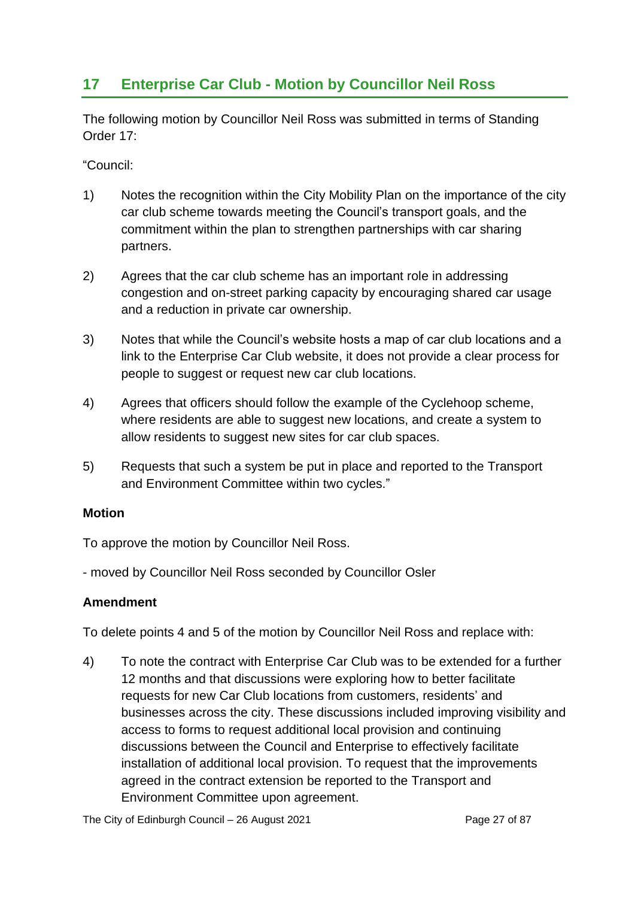## 17 Enterprise Car Club - Motion by Councillor Neil Ross

The following motion by Councillor Neil Ross was submitted in terms of Standing Order 17:

"Council:

1) Notes the recognition within the City Mobility Plan on the importance of the city car club scheme towards meeting the Council's transport goals, and the commitment within the plan to strengthen partnerships with car sharing partners.

2) Agrees that the car club scheme has an important role in addressing congestion and on-street parking capacity by encouraging shared car usage and a reduction in private car ownership.

3) Notes that while the Council's website hosts a map of car club locations and a link to the Enterprise Car Club website, it does not provide a clear process for people to suggest or request new car club locations.

4) Agrees that officers should follow the example of the Cyclehoop scheme, where residents are able to suggest new locations, and create a system to allow residents to suggest new sites for car club spaces.

5) Requests that such a system be put in place and reported to the Transport and Environment Committee within two cycles."

**Motion**

To approve the motion by Councillor Neil Ross.

- moved by Councillor Neil Ross seconded by Councillor Osler

**Amendment**

To delete points 4 and 5 of the motion by Councillor Neil Ross and replace with:

4) To note the contract with Enterprise Car Club was to be extended for a further 12 months and that discussions were exploring how to better facilitate requests for new Car Club locations from customers, residents' and businesses across the city. These discussions included improving visibility and access to forms to request additional local provision and continuing discussions between the Council and Enterprise to effectively facilitate installation of additional local provision. To request that the improvements agreed in the contract extension be reported to the Transport and Environment Committee upon agreement.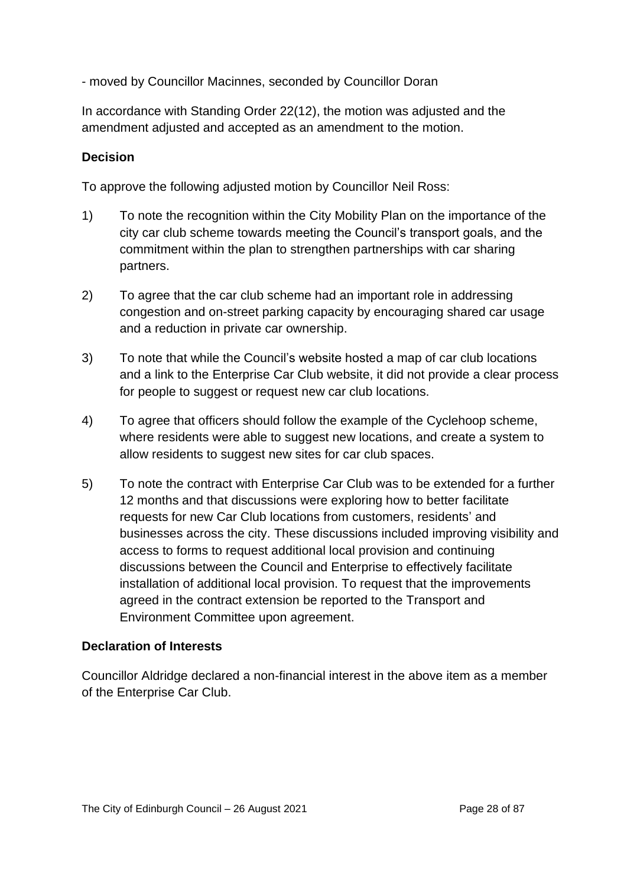- moved by Councillor Macinnes, seconded by Councillor Doran

In accordance with Standing Order 22(12), the motion was adjusted and the amendment adjusted and accepted as an amendment to the motion.

**Decision**

To approve the following adjusted motion by Councillor Neil Ross:

1) To note the recognition within the City Mobility Plan on the importance of the city car club scheme towards meeting the Council's transport goals, and the commitment within the plan to strengthen partnerships with car sharing partners.

2) To agree that the car club scheme had an important role in addressing congestion and on-street parking capacity by encouraging shared car usage and a reduction in private car ownership.

3) To note that while the Council's website hosted a map of car club locations and a link to the Enterprise Car Club website, it did not provide a clear process for people to suggest or request new car club locations.

4) To agree that officers should follow the example of the Cyclehoop scheme, where residents were able to suggest new locations, and create a system to allow residents to suggest new sites for car club spaces.

5) To note the contract with Enterprise Car Club was to be extended for a further 12 months and that discussions were exploring how to better facilitate requests for new Car Club locations from customers, residents' and businesses across the city. These discussions included improving visibility and access to forms to request additional local provision and continuing discussions between the Council and Enterprise to effectively facilitate installation of additional local provision. To request that the improvements agreed in the contract extension be reported to the Transport and Environment Committee upon agreement.

**Declaration of Interests**

Councillor Aldridge declared a non-financial interest in the above item as a member of the Enterprise Car Club.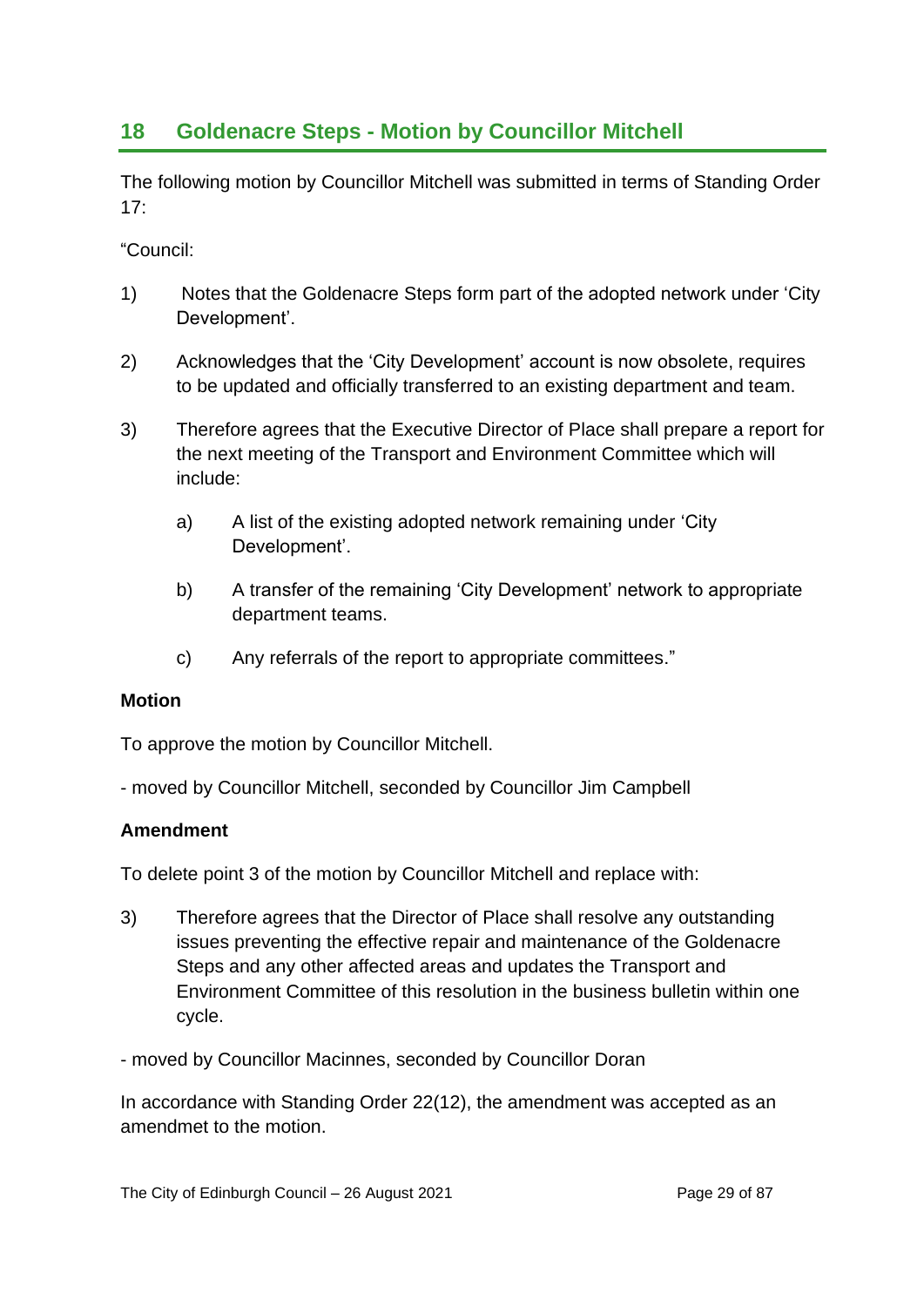## 18 Goldenacre Steps - Motion by Councillor Mitchell

The following motion by Councillor Mitchell was submitted in terms of Standing Order 17:

"Council:

1) Notes that the Goldenacre Steps form part of the adopted network under 'City Development'.

2) Acknowledges that the 'City Development' account is now obsolete, requires to be updated and officially transferred to an existing department and team.

3) Therefore agrees that the Executive Director of Place shall prepare a report for the next meeting of the Transport and Environment Committee which will include:

   a) A list of the existing adopted network remaining under 'City Development'.

   b) A transfer of the remaining 'City Development' network to appropriate department teams.

   c) Any referrals of the report to appropriate committees."

**Motion**

To approve the motion by Councillor Mitchell.

- moved by Councillor Mitchell, seconded by Councillor Jim Campbell

**Amendment**

To delete point 3 of the motion by Councillor Mitchell and replace with:

3) Therefore agrees that the Director of Place shall resolve any outstanding issues preventing the effective repair and maintenance of the Goldenacre Steps and any other affected areas and updates the Transport and Environment Committee of this resolution in the business bulletin within one cycle.

- moved by Councillor Macinnes, seconded by Councillor Doran

In accordance with Standing Order 22(12), the amendment was accepted as an amendmet to the motion.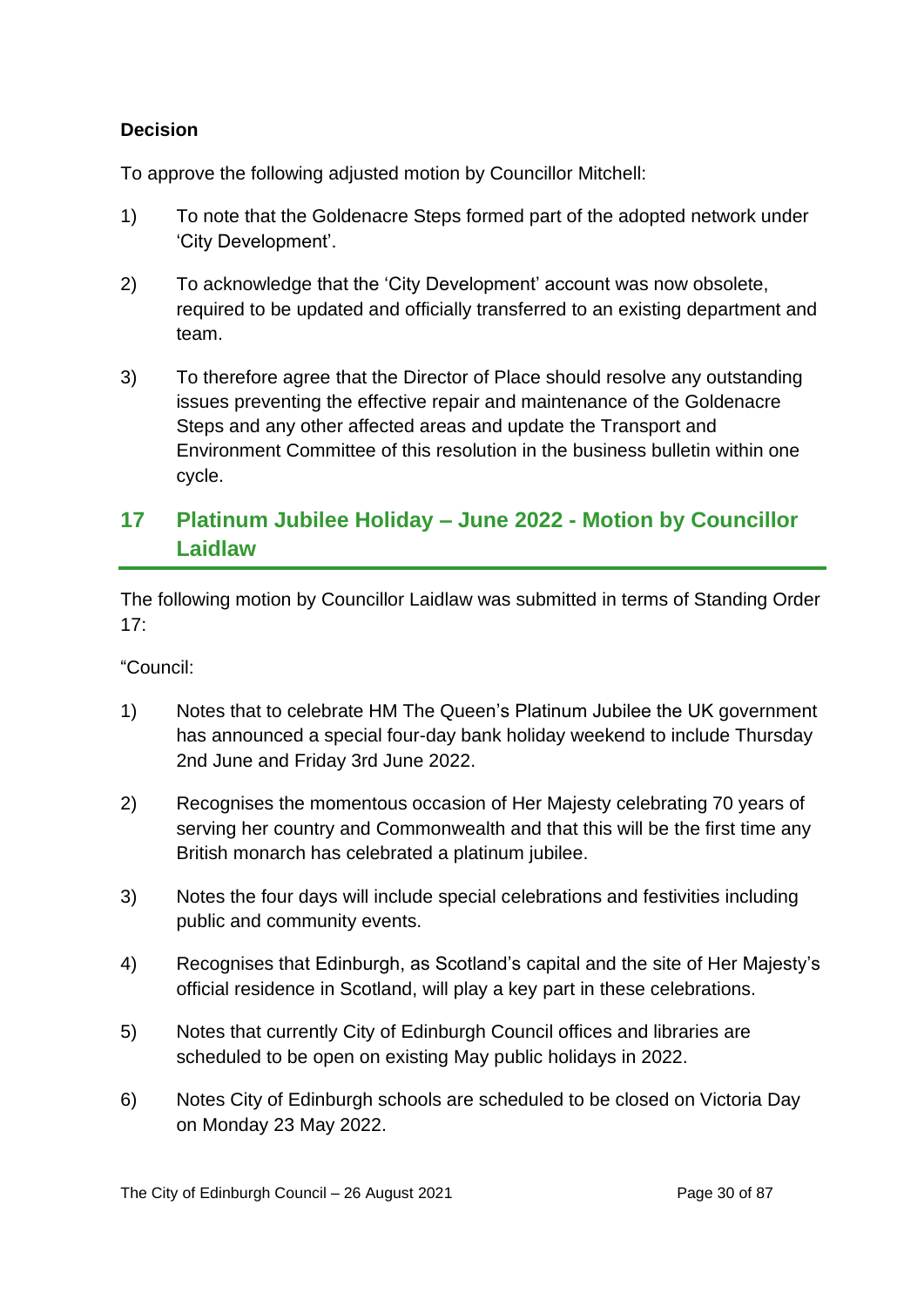**Decision**

To approve the following adjusted motion by Councillor Mitchell:

1) To note that the Goldenacre Steps formed part of the adopted network under 'City Development'.

2) To acknowledge that the 'City Development' account was now obsolete, required to be updated and officially transferred to an existing department and team.

3) To therefore agree that the Director of Place should resolve any outstanding issues preventing the effective repair and maintenance of the Goldenacre Steps and any other affected areas and update the Transport and Environment Committee of this resolution in the business bulletin within one cycle.

## 17 Platinum Jubilee Holiday – June 2022 - Motion by Councillor Laidlaw

The following motion by Councillor Laidlaw was submitted in terms of Standing Order 17:

"Council:

1) Notes that to celebrate HM The Queen's Platinum Jubilee the UK government has announced a special four-day bank holiday weekend to include Thursday 2nd June and Friday 3rd June 2022.

2) Recognises the momentous occasion of Her Majesty celebrating 70 years of serving her country and Commonwealth and that this will be the first time any British monarch has celebrated a platinum jubilee.

3) Notes the four days will include special celebrations and festivities including public and community events.

4) Recognises that Edinburgh, as Scotland's capital and the site of Her Majesty's official residence in Scotland, will play a key part in these celebrations.

5) Notes that currently City of Edinburgh Council offices and libraries are scheduled to be open on existing May public holidays in 2022.

6) Notes City of Edinburgh schools are scheduled to be closed on Victoria Day on Monday 23 May 2022.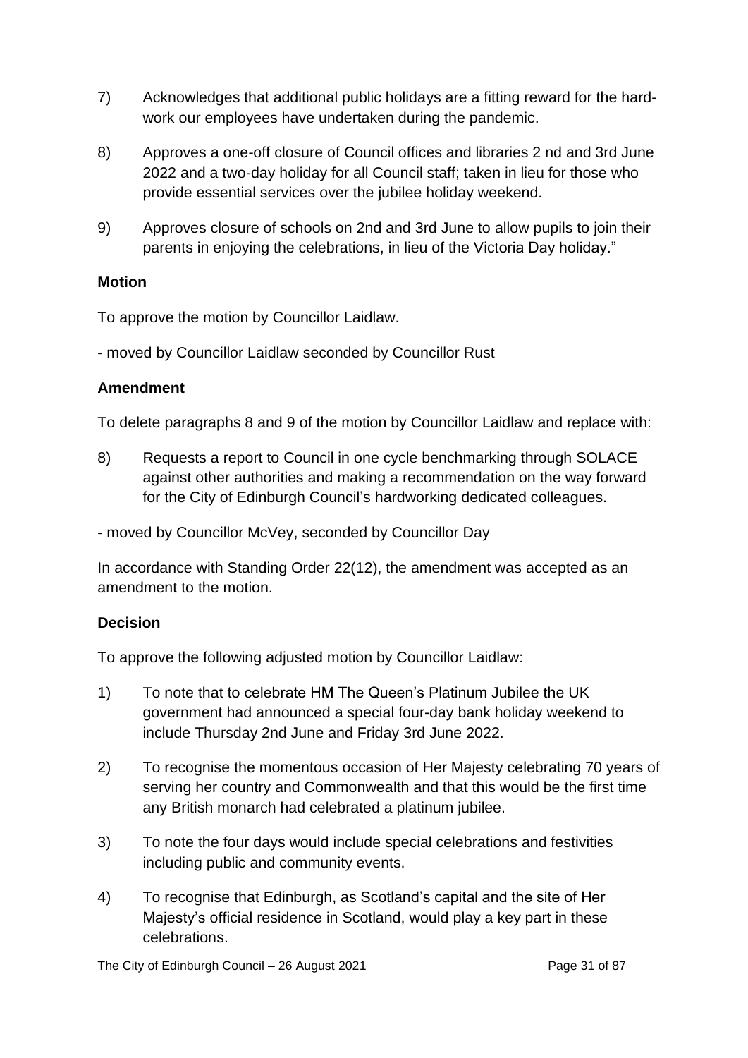7) Acknowledges that additional public holidays are a fitting reward for the hard-work our employees have undertaken during the pandemic.

8) Approves a one-off closure of Council offices and libraries 2 nd and 3rd June 2022 and a two-day holiday for all Council staff; taken in lieu for those who provide essential services over the jubilee holiday weekend.

9) Approves closure of schools on 2nd and 3rd June to allow pupils to join their parents in enjoying the celebrations, in lieu of the Victoria Day holiday."

**Motion**

To approve the motion by Councillor Laidlaw.

- moved by Councillor Laidlaw seconded by Councillor Rust

**Amendment**

To delete paragraphs 8 and 9 of the motion by Councillor Laidlaw and replace with:

8) Requests a report to Council in one cycle benchmarking through SOLACE against other authorities and making a recommendation on the way forward for the City of Edinburgh Council's hardworking dedicated colleagues.

- moved by Councillor McVey, seconded by Councillor Day

In accordance with Standing Order 22(12), the amendment was accepted as an amendment to the motion.

**Decision**

To approve the following adjusted motion by Councillor Laidlaw:

1) To note that to celebrate HM The Queen's Platinum Jubilee the UK government had announced a special four-day bank holiday weekend to include Thursday 2nd June and Friday 3rd June 2022.

2) To recognise the momentous occasion of Her Majesty celebrating 70 years of serving her country and Commonwealth and that this would be the first time any British monarch had celebrated a platinum jubilee.

3) To note the four days would include special celebrations and festivities including public and community events.

4) To recognise that Edinburgh, as Scotland's capital and the site of Her Majesty's official residence in Scotland, would play a key part in these celebrations.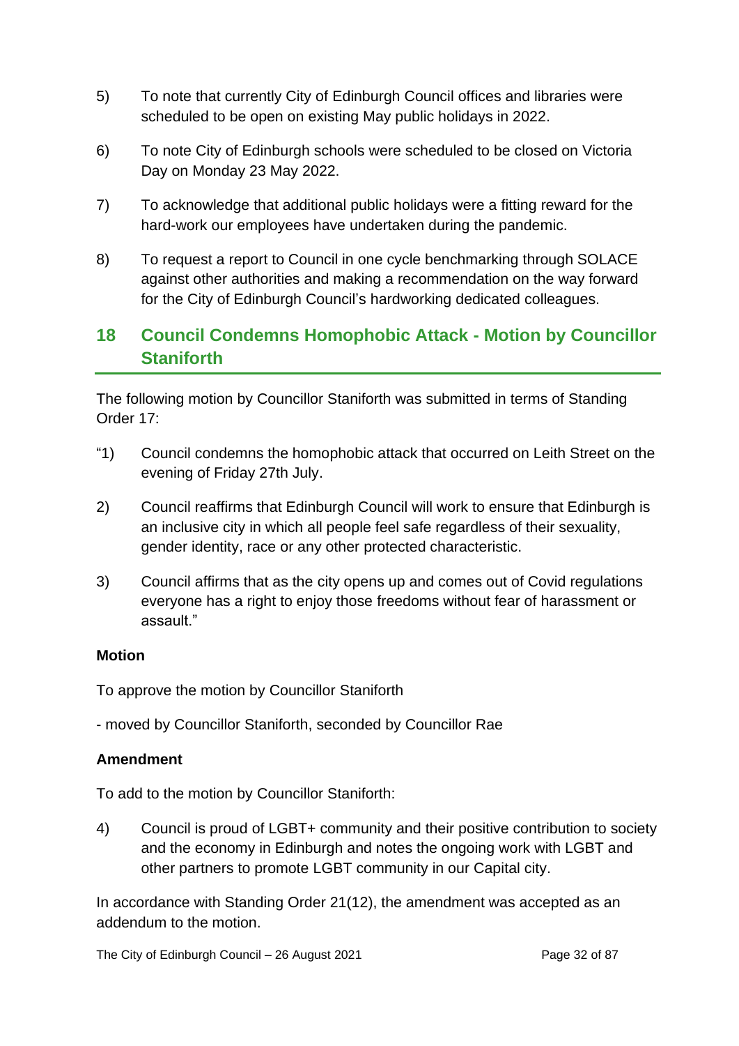5) To note that currently City of Edinburgh Council offices and libraries were scheduled to be open on existing May public holidays in 2022.

6) To note City of Edinburgh schools were scheduled to be closed on Victoria Day on Monday 23 May 2022.

7) To acknowledge that additional public holidays were a fitting reward for the hard-work our employees have undertaken during the pandemic.

8) To request a report to Council in one cycle benchmarking through SOLACE against other authorities and making a recommendation on the way forward for the City of Edinburgh Council's hardworking dedicated colleagues.

## 18 Council Condemns Homophobic Attack - Motion by Councillor Staniforth

The following motion by Councillor Staniforth was submitted in terms of Standing Order 17:

"1) Council condemns the homophobic attack that occurred on Leith Street on the evening of Friday 27th July.

2) Council reaffirms that Edinburgh Council will work to ensure that Edinburgh is an inclusive city in which all people feel safe regardless of their sexuality, gender identity, race or any other protected characteristic.

3) Council affirms that as the city opens up and comes out of Covid regulations everyone has a right to enjoy those freedoms without fear of harassment or assault."

**Motion**

To approve the motion by Councillor Staniforth

- moved by Councillor Staniforth, seconded by Councillor Rae

**Amendment**

To add to the motion by Councillor Staniforth:

4) Council is proud of LGBT+ community and their positive contribution to society and the economy in Edinburgh and notes the ongoing work with LGBT and other partners to promote LGBT community in our Capital city.

In accordance with Standing Order 21(12), the amendment was accepted as an addendum to the motion.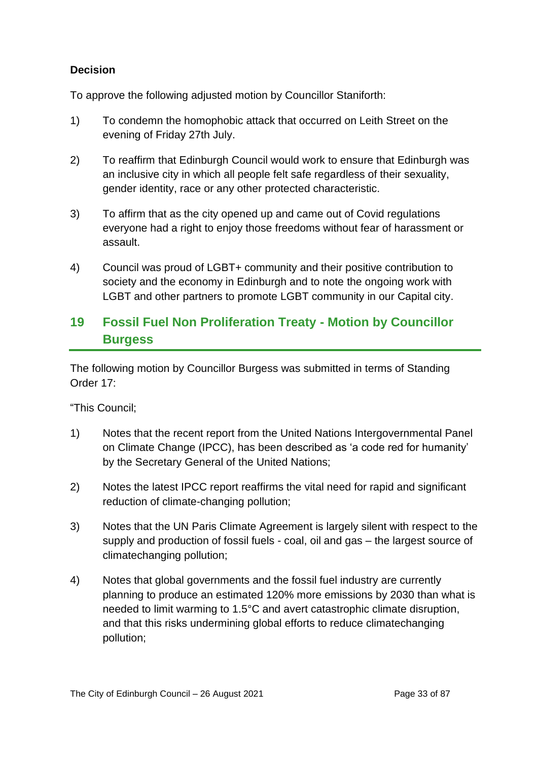**Decision**

To approve the following adjusted motion by Councillor Staniforth:

1) To condemn the homophobic attack that occurred on Leith Street on the evening of Friday 27th July.

2) To reaffirm that Edinburgh Council would work to ensure that Edinburgh was an inclusive city in which all people felt safe regardless of their sexuality, gender identity, race or any other protected characteristic.

3) To affirm that as the city opened up and came out of Covid regulations everyone had a right to enjoy those freedoms without fear of harassment or assault.

4) Council was proud of LGBT+ community and their positive contribution to society and the economy in Edinburgh and to note the ongoing work with LGBT and other partners to promote LGBT community in our Capital city.

## 19 Fossil Fuel Non Proliferation Treaty - Motion by Councillor Burgess

The following motion by Councillor Burgess was submitted in terms of Standing Order 17:

"This Council;

1) Notes that the recent report from the United Nations Intergovernmental Panel on Climate Change (IPCC), has been described as 'a code red for humanity' by the Secretary General of the United Nations;

2) Notes the latest IPCC report reaffirms the vital need for rapid and significant reduction of climate-changing pollution;

3) Notes that the UN Paris Climate Agreement is largely silent with respect to the supply and production of fossil fuels - coal, oil and gas – the largest source of climatechanging pollution;

4) Notes that global governments and the fossil fuel industry are currently planning to produce an estimated 120% more emissions by 2030 than what is needed to limit warming to 1.5°C and avert catastrophic climate disruption, and that this risks undermining global efforts to reduce climatechanging pollution;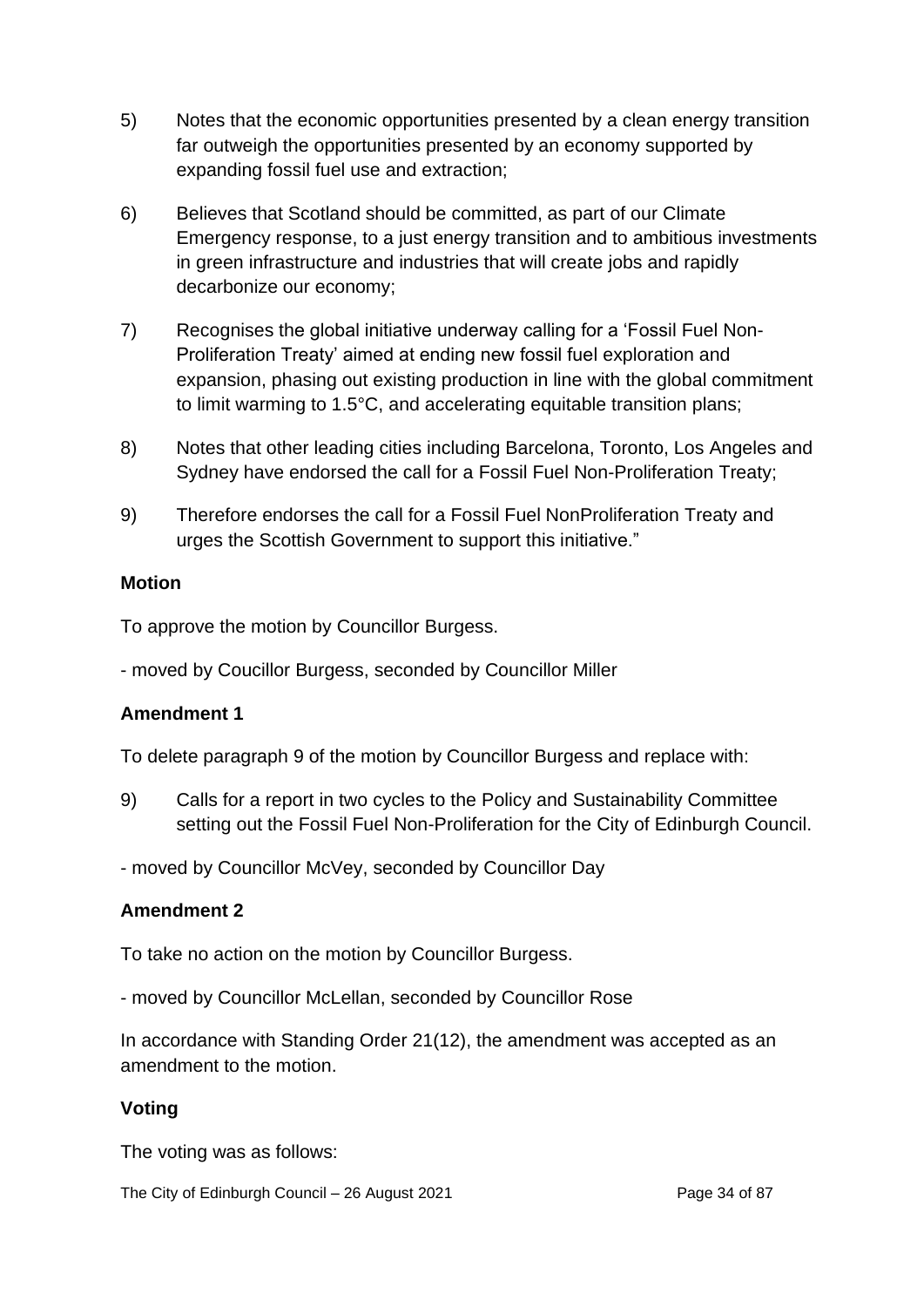5) Notes that the economic opportunities presented by a clean energy transition far outweigh the opportunities presented by an economy supported by expanding fossil fuel use and extraction;

6) Believes that Scotland should be committed, as part of our Climate Emergency response, to a just energy transition and to ambitious investments in green infrastructure and industries that will create jobs and rapidly decarbonize our economy;

7) Recognises the global initiative underway calling for a 'Fossil Fuel Non-Proliferation Treaty' aimed at ending new fossil fuel exploration and expansion, phasing out existing production in line with the global commitment to limit warming to 1.5°C, and accelerating equitable transition plans;

8) Notes that other leading cities including Barcelona, Toronto, Los Angeles and Sydney have endorsed the call for a Fossil Fuel Non-Proliferation Treaty;

9) Therefore endorses the call for a Fossil Fuel NonProliferation Treaty and urges the Scottish Government to support this initiative."

**Motion**

To approve the motion by Councillor Burgess.

- moved by Coucillor Burgess, seconded by Councillor Miller

**Amendment 1**

To delete paragraph 9 of the motion by Councillor Burgess and replace with:

9) Calls for a report in two cycles to the Policy and Sustainability Committee setting out the Fossil Fuel Non-Proliferation for the City of Edinburgh Council.

- moved by Councillor McVey, seconded by Councillor Day

**Amendment 2**

To take no action on the motion by Councillor Burgess.

- moved by Councillor McLellan, seconded by Councillor Rose

In accordance with Standing Order 21(12), the amendment was accepted as an amendment to the motion.

**Voting**

The voting was as follows: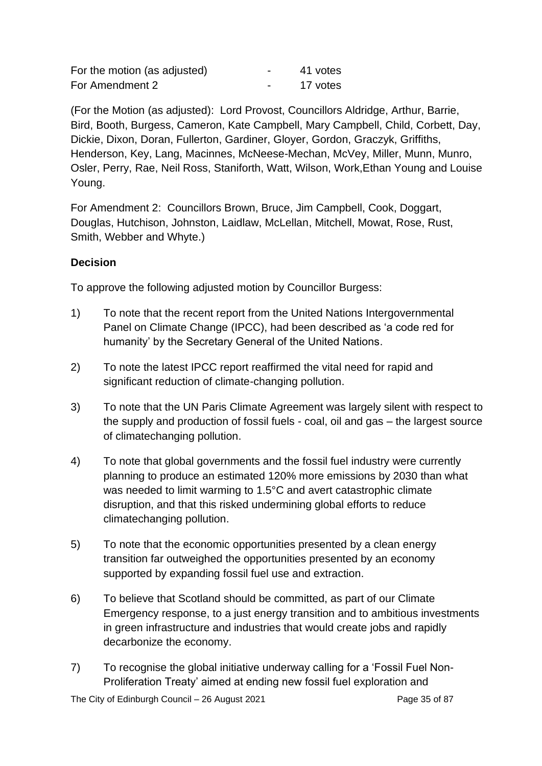| | | |
|---|---|---|
| For the motion (as adjusted) | - | 41 votes |
| For Amendment 2 | - | 17 votes |

(For the Motion (as adjusted): Lord Provost, Councillors Aldridge, Arthur, Barrie, Bird, Booth, Burgess, Cameron, Kate Campbell, Mary Campbell, Child, Corbett, Day, Dickie, Dixon, Doran, Fullerton, Gardiner, Gloyer, Gordon, Graczyk, Griffiths, Henderson, Key, Lang, Macinnes, McNeese-Mechan, McVey, Miller, Munn, Munro, Osler, Perry, Rae, Neil Ross, Staniforth, Watt, Wilson, Work,Ethan Young and Louise Young.

For Amendment 2: Councillors Brown, Bruce, Jim Campbell, Cook, Doggart, Douglas, Hutchison, Johnston, Laidlaw, McLellan, Mitchell, Mowat, Rose, Rust, Smith, Webber and Whyte.)

**Decision**

To approve the following adjusted motion by Councillor Burgess:

1) To note that the recent report from the United Nations Intergovernmental Panel on Climate Change (IPCC), had been described as 'a code red for humanity' by the Secretary General of the United Nations.

2) To note the latest IPCC report reaffirmed the vital need for rapid and significant reduction of climate-changing pollution.

3) To note that the UN Paris Climate Agreement was largely silent with respect to the supply and production of fossil fuels - coal, oil and gas – the largest source of climatechanging pollution.

4) To note that global governments and the fossil fuel industry were currently planning to produce an estimated 120% more emissions by 2030 than what was needed to limit warming to 1.5°C and avert catastrophic climate disruption, and that this risked undermining global efforts to reduce climatechanging pollution.

5) To note that the economic opportunities presented by a clean energy transition far outweighed the opportunities presented by an economy supported by expanding fossil fuel use and extraction.

6) To believe that Scotland should be committed, as part of our Climate Emergency response, to a just energy transition and to ambitious investments in green infrastructure and industries that would create jobs and rapidly decarbonize the economy.

7) To recognise the global initiative underway calling for a 'Fossil Fuel Non-Proliferation Treaty' aimed at ending new fossil fuel exploration and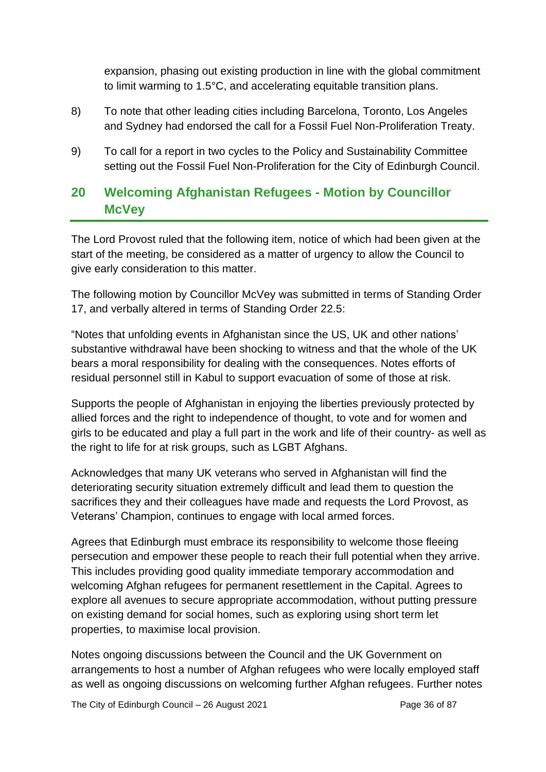expansion, phasing out existing production in line with the global commitment to limit warming to 1.5°C, and accelerating equitable transition plans.

8) To note that other leading cities including Barcelona, Toronto, Los Angeles and Sydney had endorsed the call for a Fossil Fuel Non-Proliferation Treaty.

9) To call for a report in two cycles to the Policy and Sustainability Committee setting out the Fossil Fuel Non-Proliferation for the City of Edinburgh Council.

## 20 Welcoming Afghanistan Refugees - Motion by Councillor McVey

The Lord Provost ruled that the following item, notice of which had been given at the start of the meeting, be considered as a matter of urgency to allow the Council to give early consideration to this matter.

The following motion by Councillor McVey was submitted in terms of Standing Order 17, and verbally altered in terms of Standing Order 22.5:

"Notes that unfolding events in Afghanistan since the US, UK and other nations' substantive withdrawal have been shocking to witness and that the whole of the UK bears a moral responsibility for dealing with the consequences. Notes efforts of residual personnel still in Kabul to support evacuation of some of those at risk.

Supports the people of Afghanistan in enjoying the liberties previously protected by allied forces and the right to independence of thought, to vote and for women and girls to be educated and play a full part in the work and life of their country- as well as the right to life for at risk groups, such as LGBT Afghans.

Acknowledges that many UK veterans who served in Afghanistan will find the deteriorating security situation extremely difficult and lead them to question the sacrifices they and their colleagues have made and requests the Lord Provost, as Veterans' Champion, continues to engage with local armed forces.

Agrees that Edinburgh must embrace its responsibility to welcome those fleeing persecution and empower these people to reach their full potential when they arrive. This includes providing good quality immediate temporary accommodation and welcoming Afghan refugees for permanent resettlement in the Capital. Agrees to explore all avenues to secure appropriate accommodation, without putting pressure on existing demand for social homes, such as exploring using short term let properties, to maximise local provision.

Notes ongoing discussions between the Council and the UK Government on arrangements to host a number of Afghan refugees who were locally employed staff as well as ongoing discussions on welcoming further Afghan refugees. Further notes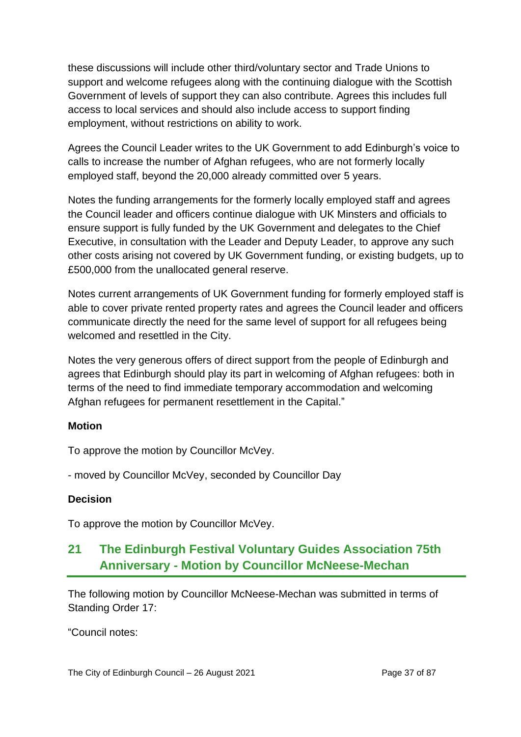these discussions will include other third/voluntary sector and Trade Unions to support and welcome refugees along with the continuing dialogue with the Scottish Government of levels of support they can also contribute. Agrees this includes full access to local services and should also include access to support finding employment, without restrictions on ability to work.

Agrees the Council Leader writes to the UK Government to add Edinburgh's voice to calls to increase the number of Afghan refugees, who are not formerly locally employed staff, beyond the 20,000 already committed over 5 years.

Notes the funding arrangements for the formerly locally employed staff and agrees the Council leader and officers continue dialogue with UK Minsters and officials to ensure support is fully funded by the UK Government and delegates to the Chief Executive, in consultation with the Leader and Deputy Leader, to approve any such other costs arising not covered by UK Government funding, or existing budgets, up to £500,000 from the unallocated general reserve.

Notes current arrangements of UK Government funding for formerly employed staff is able to cover private rented property rates and agrees the Council leader and officers communicate directly the need for the same level of support for all refugees being welcomed and resettled in the City.

Notes the very generous offers of direct support from the people of Edinburgh and agrees that Edinburgh should play its part in welcoming of Afghan refugees: both in terms of the need to find immediate temporary accommodation and welcoming Afghan refugees for permanent resettlement in the Capital."

**Motion**

To approve the motion by Councillor McVey.

- moved by Councillor McVey, seconded by Councillor Day

**Decision**

To approve the motion by Councillor McVey.

## 21 The Edinburgh Festival Voluntary Guides Association 75th Anniversary - Motion by Councillor McNeese-Mechan

The following motion by Councillor McNeese-Mechan was submitted in terms of Standing Order 17:

"Council notes: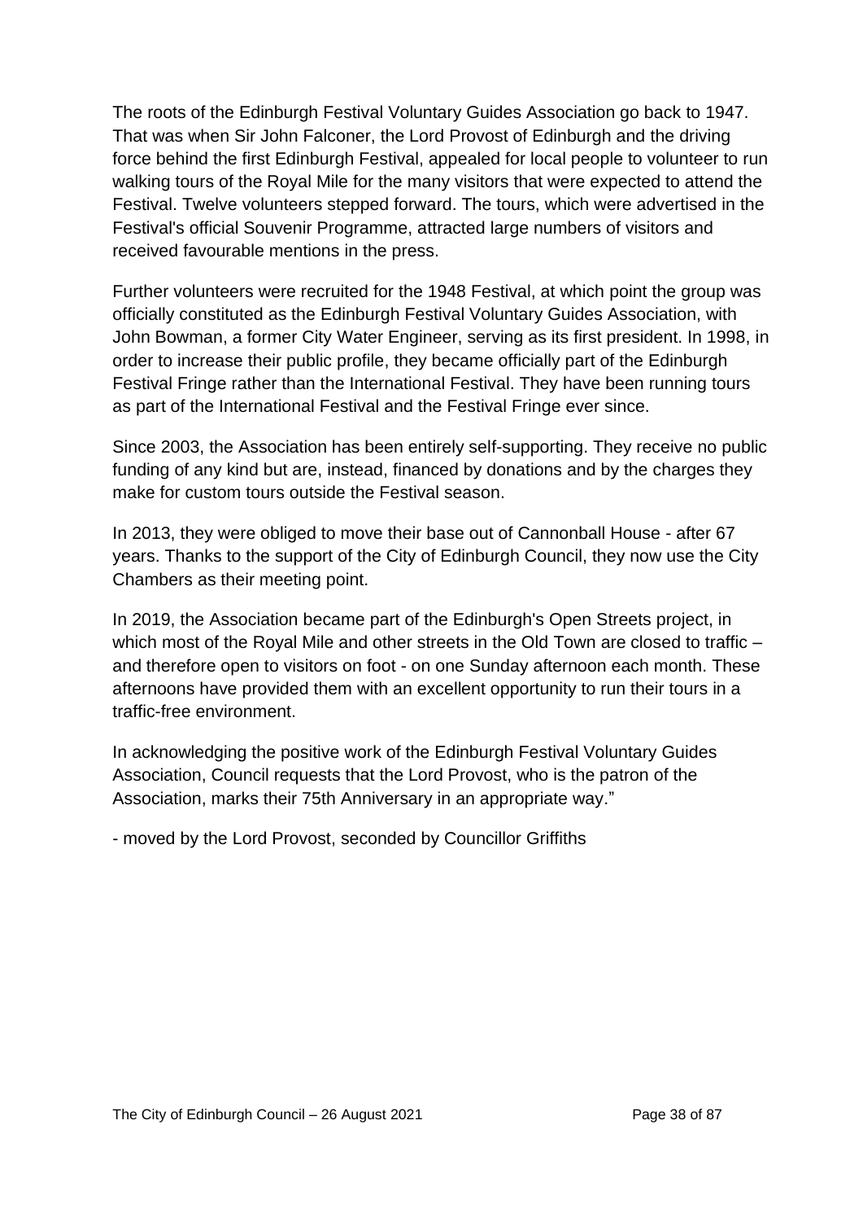The roots of the Edinburgh Festival Voluntary Guides Association go back to 1947. That was when Sir John Falconer, the Lord Provost of Edinburgh and the driving force behind the first Edinburgh Festival, appealed for local people to volunteer to run walking tours of the Royal Mile for the many visitors that were expected to attend the Festival. Twelve volunteers stepped forward. The tours, which were advertised in the Festival's official Souvenir Programme, attracted large numbers of visitors and received favourable mentions in the press.

Further volunteers were recruited for the 1948 Festival, at which point the group was officially constituted as the Edinburgh Festival Voluntary Guides Association, with John Bowman, a former City Water Engineer, serving as its first president. In 1998, in order to increase their public profile, they became officially part of the Edinburgh Festival Fringe rather than the International Festival. They have been running tours as part of the International Festival and the Festival Fringe ever since.

Since 2003, the Association has been entirely self-supporting. They receive no public funding of any kind but are, instead, financed by donations and by the charges they make for custom tours outside the Festival season.

In 2013, they were obliged to move their base out of Cannonball House - after 67 years. Thanks to the support of the City of Edinburgh Council, they now use the City Chambers as their meeting point.

In 2019, the Association became part of the Edinburgh's Open Streets project, in which most of the Royal Mile and other streets in the Old Town are closed to traffic – and therefore open to visitors on foot - on one Sunday afternoon each month. These afternoons have provided them with an excellent opportunity to run their tours in a traffic-free environment.

In acknowledging the positive work of the Edinburgh Festival Voluntary Guides Association, Council requests that the Lord Provost, who is the patron of the Association, marks their 75th Anniversary in an appropriate way."

- moved by the Lord Provost, seconded by Councillor Griffiths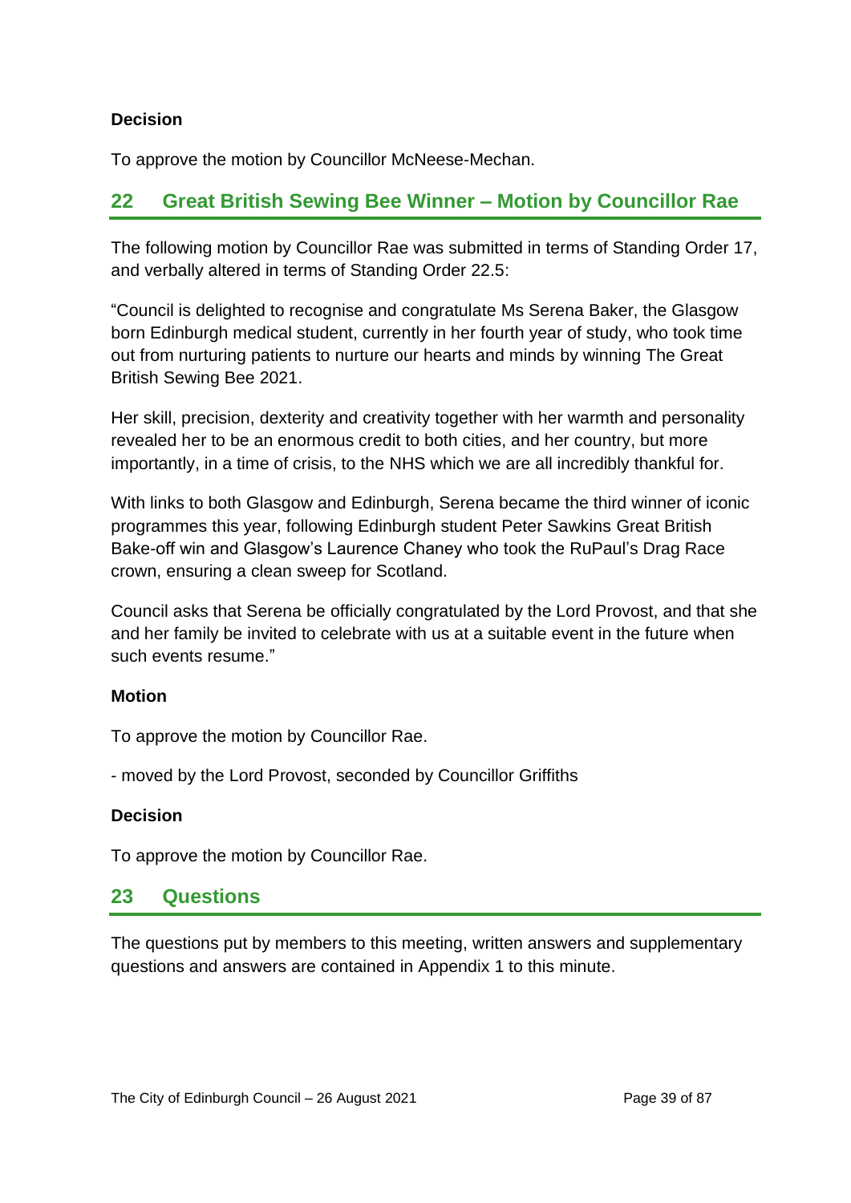**Decision**

To approve the motion by Councillor McNeese-Mechan.

## 22 Great British Sewing Bee Winner – Motion by Councillor Rae

The following motion by Councillor Rae was submitted in terms of Standing Order 17, and verbally altered in terms of Standing Order 22.5:

"Council is delighted to recognise and congratulate Ms Serena Baker, the Glasgow born Edinburgh medical student, currently in her fourth year of study, who took time out from nurturing patients to nurture our hearts and minds by winning The Great British Sewing Bee 2021.

Her skill, precision, dexterity and creativity together with her warmth and personality revealed her to be an enormous credit to both cities, and her country, but more importantly, in a time of crisis, to the NHS which we are all incredibly thankful for.

With links to both Glasgow and Edinburgh, Serena became the third winner of iconic programmes this year, following Edinburgh student Peter Sawkins Great British Bake-off win and Glasgow's Laurence Chaney who took the RuPaul's Drag Race crown, ensuring a clean sweep for Scotland.

Council asks that Serena be officially congratulated by the Lord Provost, and that she and her family be invited to celebrate with us at a suitable event in the future when such events resume."

**Motion**

To approve the motion by Councillor Rae.

- moved by the Lord Provost, seconded by Councillor Griffiths

**Decision**

To approve the motion by Councillor Rae.

## 23 Questions

The questions put by members to this meeting, written answers and supplementary questions and answers are contained in Appendix 1 to this minute.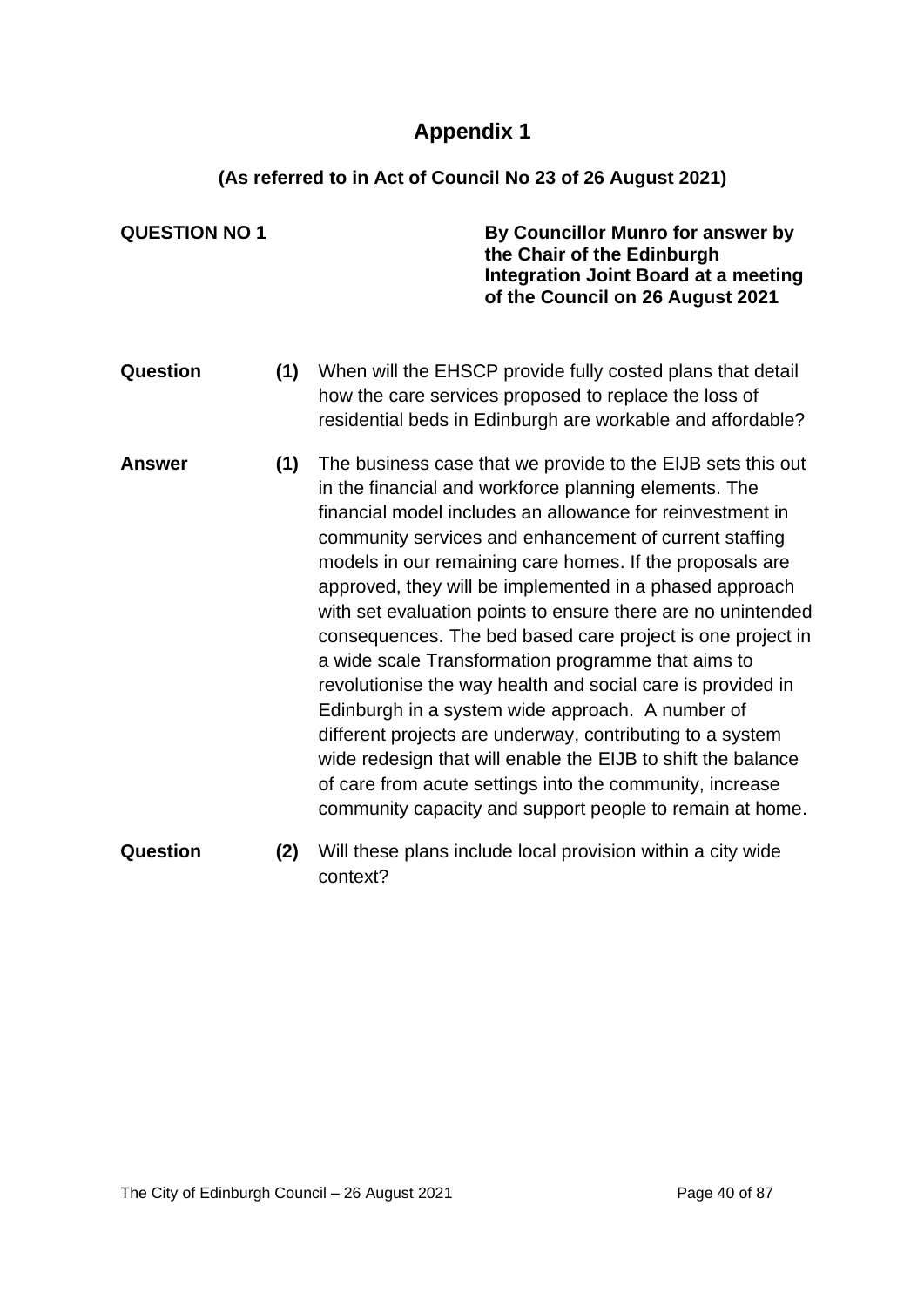# Appendix 1

**(As referred to in Act of Council No 23 of 26 August 2021)**

**QUESTION NO 1**

**By Councillor Munro for answer by the Chair of the Edinburgh Integration Joint Board at a meeting of the Council on 26 August 2021**

**Question** **(1)** When will the EHSCP provide fully costed plans that detail how the care services proposed to replace the loss of residential beds in Edinburgh are workable and affordable?

**Answer** **(1)** The business case that we provide to the EIJB sets this out in the financial and workforce planning elements. The financial model includes an allowance for reinvestment in community services and enhancement of current staffing models in our remaining care homes. If the proposals are approved, they will be implemented in a phased approach with set evaluation points to ensure there are no unintended consequences. The bed based care project is one project in a wide scale Transformation programme that aims to revolutionise the way health and social care is provided in Edinburgh in a system wide approach. A number of different projects are underway, contributing to a system wide redesign that will enable the EIJB to shift the balance of care from acute settings into the community, increase community capacity and support people to remain at home.

**Question** **(2)** Will these plans include local provision within a city wide context?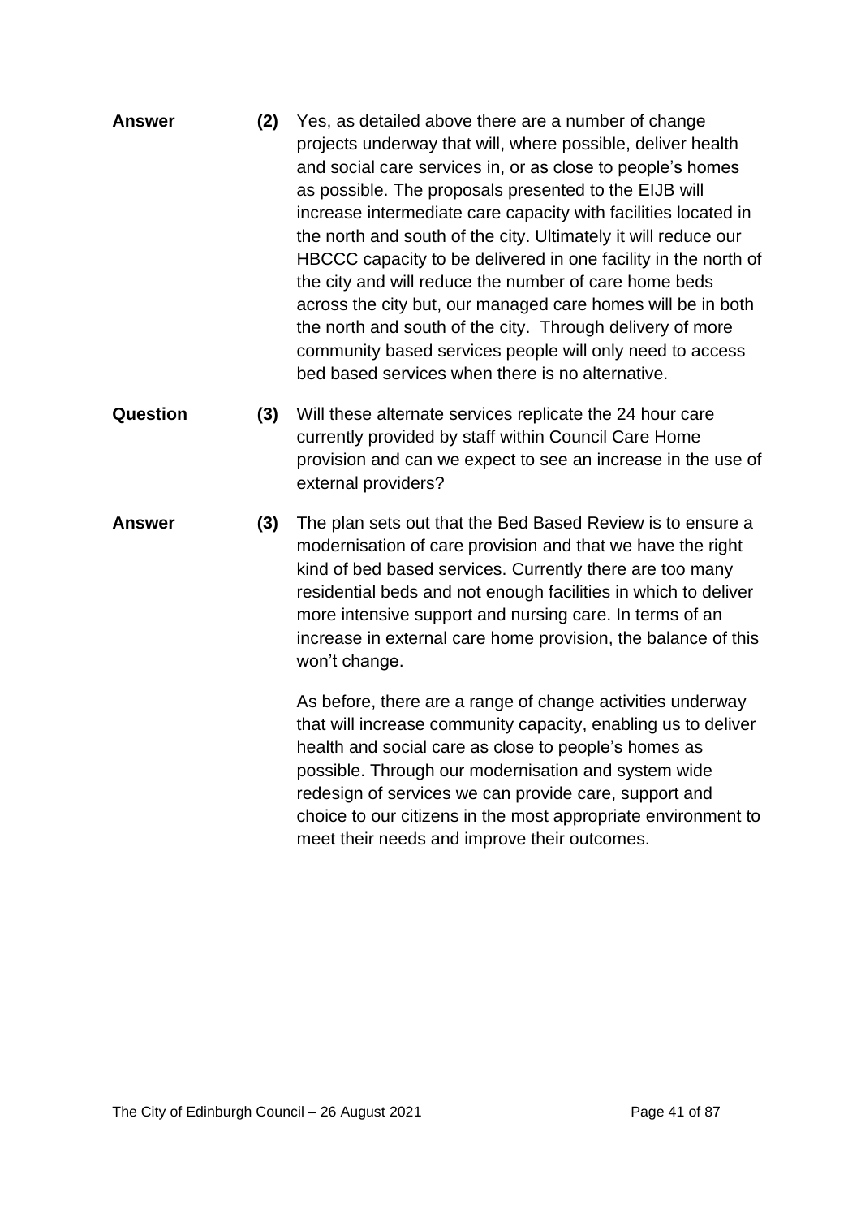**Answer** **(2)** Yes, as detailed above there are a number of change projects underway that will, where possible, deliver health and social care services in, or as close to people's homes as possible. The proposals presented to the EIJB will increase intermediate care capacity with facilities located in the north and south of the city. Ultimately it will reduce our HBCCC capacity to be delivered in one facility in the north of the city and will reduce the number of care home beds across the city but, our managed care homes will be in both the north and south of the city. Through delivery of more community based services people will only need to access bed based services when there is no alternative.

**Question** **(3)** Will these alternate services replicate the 24 hour care currently provided by staff within Council Care Home provision and can we expect to see an increase in the use of external providers?

**Answer** **(3)** The plan sets out that the Bed Based Review is to ensure a modernisation of care provision and that we have the right kind of bed based services. Currently there are too many residential beds and not enough facilities in which to deliver more intensive support and nursing care. In terms of an increase in external care home provision, the balance of this won't change.

As before, there are a range of change activities underway that will increase community capacity, enabling us to deliver health and social care as close to people's homes as possible. Through our modernisation and system wide redesign of services we can provide care, support and choice to our citizens in the most appropriate environment to meet their needs and improve their outcomes.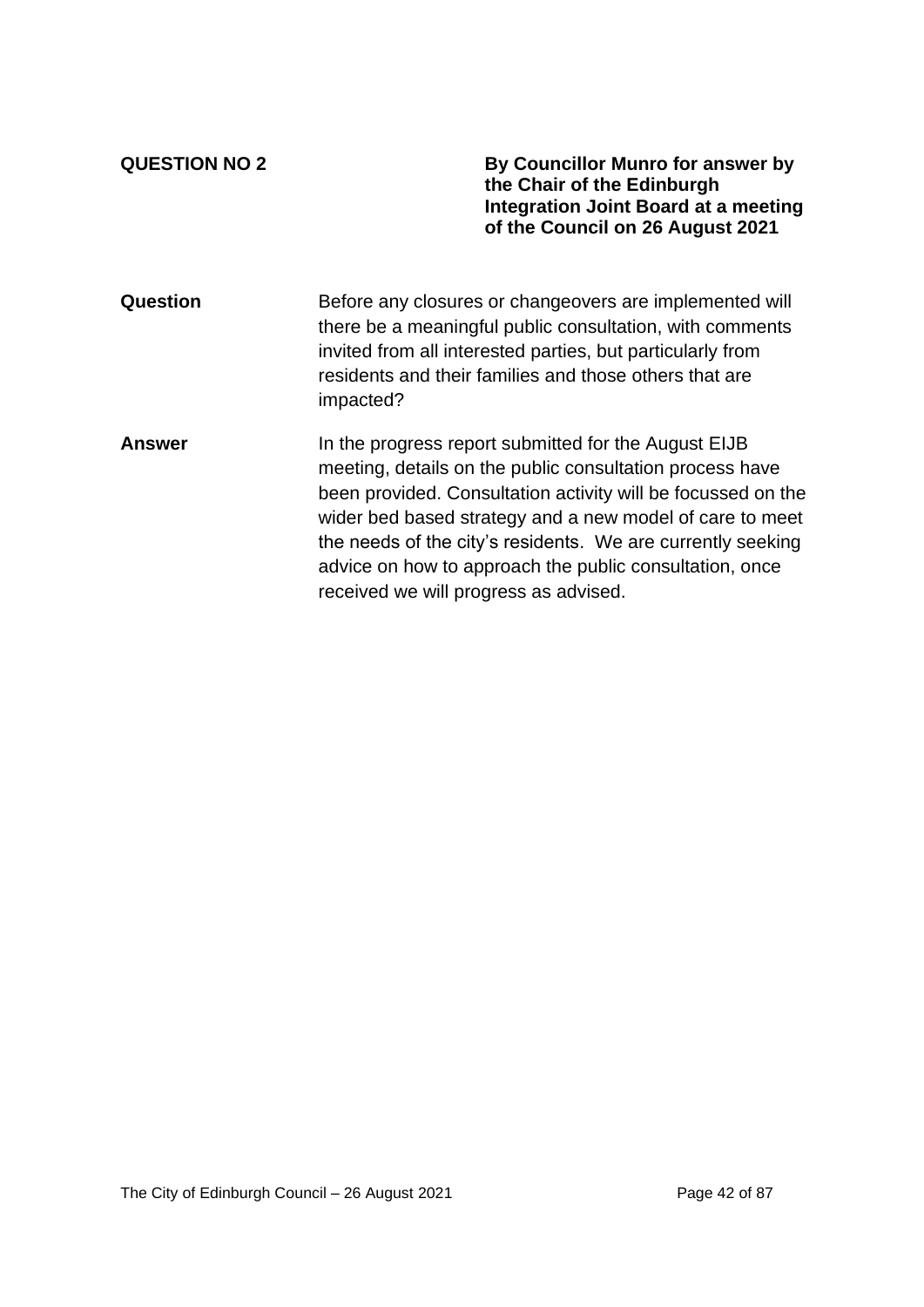**QUESTION NO 2**

**By Councillor Munro for answer by the Chair of the Edinburgh Integration Joint Board at a meeting of the Council on 26 August 2021**

**Question**

Before any closures or changeovers are implemented will there be a meaningful public consultation, with comments invited from all interested parties, but particularly from residents and their families and those others that are impacted?

**Answer**

In the progress report submitted for the August EIJB meeting, details on the public consultation process have been provided. Consultation activity will be focussed on the wider bed based strategy and a new model of care to meet the needs of the city's residents. We are currently seeking advice on how to approach the public consultation, once received we will progress as advised.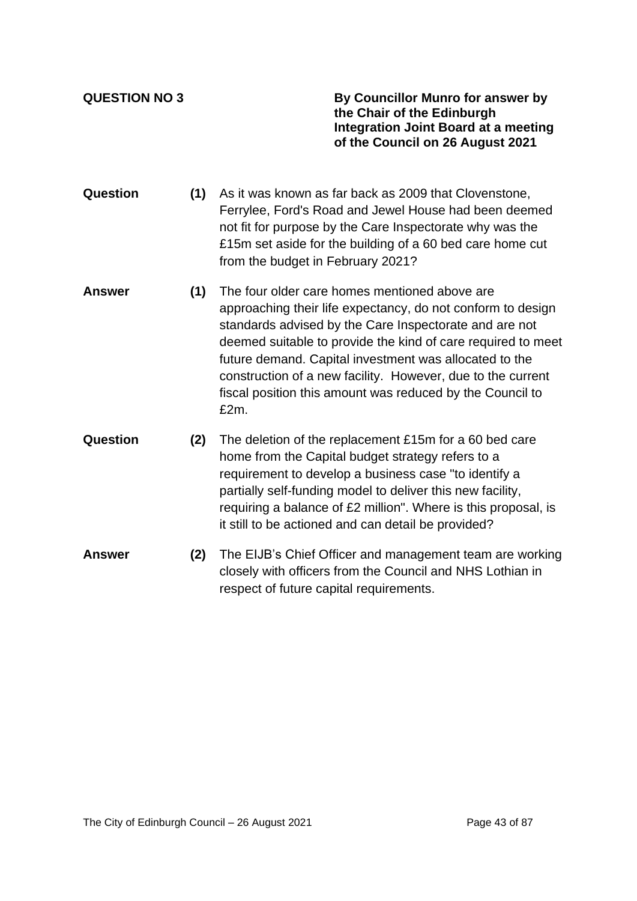**QUESTION NO 3**

**By Councillor Munro for answer by the Chair of the Edinburgh Integration Joint Board at a meeting of the Council on 26 August 2021**

**Question** **(1)** As it was known as far back as 2009 that Clovenstone, Ferrylee, Ford's Road and Jewel House had been deemed not fit for purpose by the Care Inspectorate why was the £15m set aside for the building of a 60 bed care home cut from the budget in February 2021?

**Answer** **(1)** The four older care homes mentioned above are approaching their life expectancy, do not conform to design standards advised by the Care Inspectorate and are not deemed suitable to provide the kind of care required to meet future demand. Capital investment was allocated to the construction of a new facility. However, due to the current fiscal position this amount was reduced by the Council to £2m.

**Question** **(2)** The deletion of the replacement £15m for a 60 bed care home from the Capital budget strategy refers to a requirement to develop a business case "to identify a partially self-funding model to deliver this new facility, requiring a balance of £2 million". Where is this proposal, is it still to be actioned and can detail be provided?

**Answer** **(2)** The EIJB's Chief Officer and management team are working closely with officers from the Council and NHS Lothian in respect of future capital requirements.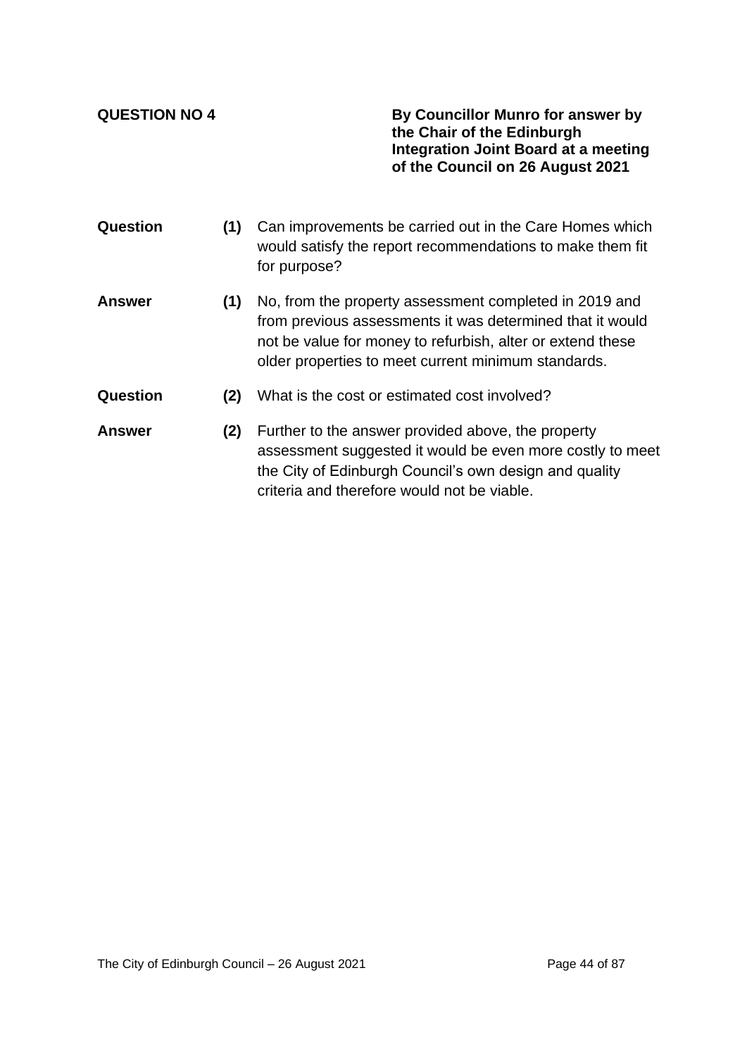**QUESTION NO 4**

**By Councillor Munro for answer by the Chair of the Edinburgh Integration Joint Board at a meeting of the Council on 26 August 2021**

**Question** **(1)** Can improvements be carried out in the Care Homes which would satisfy the report recommendations to make them fit for purpose?

**Answer** **(1)** No, from the property assessment completed in 2019 and from previous assessments it was determined that it would not be value for money to refurbish, alter or extend these older properties to meet current minimum standards.

**Question** **(2)** What is the cost or estimated cost involved?

**Answer** **(2)** Further to the answer provided above, the property assessment suggested it would be even more costly to meet the City of Edinburgh Council's own design and quality criteria and therefore would not be viable.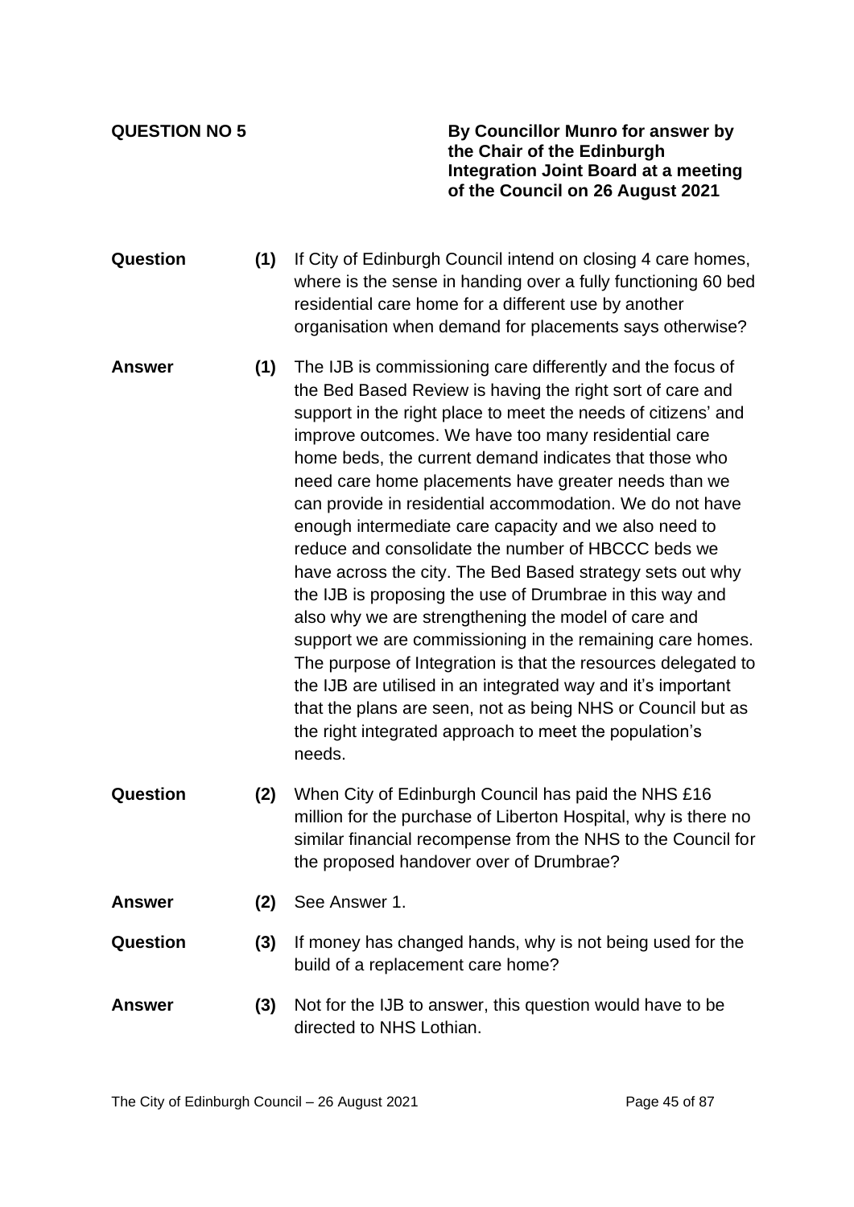**QUESTION NO 5**

**By Councillor Munro for answer by the Chair of the Edinburgh Integration Joint Board at a meeting of the Council on 26 August 2021**

**Question (1)** If City of Edinburgh Council intend on closing 4 care homes, where is the sense in handing over a fully functioning 60 bed residential care home for a different use by another organisation when demand for placements says otherwise?

**Answer (1)** The IJB is commissioning care differently and the focus of the Bed Based Review is having the right sort of care and support in the right place to meet the needs of citizens' and improve outcomes. We have too many residential care home beds, the current demand indicates that those who need care home placements have greater needs than we can provide in residential accommodation. We do not have enough intermediate care capacity and we also need to reduce and consolidate the number of HBCCC beds we have across the city. The Bed Based strategy sets out why the IJB is proposing the use of Drumbrae in this way and also why we are strengthening the model of care and support we are commissioning in the remaining care homes. The purpose of Integration is that the resources delegated to the IJB are utilised in an integrated way and it's important that the plans are seen, not as being NHS or Council but as the right integrated approach to meet the population's needs.

**Question (2)** When City of Edinburgh Council has paid the NHS £16 million for the purchase of Liberton Hospital, why is there no similar financial recompense from the NHS to the Council for the proposed handover over of Drumbrae?

**Answer (2)** See Answer 1.

**Question (3)** If money has changed hands, why is not being used for the build of a replacement care home?

**Answer (3)** Not for the IJB to answer, this question would have to be directed to NHS Lothian.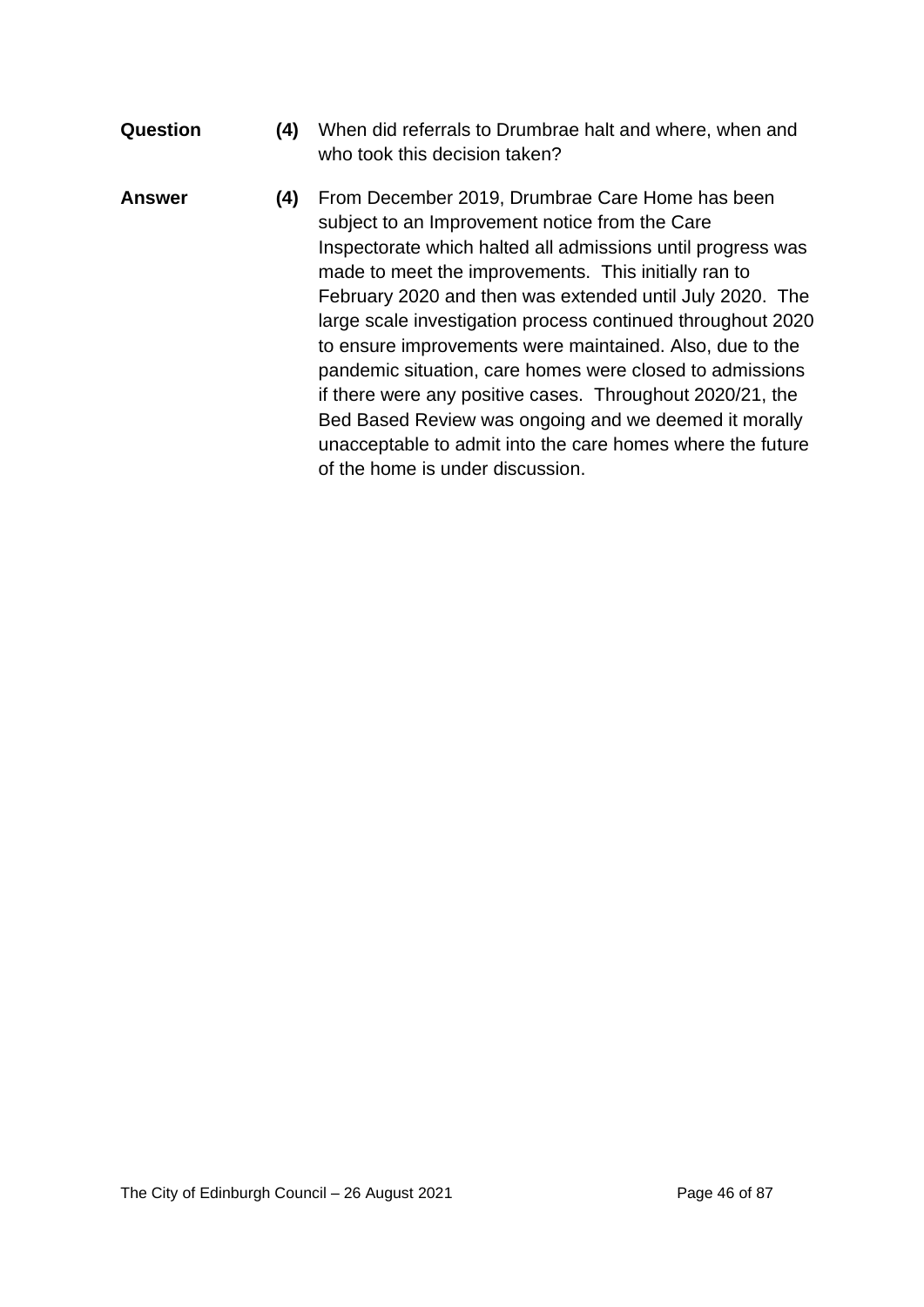**Question** **(4)** When did referrals to Drumbrae halt and where, when and who took this decision taken?

**Answer** **(4)** From December 2019, Drumbrae Care Home has been subject to an Improvement notice from the Care Inspectorate which halted all admissions until progress was made to meet the improvements. This initially ran to February 2020 and then was extended until July 2020. The large scale investigation process continued throughout 2020 to ensure improvements were maintained. Also, due to the pandemic situation, care homes were closed to admissions if there were any positive cases. Throughout 2020/21, the Bed Based Review was ongoing and we deemed it morally unacceptable to admit into the care homes where the future of the home is under discussion.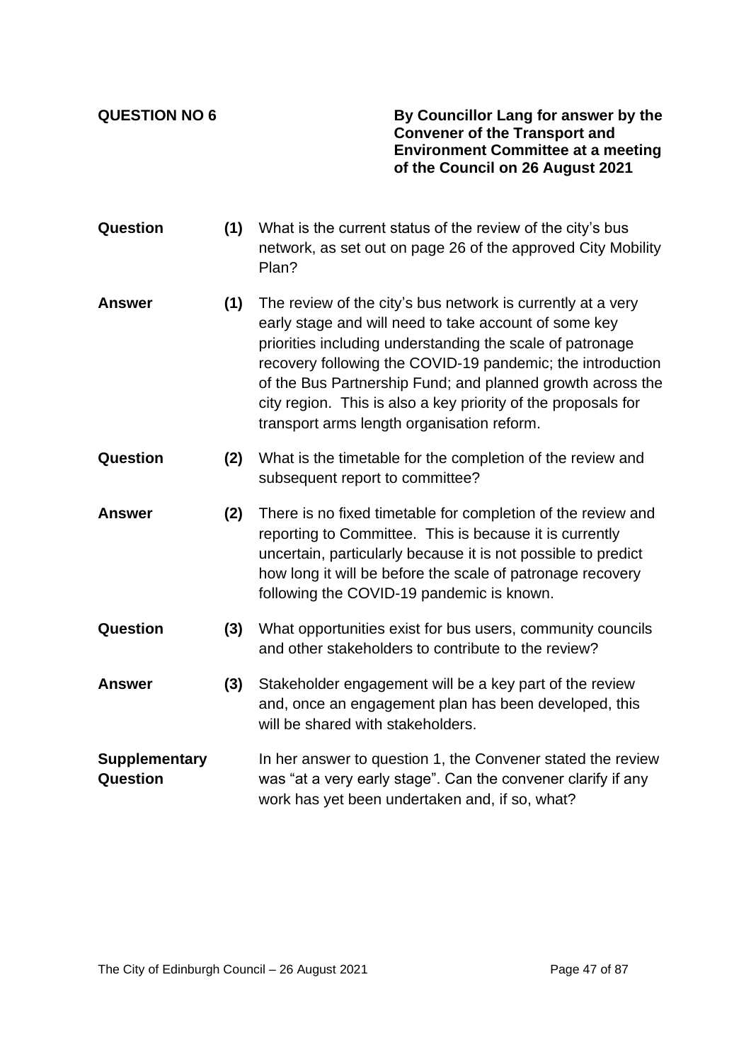**QUESTION NO 6**

**By Councillor Lang for answer by the Convener of the Transport and Environment Committee at a meeting of the Council on 26 August 2021**

**Question (1)** What is the current status of the review of the city's bus network, as set out on page 26 of the approved City Mobility Plan?

**Answer (1)** The review of the city's bus network is currently at a very early stage and will need to take account of some key priorities including understanding the scale of patronage recovery following the COVID-19 pandemic; the introduction of the Bus Partnership Fund; and planned growth across the city region. This is also a key priority of the proposals for transport arms length organisation reform.

**Question (2)** What is the timetable for the completion of the review and subsequent report to committee?

**Answer (2)** There is no fixed timetable for completion of the review and reporting to Committee. This is because it is currently uncertain, particularly because it is not possible to predict how long it will be before the scale of patronage recovery following the COVID-19 pandemic is known.

**Question (3)** What opportunities exist for bus users, community councils and other stakeholders to contribute to the review?

**Answer (3)** Stakeholder engagement will be a key part of the review and, once an engagement plan has been developed, this will be shared with stakeholders.

**Supplementary Question** In her answer to question 1, the Convener stated the review was "at a very early stage". Can the convener clarify if any work has yet been undertaken and, if so, what?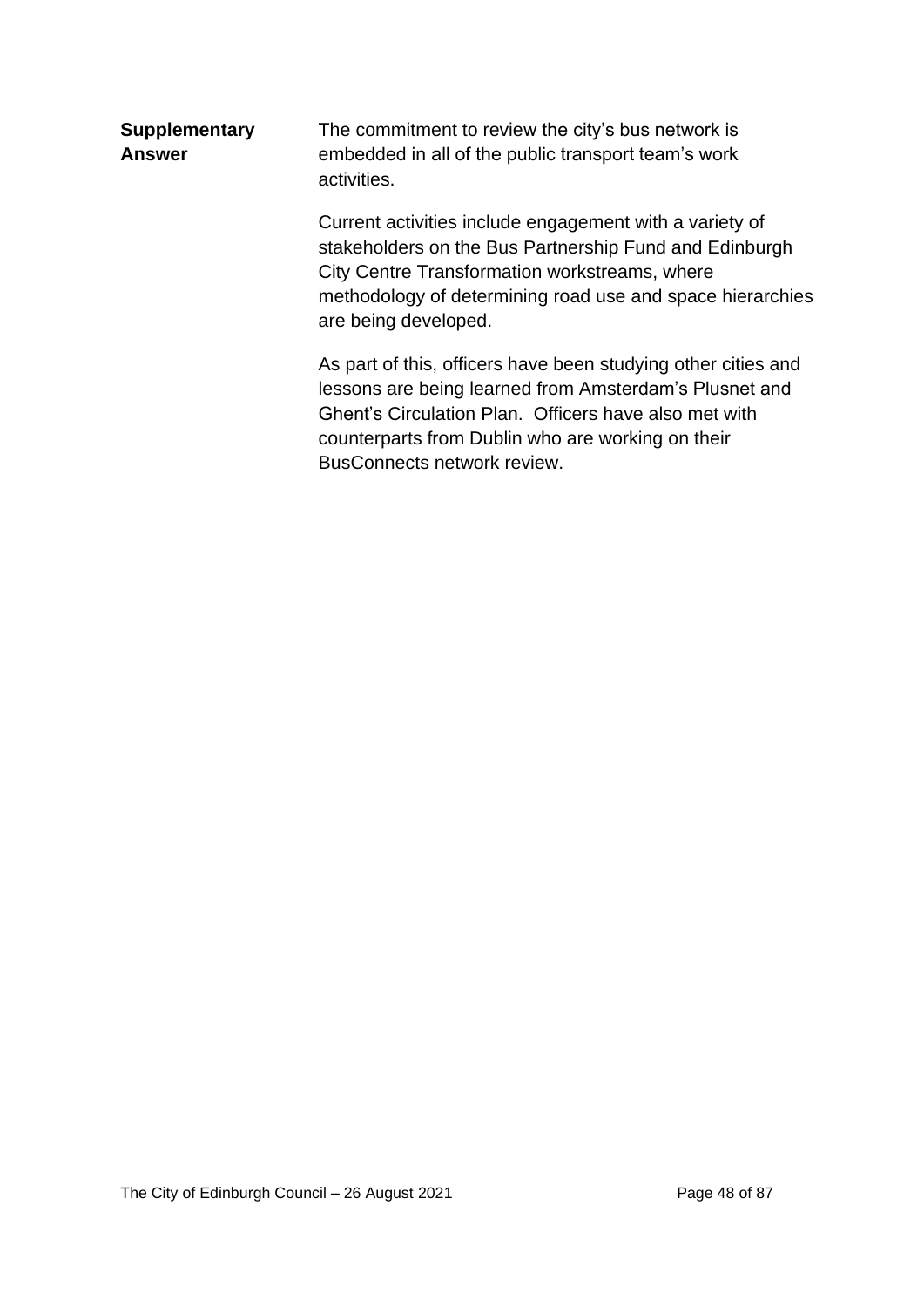| | |
|---|---|
| **Supplementary Answer** | The commitment to review the city's bus network is embedded in all of the public transport team's work activities. |
| | Current activities include engagement with a variety of stakeholders on the Bus Partnership Fund and Edinburgh City Centre Transformation workstreams, where methodology of determining road use and space hierarchies are being developed. |
| | As part of this, officers have been studying other cities and lessons are being learned from Amsterdam's Plusnet and Ghent's Circulation Plan. Officers have also met with counterparts from Dublin who are working on their BusConnects network review. |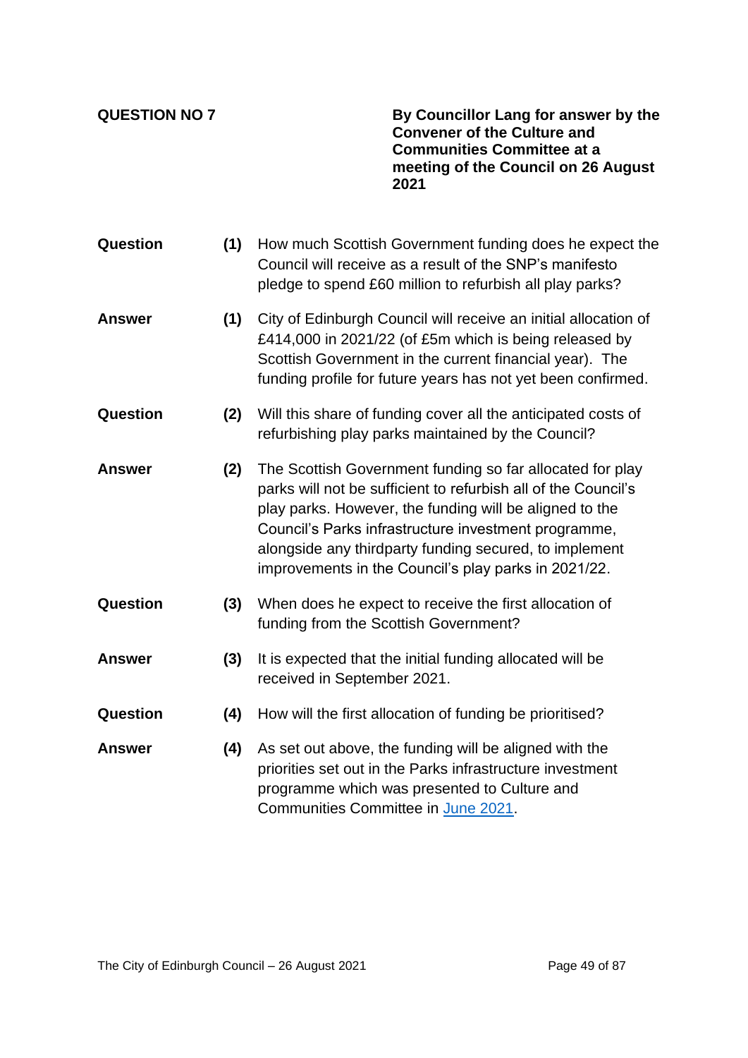**QUESTION NO 7**

**By Councillor Lang for answer by the Convener of the Culture and Communities Committee at a meeting of the Council on 26 August 2021**

**Question (1)** How much Scottish Government funding does he expect the Council will receive as a result of the SNP's manifesto pledge to spend £60 million to refurbish all play parks?

**Answer (1)** City of Edinburgh Council will receive an initial allocation of £414,000 in 2021/22 (of £5m which is being released by Scottish Government in the current financial year). The funding profile for future years has not yet been confirmed.

**Question (2)** Will this share of funding cover all the anticipated costs of refurbishing play parks maintained by the Council?

**Answer (2)** The Scottish Government funding so far allocated for play parks will not be sufficient to refurbish all of the Council's play parks. However, the funding will be aligned to the Council's Parks infrastructure investment programme, alongside any thirdparty funding secured, to implement improvements in the Council's play parks in 2021/22.

**Question (3)** When does he expect to receive the first allocation of funding from the Scottish Government?

**Answer (3)** It is expected that the initial funding allocated will be received in September 2021.

**Question (4)** How will the first allocation of funding be prioritised?

**Answer (4)** As set out above, the funding will be aligned with the priorities set out in the Parks infrastructure investment programme which was presented to Culture and Communities Committee in June 2021.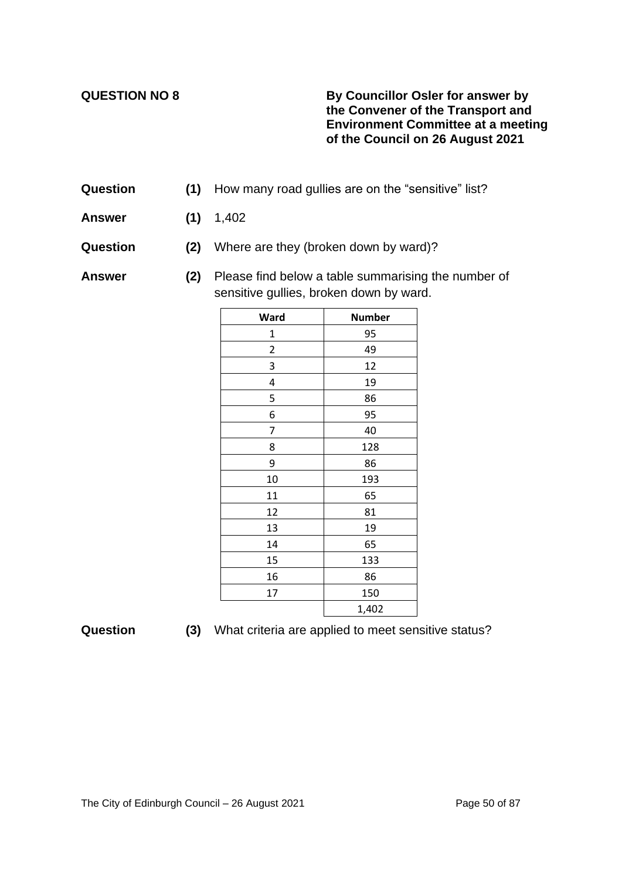**QUESTION NO 8**

**By Councillor Osler for answer by the Convener of the Transport and Environment Committee at a meeting of the Council on 26 August 2021**

**Question (1)** How many road gullies are on the "sensitive" list?

**Answer (1)** 1,402

**Question (2)** Where are they (broken down by ward)?

**Answer (2)** Please find below a table summarising the number of sensitive gullies, broken down by ward.

| Ward | Number |
|---|---|
| 1 | 95 |
| 2 | 49 |
| 3 | 12 |
| 4 | 19 |
| 5 | 86 |
| 6 | 95 |
| 7 | 40 |
| 8 | 128 |
| 9 | 86 |
| 10 | 193 |
| 11 | 65 |
| 12 | 81 |
| 13 | 19 |
| 14 | 65 |
| 15 | 133 |
| 16 | 86 |
| 17 | 150 |
| | 1,402 |

**Question (3)** What criteria are applied to meet sensitive status?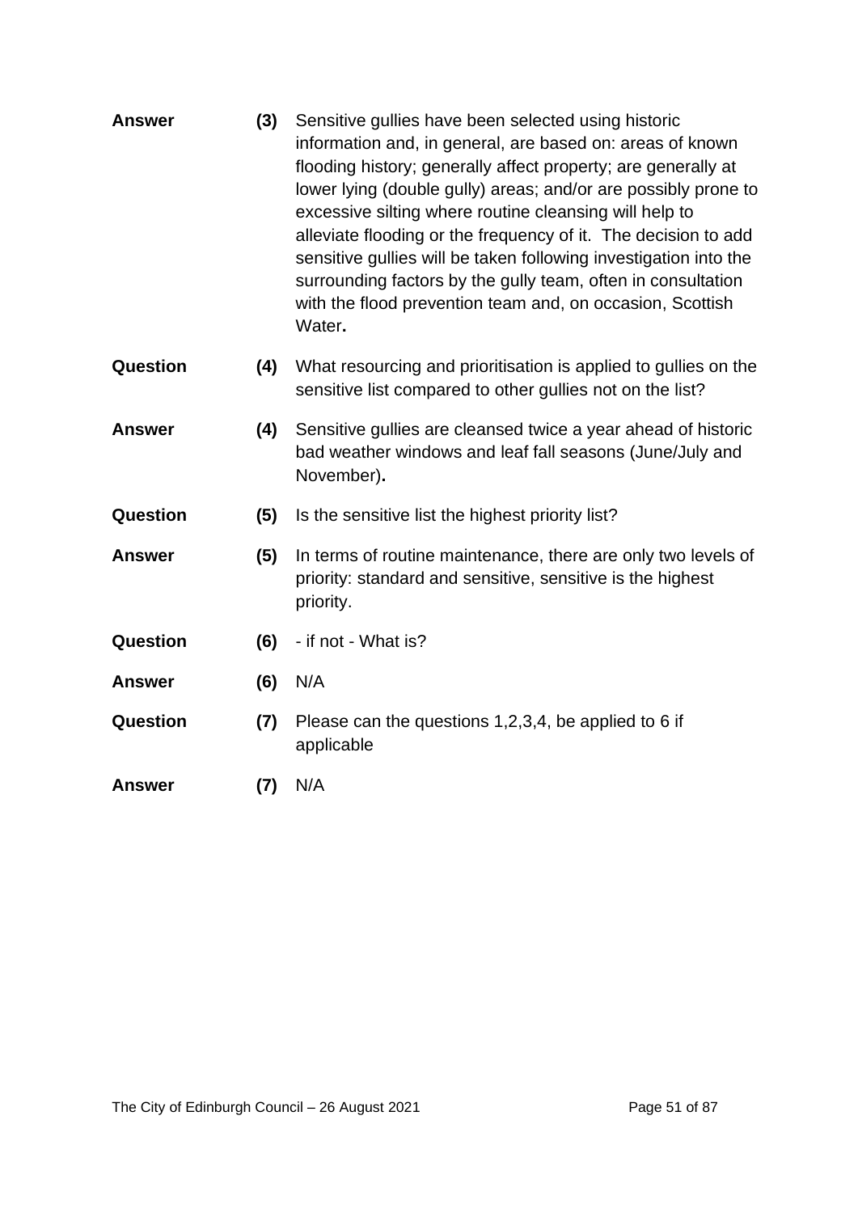**Answer** **(3)** Sensitive gullies have been selected using historic information and, in general, are based on: areas of known flooding history; generally affect property; are generally at lower lying (double gully) areas; and/or are possibly prone to excessive silting where routine cleansing will help to alleviate flooding or the frequency of it. The decision to add sensitive gullies will be taken following investigation into the surrounding factors by the gully team, often in consultation with the flood prevention team and, on occasion, Scottish Water**.**

**Question** **(4)** What resourcing and prioritisation is applied to gullies on the sensitive list compared to other gullies not on the list?

**Answer** **(4)** Sensitive gullies are cleansed twice a year ahead of historic bad weather windows and leaf fall seasons (June/July and November)**.**

**Question** **(5)** Is the sensitive list the highest priority list?

**Answer** **(5)** In terms of routine maintenance, there are only two levels of priority: standard and sensitive, sensitive is the highest priority.

**Question** **(6)** - if not - What is?

**Answer** **(6)** N/A

**Question** **(7)** Please can the questions 1,2,3,4, be applied to 6 if applicable

**Answer** **(7)** N/A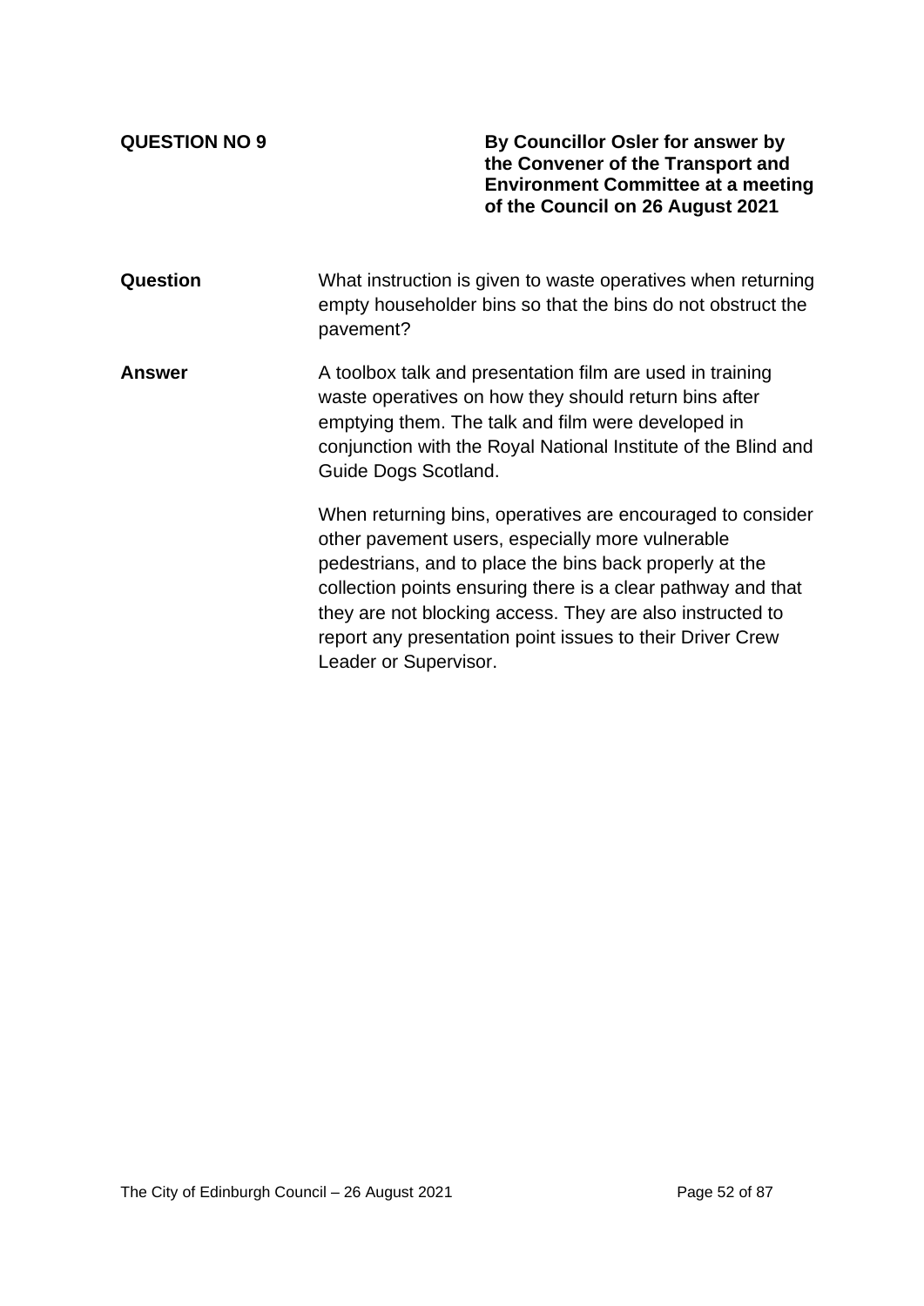**QUESTION NO 9**

**By Councillor Osler for answer by the Convener of the Transport and Environment Committee at a meeting of the Council on 26 August 2021**

**Question**

What instruction is given to waste operatives when returning empty householder bins so that the bins do not obstruct the pavement?

**Answer**

A toolbox talk and presentation film are used in training waste operatives on how they should return bins after emptying them. The talk and film were developed in conjunction with the Royal National Institute of the Blind and Guide Dogs Scotland.

When returning bins, operatives are encouraged to consider other pavement users, especially more vulnerable pedestrians, and to place the bins back properly at the collection points ensuring there is a clear pathway and that they are not blocking access. They are also instructed to report any presentation point issues to their Driver Crew Leader or Supervisor.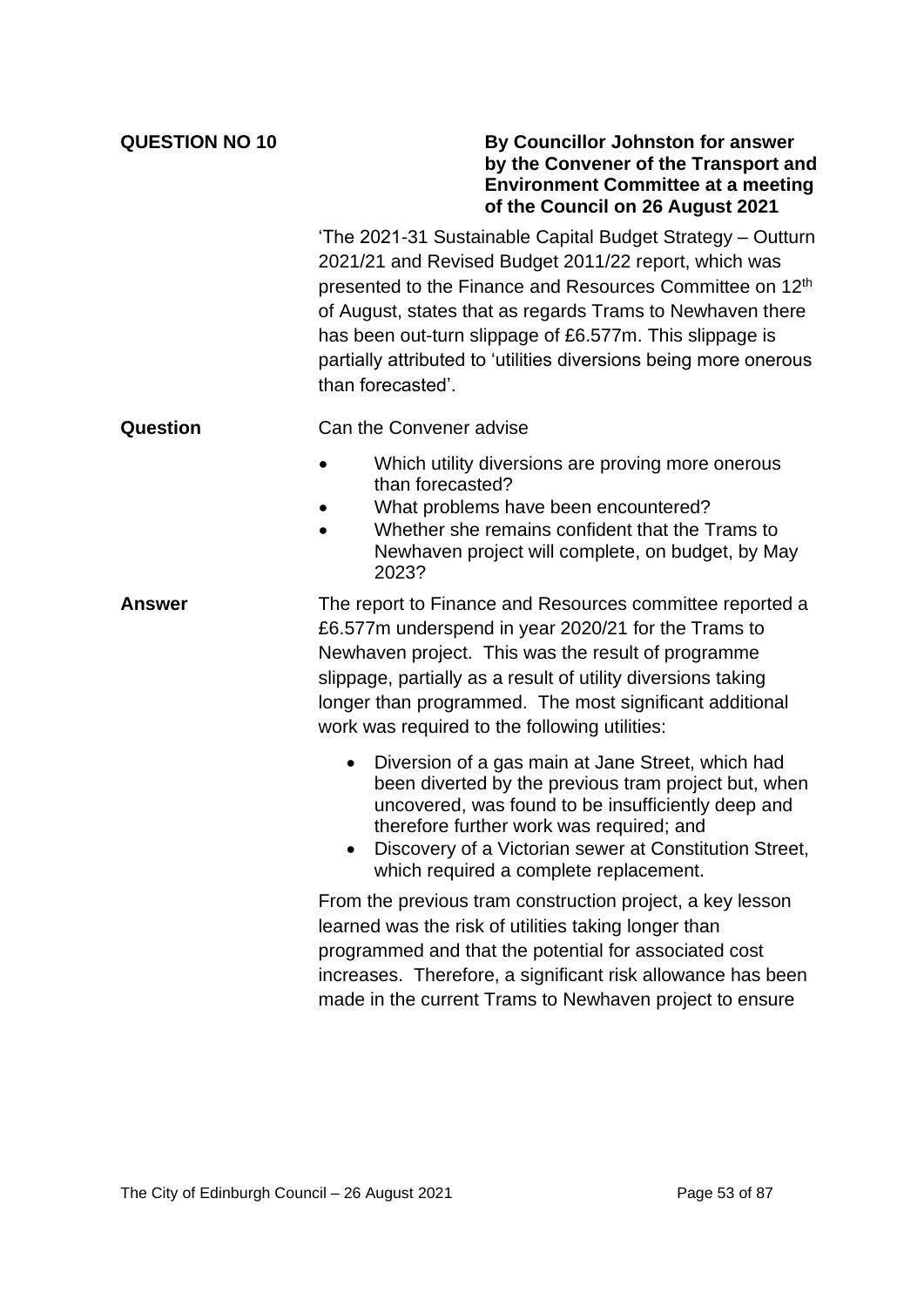**QUESTION NO 10**

**By Councillor Johnston for answer by the Convener of the Transport and Environment Committee at a meeting of the Council on 26 August 2021**

'The 2021-31 Sustainable Capital Budget Strategy – Outturn 2021/21 and Revised Budget 2011/22 report, which was presented to the Finance and Resources Committee on 12th of August, states that as regards Trams to Newhaven there has been out-turn slippage of £6.577m. This slippage is partially attributed to 'utilities diversions being more onerous than forecasted'.

**Question**

Can the Convener advise

- Which utility diversions are proving more onerous than forecasted?
- What problems have been encountered?
- Whether she remains confident that the Trams to Newhaven project will complete, on budget, by May 2023?

**Answer**

The report to Finance and Resources committee reported a £6.577m underspend in year 2020/21 for the Trams to Newhaven project. This was the result of programme slippage, partially as a result of utility diversions taking longer than programmed. The most significant additional work was required to the following utilities:

- Diversion of a gas main at Jane Street, which had been diverted by the previous tram project but, when uncovered, was found to be insufficiently deep and therefore further work was required; and
- Discovery of a Victorian sewer at Constitution Street, which required a complete replacement.

From the previous tram construction project, a key lesson learned was the risk of utilities taking longer than programmed and that the potential for associated cost increases. Therefore, a significant risk allowance has been made in the current Trams to Newhaven project to ensure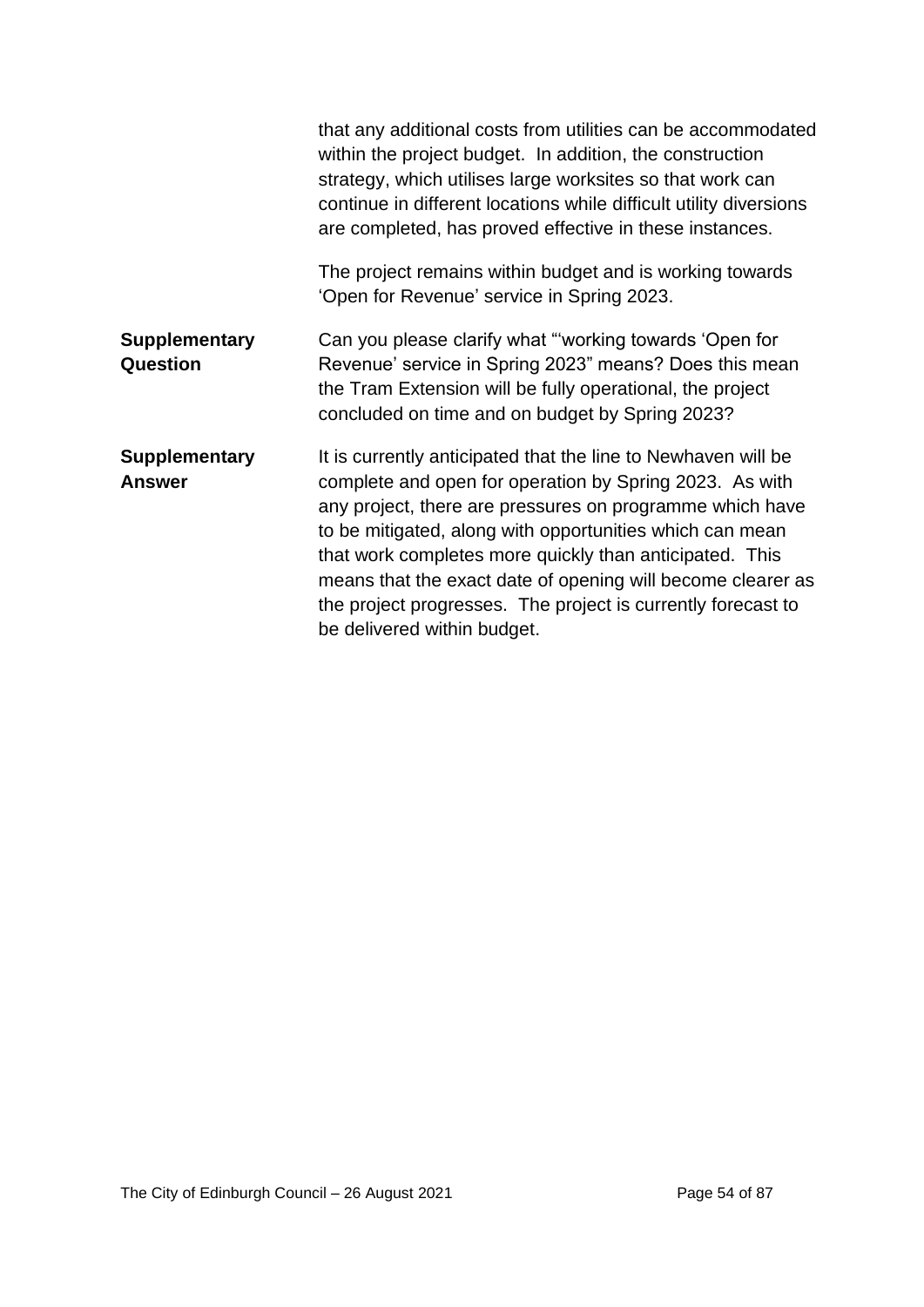that any additional costs from utilities can be accommodated within the project budget. In addition, the construction strategy, which utilises large worksites so that work can continue in different locations while difficult utility diversions are completed, has proved effective in these instances.

The project remains within budget and is working towards 'Open for Revenue' service in Spring 2023.

| | |
|---|---|
| **Supplementary Question** | Can you please clarify what "'working towards 'Open for Revenue' service in Spring 2023" means? Does this mean the Tram Extension will be fully operational, the project concluded on time and on budget by Spring 2023? |
| **Supplementary Answer** | It is currently anticipated that the line to Newhaven will be complete and open for operation by Spring 2023. As with any project, there are pressures on programme which have to be mitigated, along with opportunities which can mean that work completes more quickly than anticipated. This means that the exact date of opening will become clearer as the project progresses. The project is currently forecast to be delivered within budget. |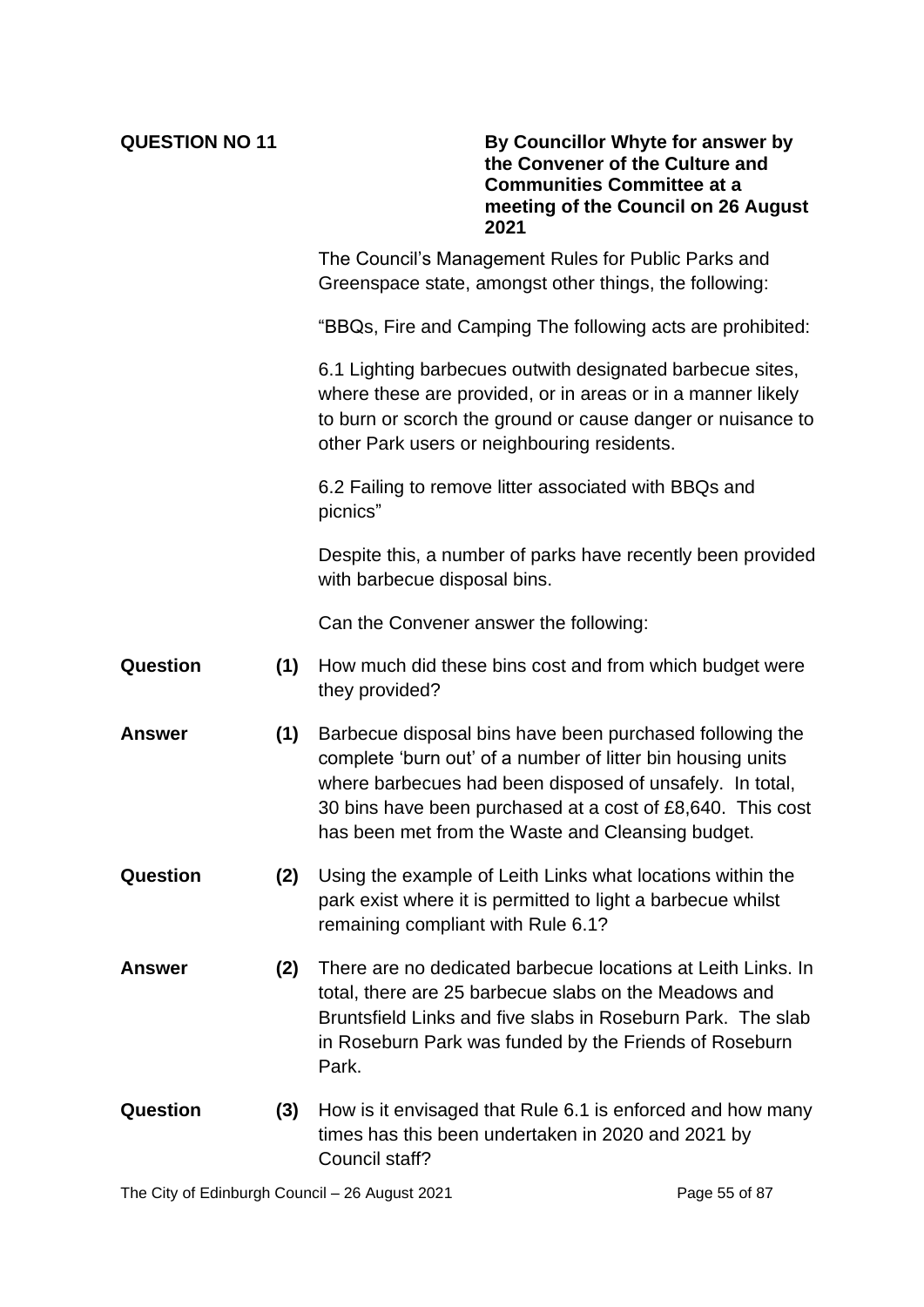**QUESTION NO 11**

**By Councillor Whyte for answer by the Convener of the Culture and Communities Committee at a meeting of the Council on 26 August 2021**

The Council's Management Rules for Public Parks and Greenspace state, amongst other things, the following:

"BBQs, Fire and Camping The following acts are prohibited:

6.1 Lighting barbecues outwith designated barbecue sites, where these are provided, or in areas or in a manner likely to burn or scorch the ground or cause danger or nuisance to other Park users or neighbouring residents.

6.2 Failing to remove litter associated with BBQs and picnics"

Despite this, a number of parks have recently been provided with barbecue disposal bins.

Can the Convener answer the following:

**Question (1)** How much did these bins cost and from which budget were they provided?

**Answer (1)** Barbecue disposal bins have been purchased following the complete 'burn out' of a number of litter bin housing units where barbecues had been disposed of unsafely. In total, 30 bins have been purchased at a cost of £8,640. This cost has been met from the Waste and Cleansing budget.

**Question (2)** Using the example of Leith Links what locations within the park exist where it is permitted to light a barbecue whilst remaining compliant with Rule 6.1?

**Answer (2)** There are no dedicated barbecue locations at Leith Links. In total, there are 25 barbecue slabs on the Meadows and Bruntsfield Links and five slabs in Roseburn Park. The slab in Roseburn Park was funded by the Friends of Roseburn Park.

**Question (3)** How is it envisaged that Rule 6.1 is enforced and how many times has this been undertaken in 2020 and 2021 by Council staff?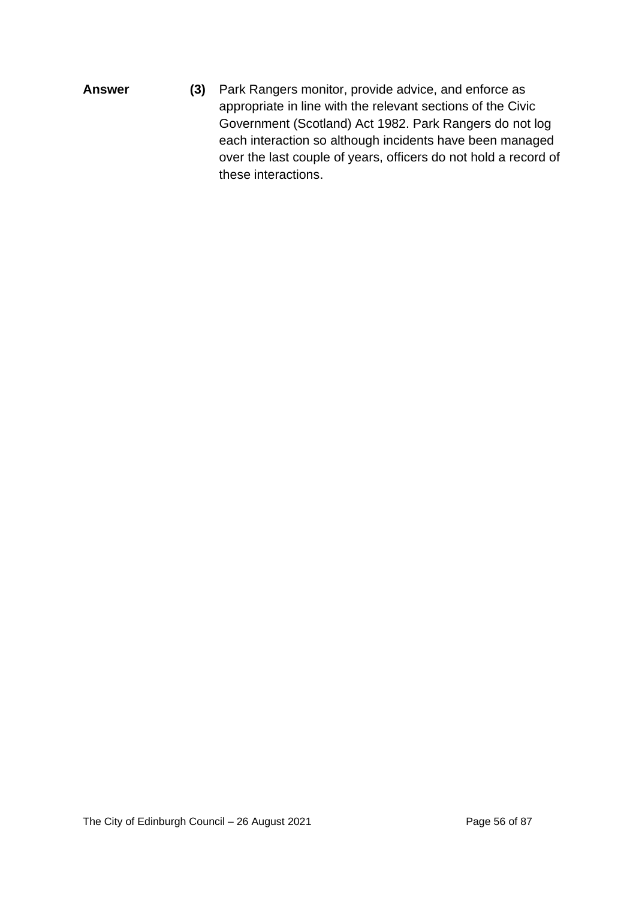**Answer** **(3)** Park Rangers monitor, provide advice, and enforce as appropriate in line with the relevant sections of the Civic Government (Scotland) Act 1982. Park Rangers do not log each interaction so although incidents have been managed over the last couple of years, officers do not hold a record of these interactions.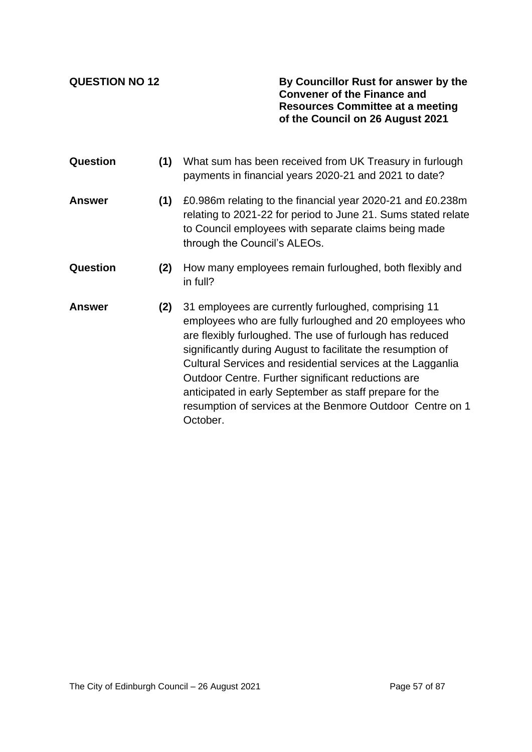**QUESTION NO 12**

**By Councillor Rust for answer by the Convener of the Finance and Resources Committee at a meeting of the Council on 26 August 2021**

**Question** **(1)** What sum has been received from UK Treasury in furlough payments in financial years 2020-21 and 2021 to date?

**Answer** **(1)** £0.986m relating to the financial year 2020-21 and £0.238m relating to 2021-22 for period to June 21. Sums stated relate to Council employees with separate claims being made through the Council's ALEOs.

**Question** **(2)** How many employees remain furloughed, both flexibly and in full?

**Answer** **(2)** 31 employees are currently furloughed, comprising 11 employees who are fully furloughed and 20 employees who are flexibly furloughed. The use of furlough has reduced significantly during August to facilitate the resumption of Cultural Services and residential services at the Lagganlia Outdoor Centre. Further significant reductions are anticipated in early September as staff prepare for the resumption of services at the Benmore Outdoor Centre on 1 October.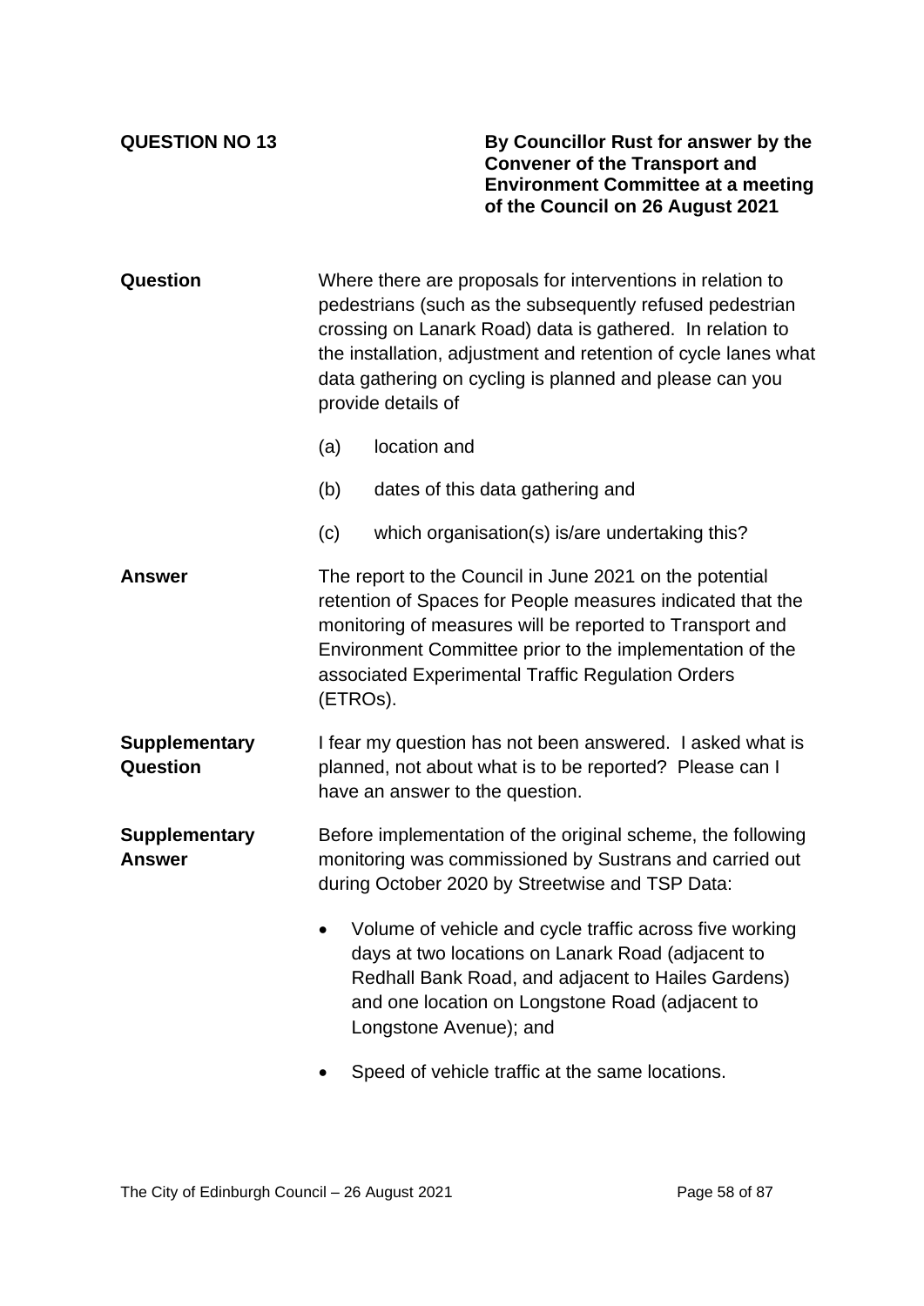**QUESTION NO 13**

**By Councillor Rust for answer by the Convener of the Transport and Environment Committee at a meeting of the Council on 26 August 2021**

**Question**

Where there are proposals for interventions in relation to pedestrians (such as the subsequently refused pedestrian crossing on Lanark Road) data is gathered. In relation to the installation, adjustment and retention of cycle lanes what data gathering on cycling is planned and please can you provide details of

(a) location and

(b) dates of this data gathering and

(c) which organisation(s) is/are undertaking this?

**Answer**

The report to the Council in June 2021 on the potential retention of Spaces for People measures indicated that the monitoring of measures will be reported to Transport and Environment Committee prior to the implementation of the associated Experimental Traffic Regulation Orders (ETROs).

**Supplementary Question**

I fear my question has not been answered. I asked what is planned, not about what is to be reported? Please can I have an answer to the question.

**Supplementary Answer**

Before implementation of the original scheme, the following monitoring was commissioned by Sustrans and carried out during October 2020 by Streetwise and TSP Data:

- Volume of vehicle and cycle traffic across five working days at two locations on Lanark Road (adjacent to Redhall Bank Road, and adjacent to Hailes Gardens) and one location on Longstone Road (adjacent to Longstone Avenue); and
- Speed of vehicle traffic at the same locations.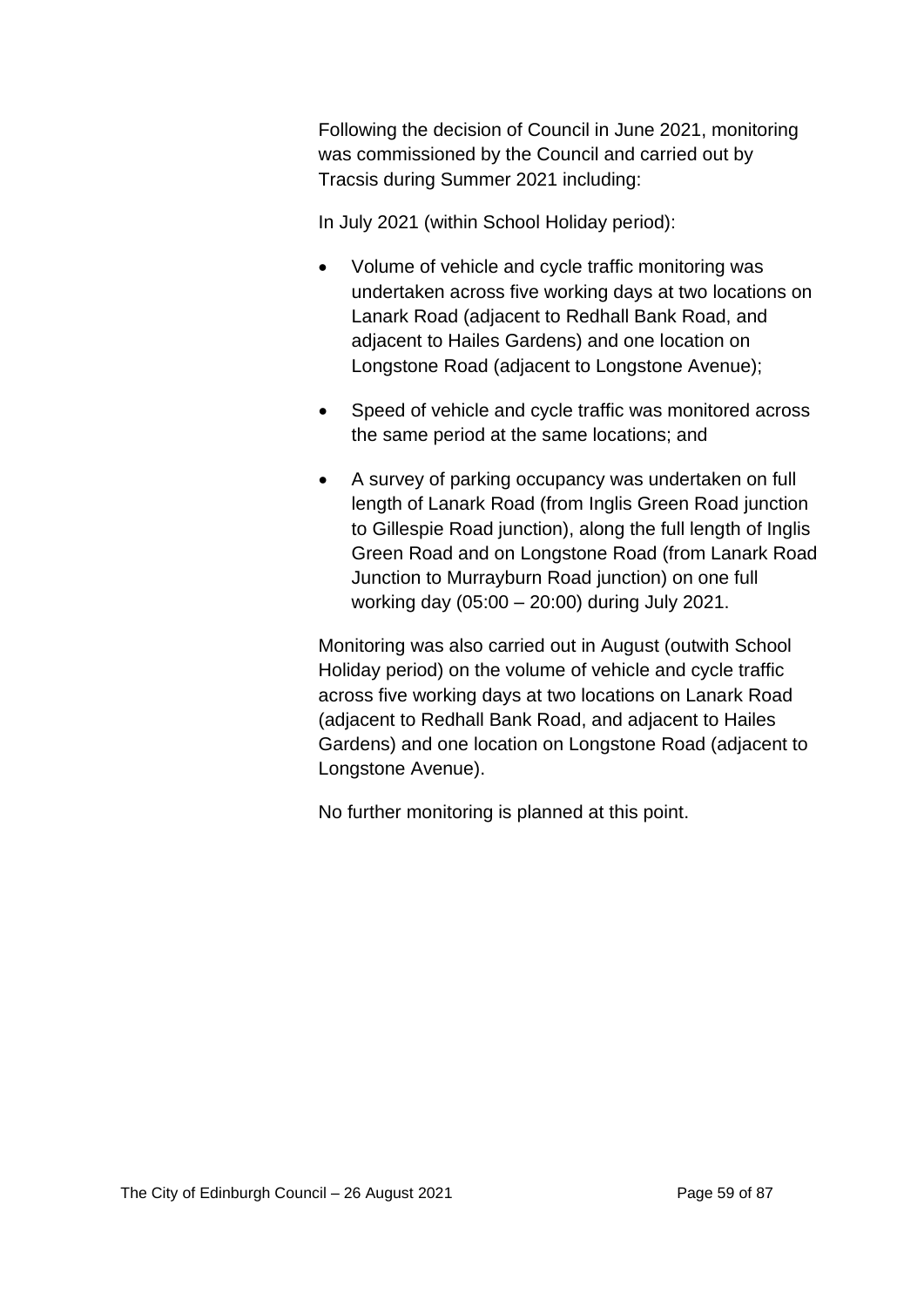Following the decision of Council in June 2021, monitoring was commissioned by the Council and carried out by Tracsis during Summer 2021 including:

In July 2021 (within School Holiday period):

- Volume of vehicle and cycle traffic monitoring was undertaken across five working days at two locations on Lanark Road (adjacent to Redhall Bank Road, and adjacent to Hailes Gardens) and one location on Longstone Road (adjacent to Longstone Avenue);
- Speed of vehicle and cycle traffic was monitored across the same period at the same locations; and
- A survey of parking occupancy was undertaken on full length of Lanark Road (from Inglis Green Road junction to Gillespie Road junction), along the full length of Inglis Green Road and on Longstone Road (from Lanark Road Junction to Murrayburn Road junction) on one full working day (05:00 – 20:00) during July 2021.

Monitoring was also carried out in August (outwith School Holiday period) on the volume of vehicle and cycle traffic across five working days at two locations on Lanark Road (adjacent to Redhall Bank Road, and adjacent to Hailes Gardens) and one location on Longstone Road (adjacent to Longstone Avenue).

No further monitoring is planned at this point.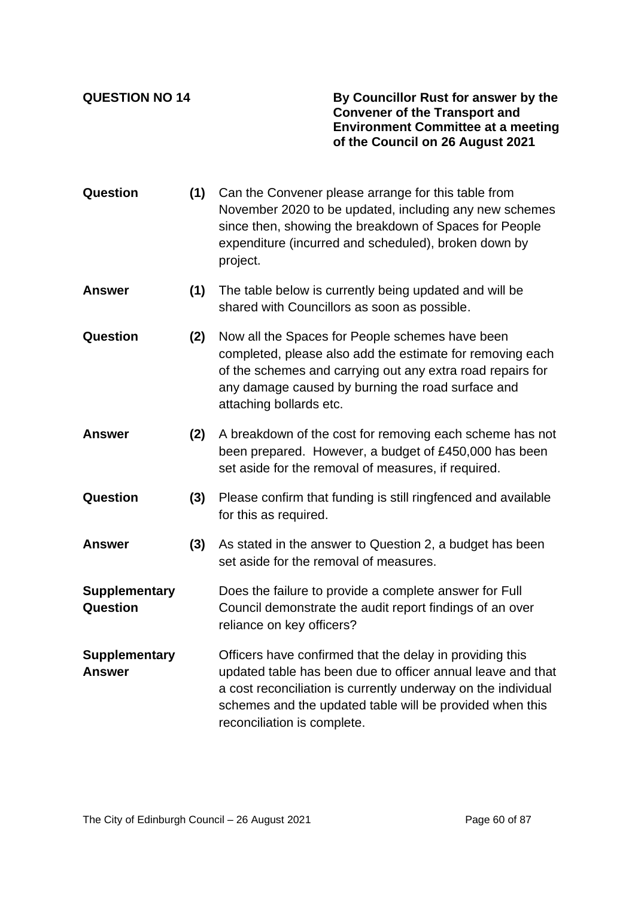**QUESTION NO 14**

**By Councillor Rust for answer by the Convener of the Transport and Environment Committee at a meeting of the Council on 26 August 2021**

**Question (1)** Can the Convener please arrange for this table from November 2020 to be updated, including any new schemes since then, showing the breakdown of Spaces for People expenditure (incurred and scheduled), broken down by project.

**Answer (1)** The table below is currently being updated and will be shared with Councillors as soon as possible.

**Question (2)** Now all the Spaces for People schemes have been completed, please also add the estimate for removing each of the schemes and carrying out any extra road repairs for any damage caused by burning the road surface and attaching bollards etc.

**Answer (2)** A breakdown of the cost for removing each scheme has not been prepared. However, a budget of £450,000 has been set aside for the removal of measures, if required.

**Question (3)** Please confirm that funding is still ringfenced and available for this as required.

**Answer (3)** As stated in the answer to Question 2, a budget has been set aside for the removal of measures.

**Supplementary Question** Does the failure to provide a complete answer for Full Council demonstrate the audit report findings of an over reliance on key officers?

**Supplementary Answer** Officers have confirmed that the delay in providing this updated table has been due to officer annual leave and that a cost reconciliation is currently underway on the individual schemes and the updated table will be provided when this reconciliation is complete.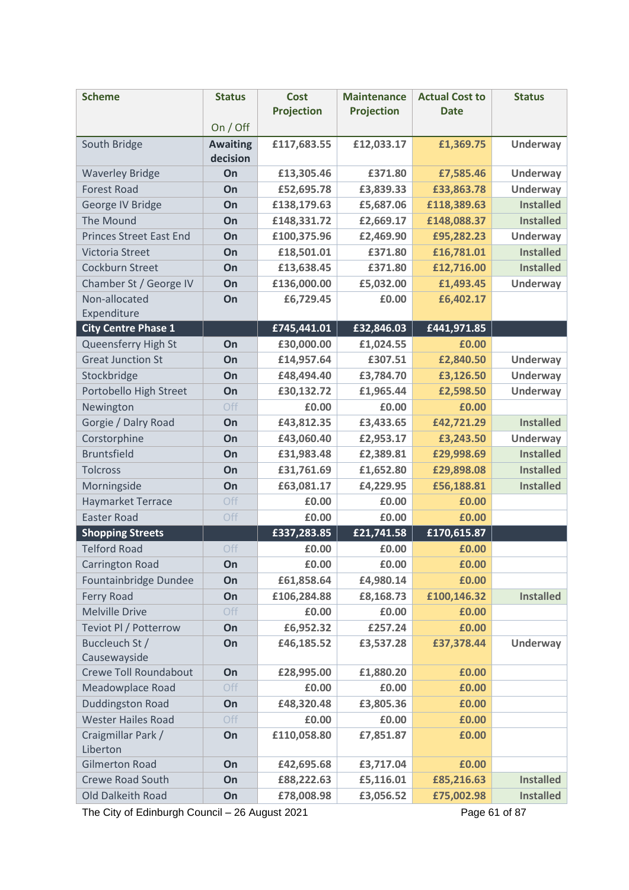| Scheme | Status<br><br>On / Off | Cost Projection | Maintenance Projection | Actual Cost to Date | Status |
|---|---|---|---|---|---|
| South Bridge | **Awaiting decision** | **£117,683.55** | **£12,033.17** | **£1,369.75** | **Underway** |
| Waverley Bridge | **On** | **£13,305.46** | **£371.80** | **£7,585.46** | **Underway** |
| Forest Road | **On** | **£52,695.78** | **£3,839.33** | **£33,863.78** | **Underway** |
| George IV Bridge | **On** | **£138,179.63** | **£5,687.06** | **£118,389.63** | **Installed** |
| The Mound | **On** | **£148,331.72** | **£2,669.17** | **£148,088.37** | **Installed** |
| Princes Street East End | **On** | **£100,375.96** | **£2,469.90** | **£95,282.23** | **Underway** |
| Victoria Street | **On** | **£18,501.01** | **£371.80** | **£16,781.01** | **Installed** |
| Cockburn Street | **On** | **£13,638.45** | **£371.80** | **£12,716.00** | **Installed** |
| Chamber St / George IV | **On** | **£136,000.00** | **£5,032.00** | **£1,493.45** | **Underway** |
| Non-allocated Expenditure | **On** | **£6,729.45** | **£0.00** | **£6,402.17** | |
| **City Centre Phase 1** | | **£745,441.01** | **£32,846.03** | **£441,971.85** | |
| Queensferry High St | **On** | **£30,000.00** | **£1,024.55** | **£0.00** | |
| Great Junction St | **On** | **£14,957.64** | **£307.51** | **£2,840.50** | **Underway** |
| Stockbridge | **On** | **£48,494.40** | **£3,784.70** | **£3,126.50** | **Underway** |
| Portobello High Street | **On** | **£30,132.72** | **£1,965.44** | **£2,598.50** | **Underway** |
| Newington | Off | **£0.00** | **£0.00** | **£0.00** | |
| Gorgie / Dalry Road | **On** | **£43,812.35** | **£3,433.65** | **£42,721.29** | **Installed** |
| Corstorphine | **On** | **£43,060.40** | **£2,953.17** | **£3,243.50** | **Underway** |
| Bruntsfield | **On** | **£31,983.48** | **£2,389.81** | **£29,998.69** | **Installed** |
| Tolcross | **On** | **£31,761.69** | **£1,652.80** | **£29,898.08** | **Installed** |
| Morningside | **On** | **£63,081.17** | **£4,229.95** | **£56,188.81** | **Installed** |
| Haymarket Terrace | Off | **£0.00** | **£0.00** | **£0.00** | |
| Easter Road | Off | **£0.00** | **£0.00** | **£0.00** | |
| **Shopping Streets** | | **£337,283.85** | **£21,741.58** | **£170,615.87** | |
| Telford Road | Off | **£0.00** | **£0.00** | **£0.00** | |
| Carrington Road | **On** | **£0.00** | **£0.00** | **£0.00** | |
| Fountainbridge Dundee | **On** | **£61,858.64** | **£4,980.14** | **£0.00** | |
| Ferry Road | **On** | **£106,284.88** | **£8,168.73** | **£100,146.32** | **Installed** |
| Melville Drive | Off | **£0.00** | **£0.00** | **£0.00** | |
| Teviot Pl / Potterrow | **On** | **£6,952.32** | **£257.24** | **£0.00** | |
| Buccleuch St / Causewayside | **On** | **£46,185.52** | **£3,537.28** | **£37,378.44** | **Underway** |
| Crewe Toll Roundabout | **On** | **£28,995.00** | **£1,880.20** | **£0.00** | |
| Meadowplace Road | Off | **£0.00** | **£0.00** | **£0.00** | |
| Duddingston Road | **On** | **£48,320.48** | **£3,805.36** | **£0.00** | |
| Wester Hailes Road | Off | **£0.00** | **£0.00** | **£0.00** | |
| Craigmillar Park / Liberton | **On** | **£110,058.80** | **£7,851.87** | **£0.00** | |
| Gilmerton Road | **On** | **£42,695.68** | **£3,717.04** | **£0.00** | |
| Crewe Road South | **On** | **£88,222.63** | **£5,116.01** | **£85,216.63** | **Installed** |
| Old Dalkeith Road | **On** | **£78,008.98** | **£3,056.52** | **£75,002.98** | **Installed** |

The City of Edinburgh Council – 26 August 2021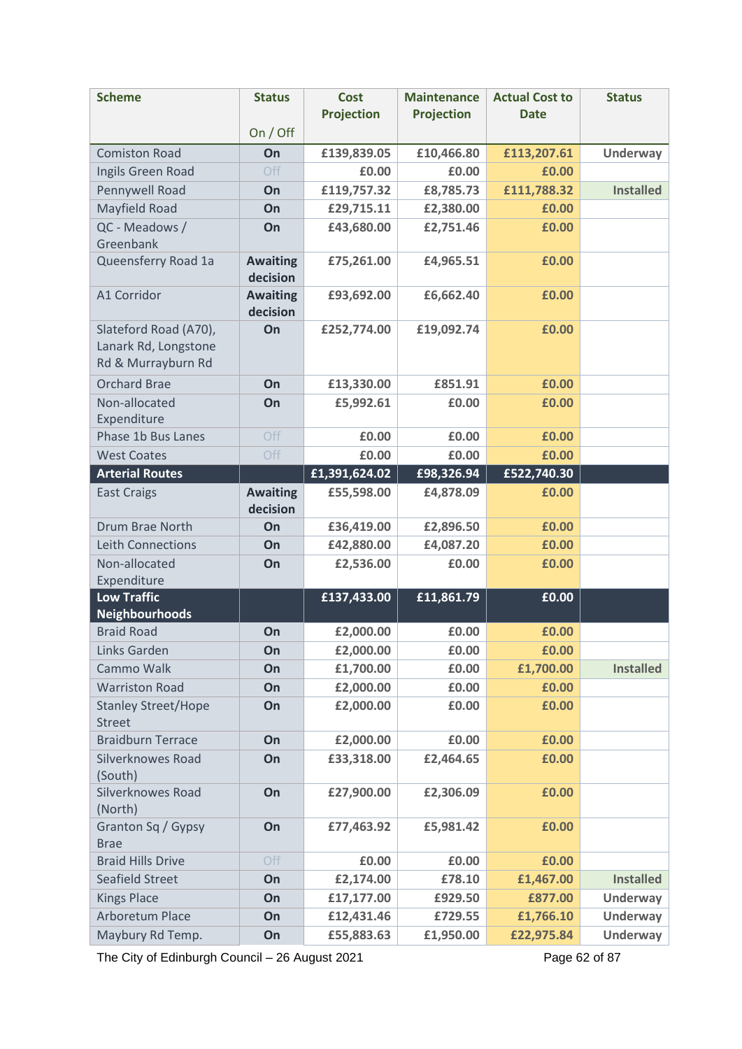| Scheme | Status<br><br>On / Off | Cost Projection | Maintenance Projection | Actual Cost to Date | Status |
|---|---|---|---|---|---|
| Comiston Road | On | £139,839.05 | £10,466.80 | £113,207.61 | Underway |
| Ingils Green Road | Off | £0.00 | £0.00 | £0.00 | |
| Pennywell Road | On | £119,757.32 | £8,785.73 | £111,788.32 | Installed |
| Mayfield Road | On | £29,715.11 | £2,380.00 | £0.00 | |
| QC - Meadows / Greenbank | On | £43,680.00 | £2,751.46 | £0.00 | |
| Queensferry Road 1a | Awaiting decision | £75,261.00 | £4,965.51 | £0.00 | |
| A1 Corridor | Awaiting decision | £93,692.00 | £6,662.40 | £0.00 | |
| Slateford Road (A70), Lanark Rd, Longstone Rd & Murrayburn Rd | On | £252,774.00 | £19,092.74 | £0.00 | |
| Orchard Brae | On | £13,330.00 | £851.91 | £0.00 | |
| Non-allocated Expenditure | On | £5,992.61 | £0.00 | £0.00 | |
| Phase 1b Bus Lanes | Off | £0.00 | £0.00 | £0.00 | |
| West Coates | Off | £0.00 | £0.00 | £0.00 | |
| **Arterial Routes** | | **£1,391,624.02** | **£98,326.94** | **£522,740.30** | |
| East Craigs | Awaiting decision | £55,598.00 | £4,878.09 | £0.00 | |
| Drum Brae North | On | £36,419.00 | £2,896.50 | £0.00 | |
| Leith Connections | On | £42,880.00 | £4,087.20 | £0.00 | |
| Non-allocated Expenditure | On | £2,536.00 | £0.00 | £0.00 | |
| **Low Traffic Neighbourhoods** | | **£137,433.00** | **£11,861.79** | **£0.00** | |
| Braid Road | On | £2,000.00 | £0.00 | £0.00 | |
| Links Garden | On | £2,000.00 | £0.00 | £0.00 | |
| Cammo Walk | On | £1,700.00 | £0.00 | £1,700.00 | Installed |
| Warriston Road | On | £2,000.00 | £0.00 | £0.00 | |
| Stanley Street/Hope Street | On | £2,000.00 | £0.00 | £0.00 | |
| Braidburn Terrace | On | £2,000.00 | £0.00 | £0.00 | |
| Silverknowes Road (South) | On | £33,318.00 | £2,464.65 | £0.00 | |
| Silverknowes Road (North) | On | £27,900.00 | £2,306.09 | £0.00 | |
| Granton Sq / Gypsy Brae | On | £77,463.92 | £5,981.42 | £0.00 | |
| Braid Hills Drive | Off | £0.00 | £0.00 | £0.00 | |
| Seafield Street | On | £2,174.00 | £78.10 | £1,467.00 | Installed |
| Kings Place | On | £17,177.00 | £929.50 | £877.00 | Underway |
| Arboretum Place | On | £12,431.46 | £729.55 | £1,766.10 | Underway |
| Maybury Rd Temp. | On | £55,883.63 | £1,950.00 | £22,975.84 | Underway |

The City of Edinburgh Council – 26 August 2021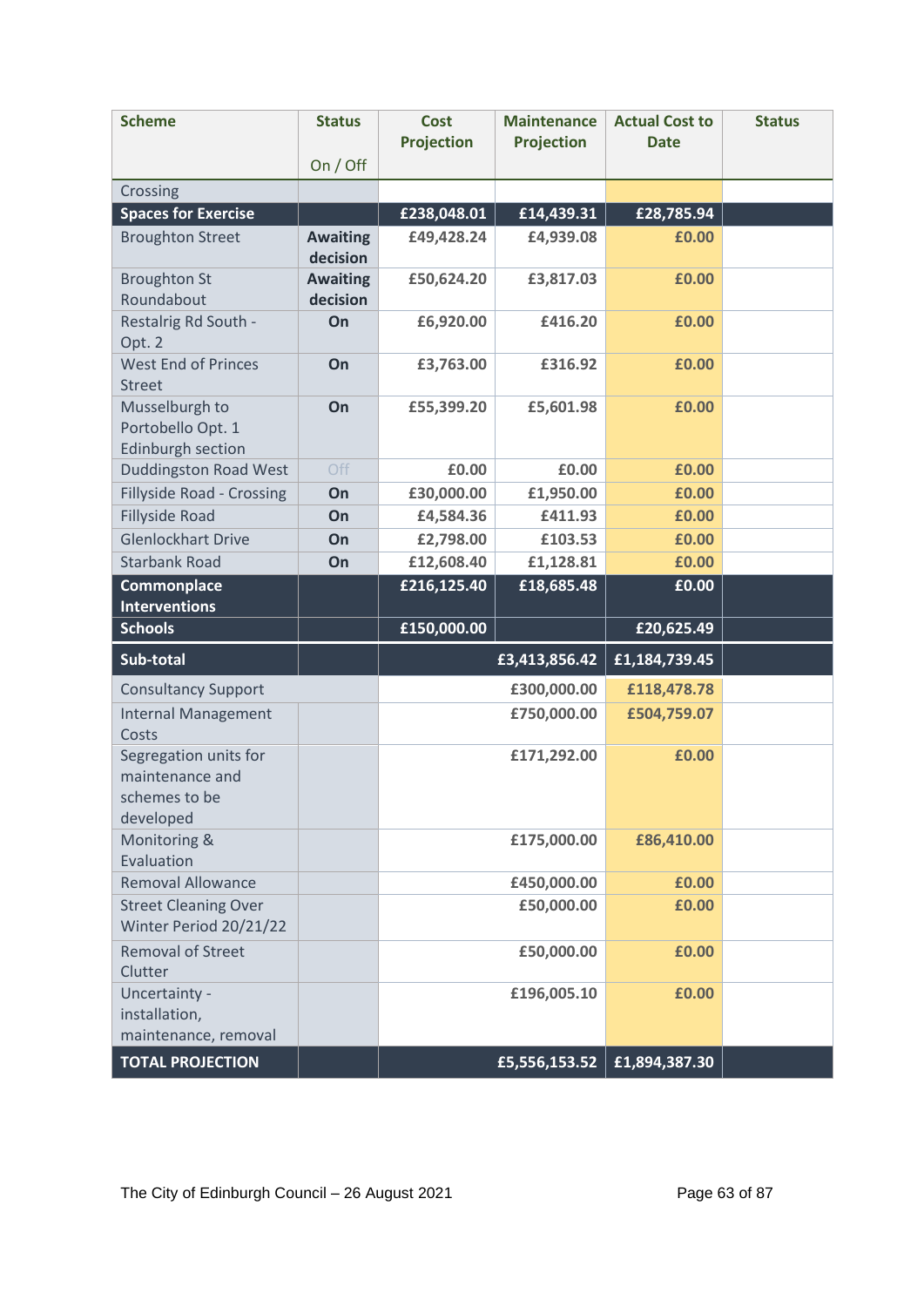| Scheme | Status<br>On / Off | Cost Projection | Maintenance Projection | Actual Cost to Date | Status |
|---|---|---|---|---|---|
| Crossing | | | | | |
| **Spaces for Exercise** | | **£238,048.01** | **£14,439.31** | **£28,785.94** | |
| Broughton Street | **Awaiting decision** | £49,428.24 | £4,939.08 | £0.00 | |
| Broughton St Roundabout | **Awaiting decision** | £50,624.20 | £3,817.03 | £0.00 | |
| Restalrig Rd South - Opt. 2 | **On** | £6,920.00 | £416.20 | £0.00 | |
| West End of Princes Street | **On** | £3,763.00 | £316.92 | £0.00 | |
| Musselburgh to Portobello Opt. 1 Edinburgh section | **On** | £55,399.20 | £5,601.98 | £0.00 | |
| Duddingston Road West | Off | £0.00 | £0.00 | £0.00 | |
| Fillyside Road - Crossing | **On** | £30,000.00 | £1,950.00 | £0.00 | |
| Fillyside Road | **On** | £4,584.36 | £411.93 | £0.00 | |
| Glenlockhart Drive | **On** | £2,798.00 | £103.53 | £0.00 | |
| Starbank Road | **On** | £12,608.40 | £1,128.81 | £0.00 | |
| **Commonplace Interventions** | | **£216,125.40** | **£18,685.48** | **£0.00** | |
| **Schools** | | **£150,000.00** | | **£20,625.49** | |
| **Sub-total** | | | **£3,413,856.42** | **£1,184,739.45** | |
| Consultancy Support | | | £300,000.00 | £118,478.78 | |
| Internal Management Costs | | | £750,000.00 | £504,759.07 | |
| Segregation units for maintenance and schemes to be developed | | | £171,292.00 | £0.00 | |
| Monitoring & Evaluation | | | £175,000.00 | £86,410.00 | |
| Removal Allowance | | | £450,000.00 | £0.00 | |
| Street Cleaning Over Winter Period 20/21/22 | | | £50,000.00 | £0.00 | |
| Removal of Street Clutter | | | £50,000.00 | £0.00 | |
| Uncertainty - installation, maintenance, removal | | | £196,005.10 | £0.00 | |
| **TOTAL PROJECTION** | | | **£5,556,153.52** | **£1,894,387.30** | |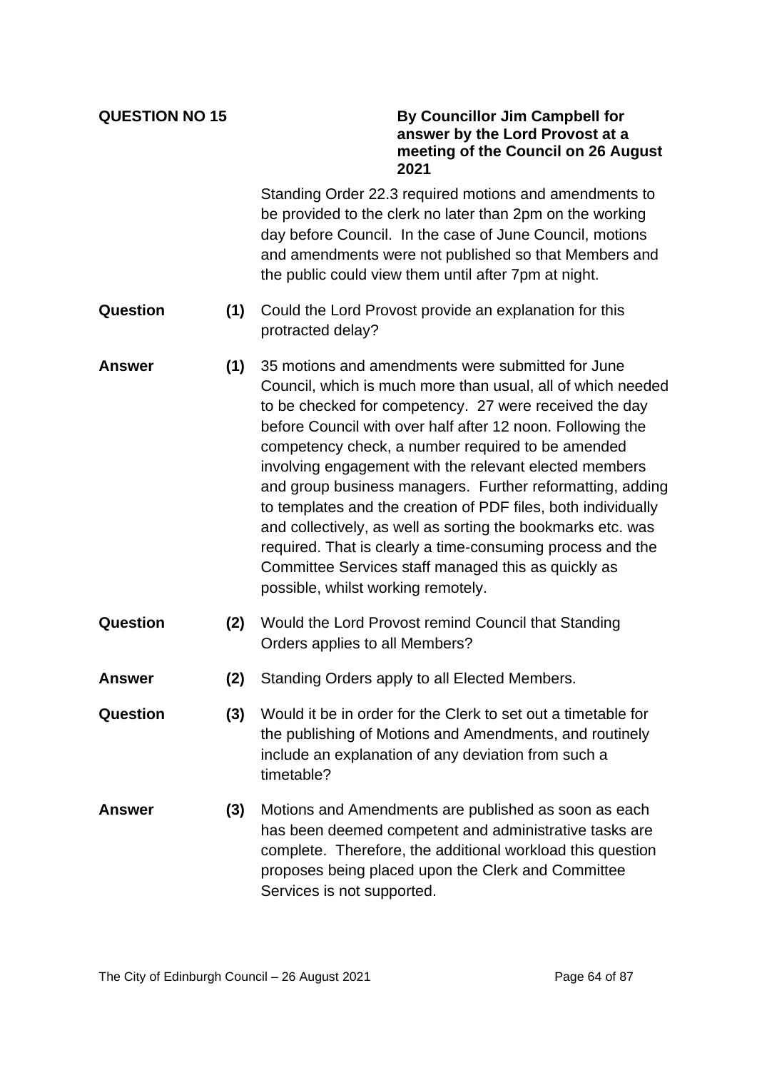**QUESTION NO 15**

**By Councillor Jim Campbell for answer by the Lord Provost at a meeting of the Council on 26 August 2021**

Standing Order 22.3 required motions and amendments to be provided to the clerk no later than 2pm on the working day before Council. In the case of June Council, motions and amendments were not published so that Members and the public could view them until after 7pm at night.

**Question (1)** Could the Lord Provost provide an explanation for this protracted delay?

**Answer (1)** 35 motions and amendments were submitted for June Council, which is much more than usual, all of which needed to be checked for competency. 27 were received the day before Council with over half after 12 noon. Following the competency check, a number required to be amended involving engagement with the relevant elected members and group business managers. Further reformatting, adding to templates and the creation of PDF files, both individually and collectively, as well as sorting the bookmarks etc. was required. That is clearly a time-consuming process and the Committee Services staff managed this as quickly as possible, whilst working remotely.

**Question (2)** Would the Lord Provost remind Council that Standing Orders applies to all Members?

**Answer (2)** Standing Orders apply to all Elected Members.

**Question (3)** Would it be in order for the Clerk to set out a timetable for the publishing of Motions and Amendments, and routinely include an explanation of any deviation from such a timetable?

**Answer (3)** Motions and Amendments are published as soon as each has been deemed competent and administrative tasks are complete. Therefore, the additional workload this question proposes being placed upon the Clerk and Committee Services is not supported.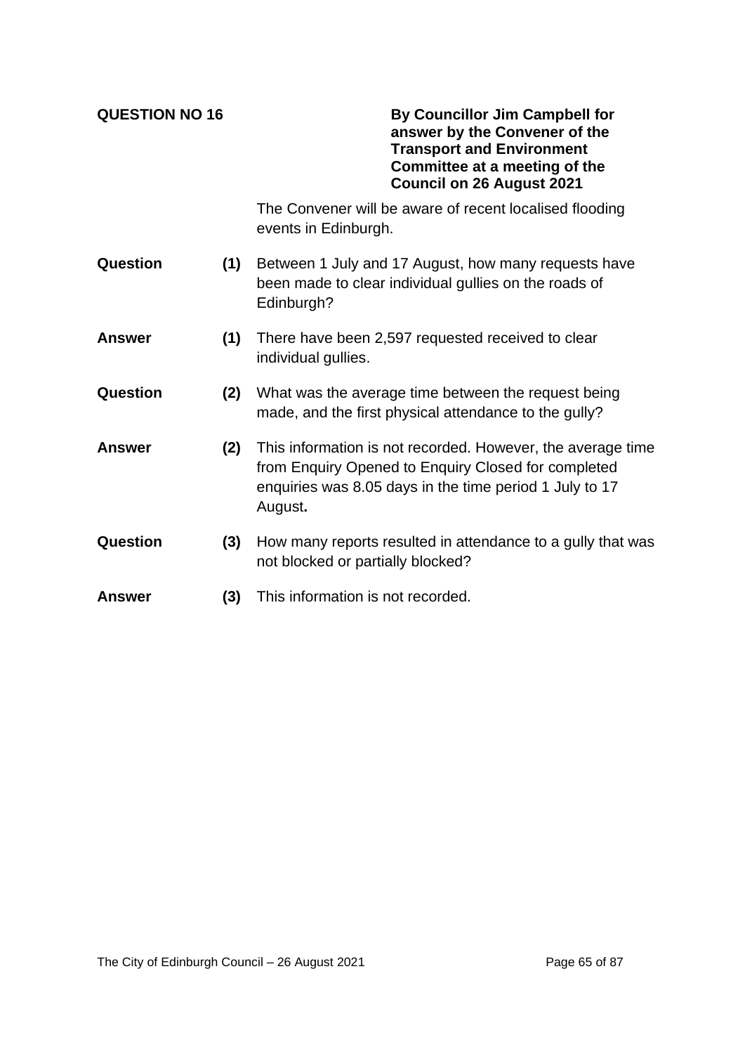**QUESTION NO 16**

**By Councillor Jim Campbell for answer by the Convener of the Transport and Environment Committee at a meeting of the Council on 26 August 2021**

The Convener will be aware of recent localised flooding events in Edinburgh.

**Question (1)** Between 1 July and 17 August, how many requests have been made to clear individual gullies on the roads of Edinburgh?

**Answer (1)** There have been 2,597 requested received to clear individual gullies.

**Question (2)** What was the average time between the request being made, and the first physical attendance to the gully?

**Answer (2)** This information is not recorded. However, the average time from Enquiry Opened to Enquiry Closed for completed enquiries was 8.05 days in the time period 1 July to 17 August**.**

**Question (3)** How many reports resulted in attendance to a gully that was not blocked or partially blocked?

**Answer (3)** This information is not recorded.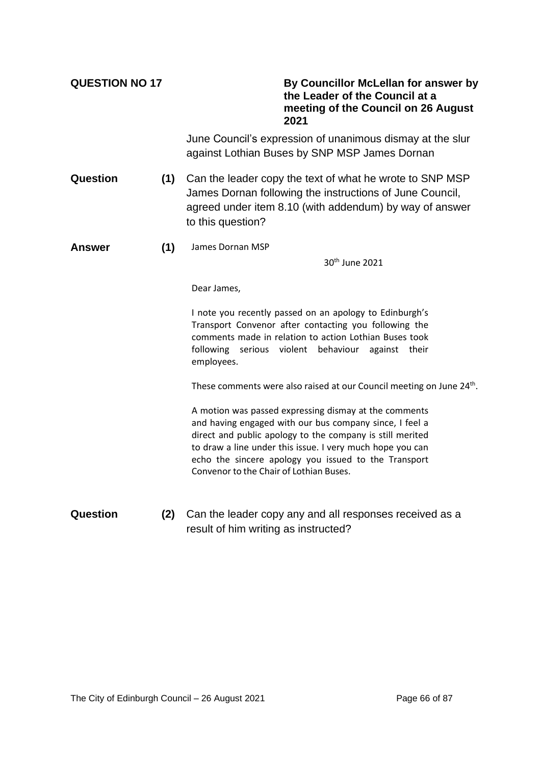**QUESTION NO 17**

**By Councillor McLellan for answer by the Leader of the Council at a meeting of the Council on 26 August 2021**

June Council's expression of unanimous dismay at the slur against Lothian Buses by SNP MSP James Dornan

**Question (1)** Can the leader copy the text of what he wrote to SNP MSP James Dornan following the instructions of June Council, agreed under item 8.10 (with addendum) by way of answer to this question?

**Answer (1)**

James Dornan MSP

30th June 2021

Dear James,

I note you recently passed on an apology to Edinburgh's Transport Convenor after contacting you following the comments made in relation to action Lothian Buses took following serious violent behaviour against their employees.

These comments were also raised at our Council meeting on June 24th.

A motion was passed expressing dismay at the comments and having engaged with our bus company since, I feel a direct and public apology to the company is still merited to draw a line under this issue. I very much hope you can echo the sincere apology you issued to the Transport Convenor to the Chair of Lothian Buses.

**Question (2)** Can the leader copy any and all responses received as a result of him writing as instructed?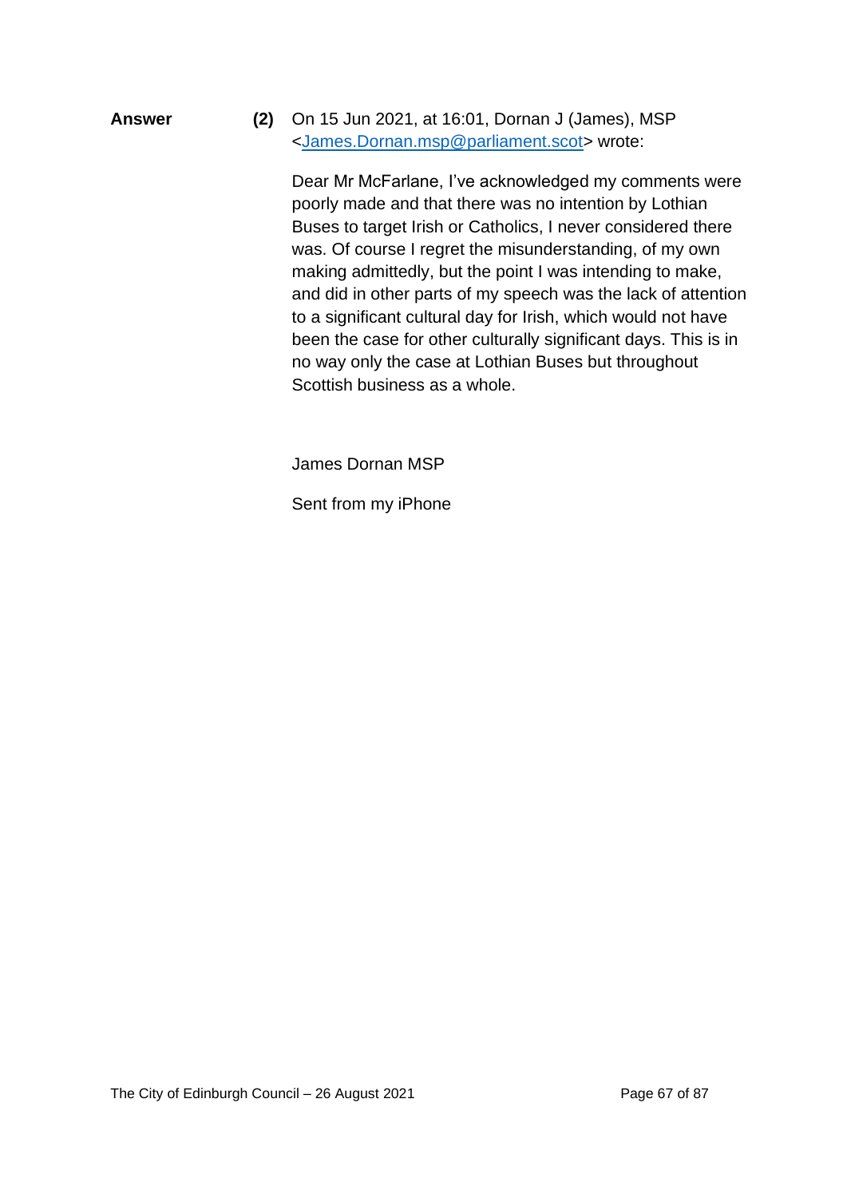**Answer** **(2)** On 15 Jun 2021, at 16:01, Dornan J (James), MSP <James.Dornan.msp@parliament.scot> wrote:

Dear Mr McFarlane, I've acknowledged my comments were poorly made and that there was no intention by Lothian Buses to target Irish or Catholics, I never considered there was. Of course I regret the misunderstanding, of my own making admittedly, but the point I was intending to make, and did in other parts of my speech was the lack of attention to a significant cultural day for Irish, which would not have been the case for other culturally significant days. This is in no way only the case at Lothian Buses but throughout Scottish business as a whole.

James Dornan MSP

Sent from my iPhone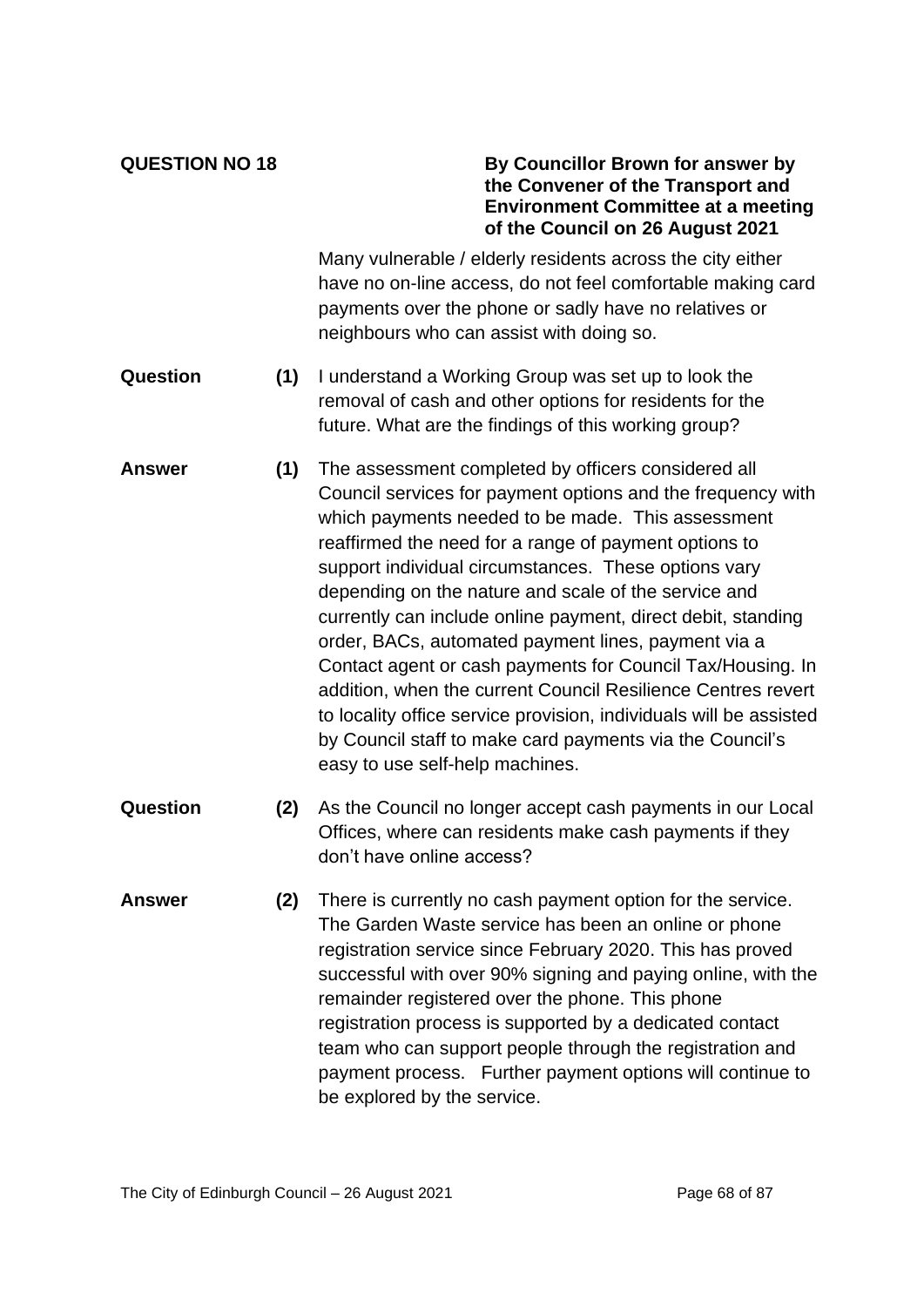**QUESTION NO 18**

**By Councillor Brown for answer by the Convener of the Transport and Environment Committee at a meeting of the Council on 26 August 2021**

Many vulnerable / elderly residents across the city either have no on-line access, do not feel comfortable making card payments over the phone or sadly have no relatives or neighbours who can assist with doing so.

**Question (1)** I understand a Working Group was set up to look the removal of cash and other options for residents for the future. What are the findings of this working group?

**Answer (1)** The assessment completed by officers considered all Council services for payment options and the frequency with which payments needed to be made. This assessment reaffirmed the need for a range of payment options to support individual circumstances. These options vary depending on the nature and scale of the service and currently can include online payment, direct debit, standing order, BACs, automated payment lines, payment via a Contact agent or cash payments for Council Tax/Housing. In addition, when the current Council Resilience Centres revert to locality office service provision, individuals will be assisted by Council staff to make card payments via the Council's easy to use self-help machines.

**Question (2)** As the Council no longer accept cash payments in our Local Offices, where can residents make cash payments if they don't have online access?

**Answer (2)** There is currently no cash payment option for the service. The Garden Waste service has been an online or phone registration service since February 2020. This has proved successful with over 90% signing and paying online, with the remainder registered over the phone. This phone registration process is supported by a dedicated contact team who can support people through the registration and payment process. Further payment options will continue to be explored by the service.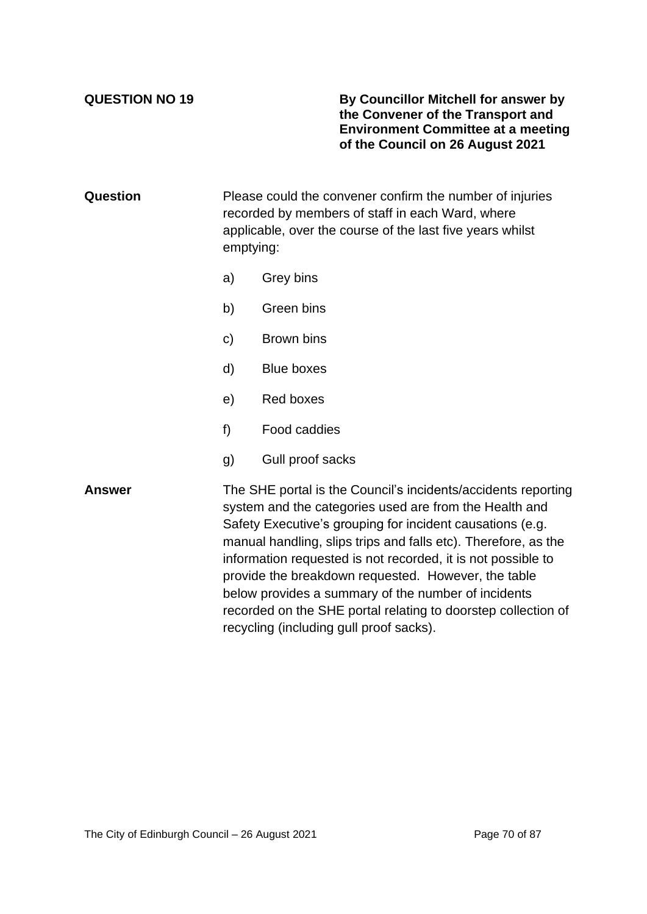**QUESTION NO 19**

**By Councillor Mitchell for answer by the Convener of the Transport and Environment Committee at a meeting of the Council on 26 August 2021**

**Question**

Please could the convener confirm the number of injuries recorded by members of staff in each Ward, where applicable, over the course of the last five years whilst emptying:

a) Grey bins

b) Green bins

c) Brown bins

d) Blue boxes

e) Red boxes

f) Food caddies

g) Gull proof sacks

**Answer**

The SHE portal is the Council's incidents/accidents reporting system and the categories used are from the Health and Safety Executive's grouping for incident causations (e.g. manual handling, slips trips and falls etc). Therefore, as the information requested is not recorded, it is not possible to provide the breakdown requested. However, the table below provides a summary of the number of incidents recorded on the SHE portal relating to doorstep collection of recycling (including gull proof sacks).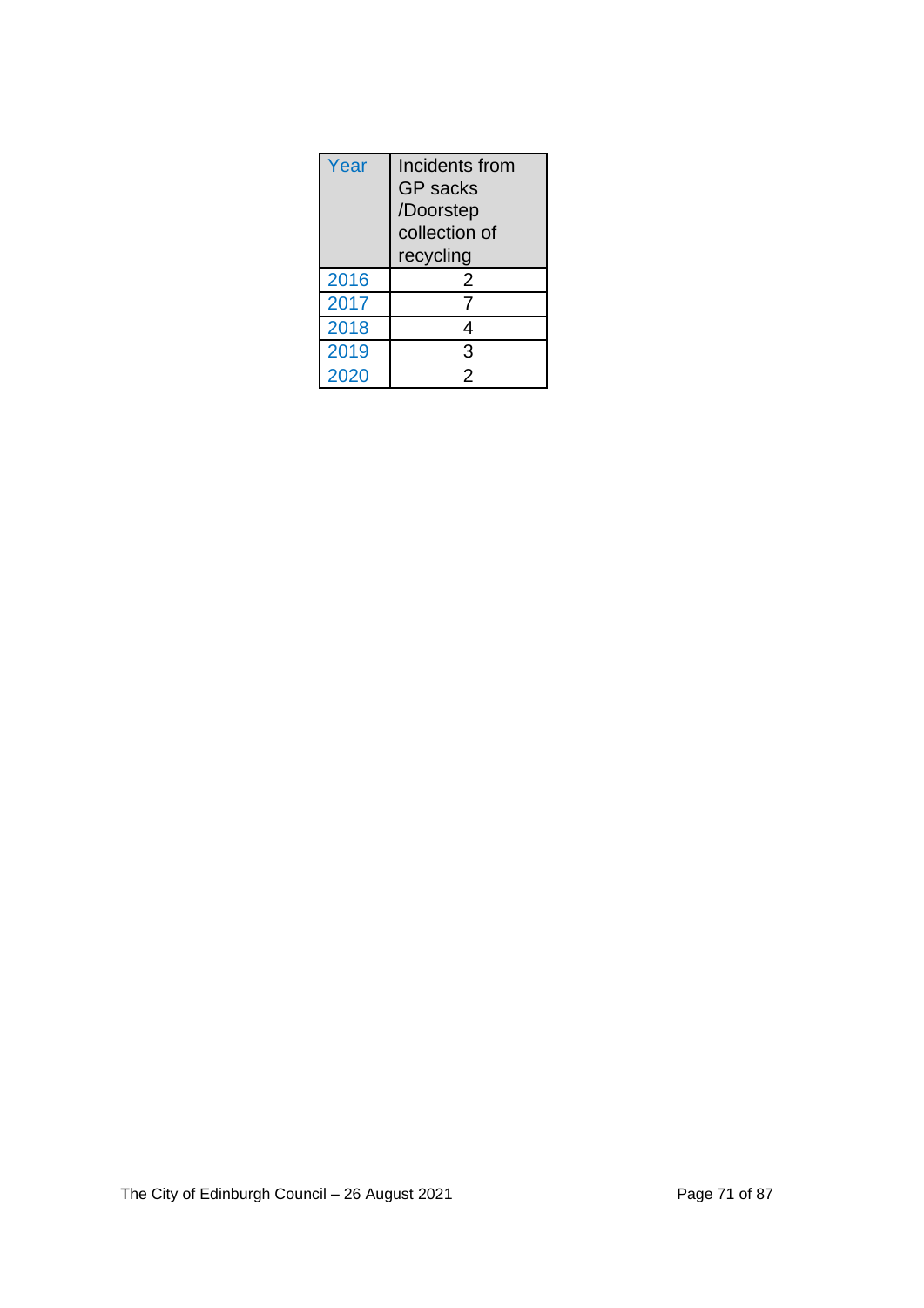| Year | Incidents from GP sacks /Doorstep collection of recycling |
|---|---|
| 2016 | 2 |
| 2017 | 7 |
| 2018 | 4 |
| 2019 | 3 |
| 2020 | 2 |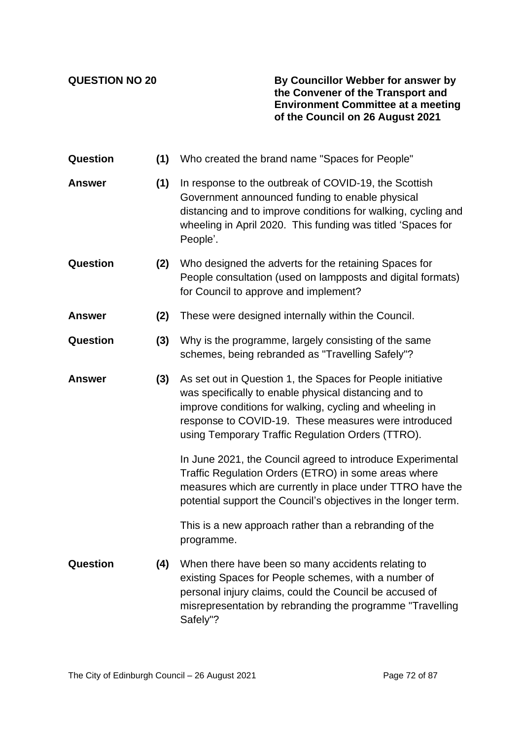**QUESTION NO 20**

**By Councillor Webber for answer by the Convener of the Transport and Environment Committee at a meeting of the Council on 26 August 2021**

**Question (1)** Who created the brand name "Spaces for People"

**Answer (1)** In response to the outbreak of COVID-19, the Scottish Government announced funding to enable physical distancing and to improve conditions for walking, cycling and wheeling in April 2020. This funding was titled 'Spaces for People'.

**Question (2)** Who designed the adverts for the retaining Spaces for People consultation (used on lampposts and digital formats) for Council to approve and implement?

**Answer (2)** These were designed internally within the Council.

**Question (3)** Why is the programme, largely consisting of the same schemes, being rebranded as "Travelling Safely"?

**Answer (3)** As set out in Question 1, the Spaces for People initiative was specifically to enable physical distancing and to improve conditions for walking, cycling and wheeling in response to COVID-19. These measures were introduced using Temporary Traffic Regulation Orders (TTRO).

In June 2021, the Council agreed to introduce Experimental Traffic Regulation Orders (ETRO) in some areas where measures which are currently in place under TTRO have the potential support the Council's objectives in the longer term.

This is a new approach rather than a rebranding of the programme.

**Question (4)** When there have been so many accidents relating to existing Spaces for People schemes, with a number of personal injury claims, could the Council be accused of misrepresentation by rebranding the programme "Travelling Safely"?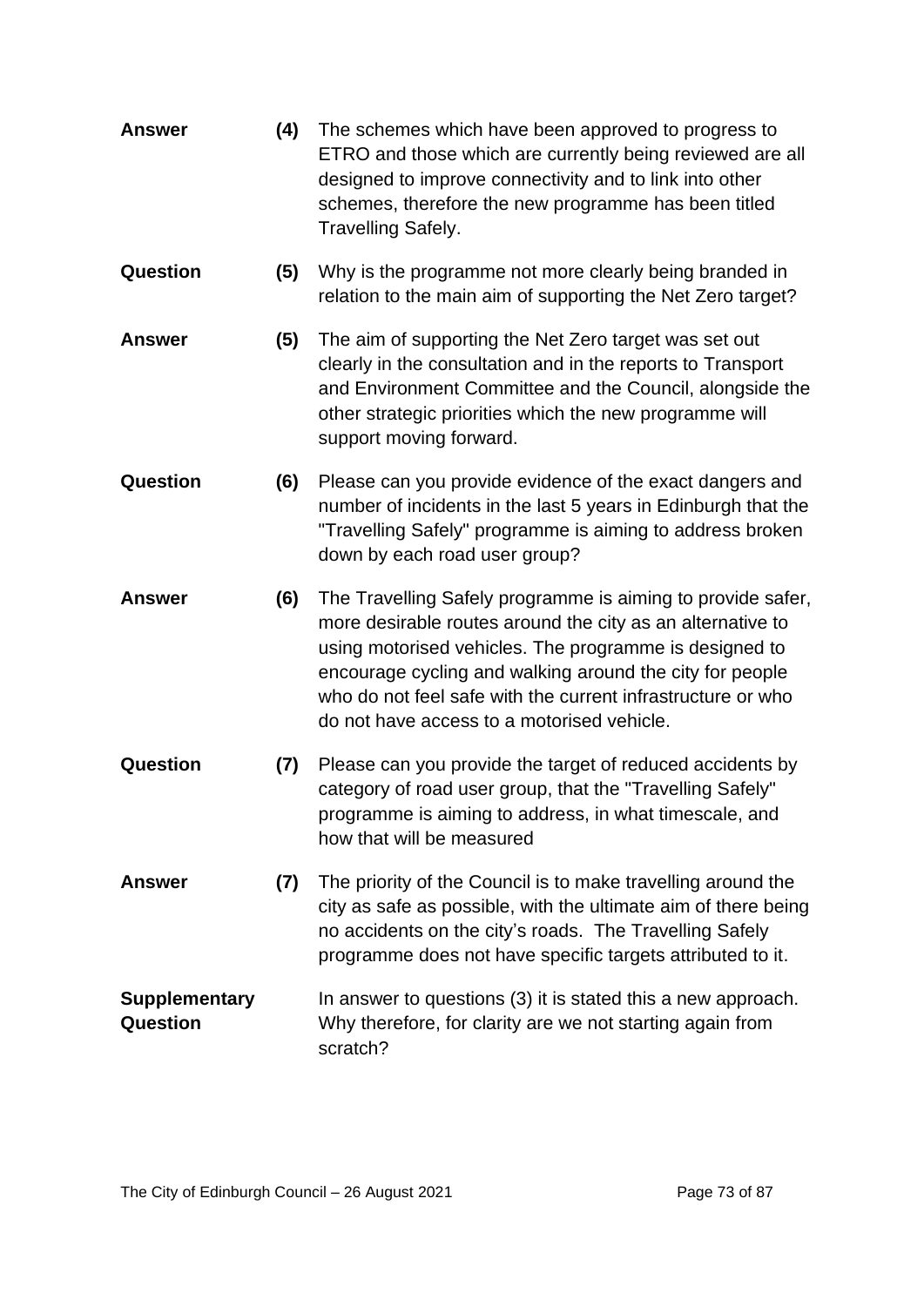**Answer** **(4)** The schemes which have been approved to progress to ETRO and those which are currently being reviewed are all designed to improve connectivity and to link into other schemes, therefore the new programme has been titled Travelling Safely.

**Question** **(5)** Why is the programme not more clearly being branded in relation to the main aim of supporting the Net Zero target?

**Answer** **(5)** The aim of supporting the Net Zero target was set out clearly in the consultation and in the reports to Transport and Environment Committee and the Council, alongside the other strategic priorities which the new programme will support moving forward.

**Question** **(6)** Please can you provide evidence of the exact dangers and number of incidents in the last 5 years in Edinburgh that the "Travelling Safely" programme is aiming to address broken down by each road user group?

**Answer** **(6)** The Travelling Safely programme is aiming to provide safer, more desirable routes around the city as an alternative to using motorised vehicles. The programme is designed to encourage cycling and walking around the city for people who do not feel safe with the current infrastructure or who do not have access to a motorised vehicle.

**Question** **(7)** Please can you provide the target of reduced accidents by category of road user group, that the "Travelling Safely" programme is aiming to address, in what timescale, and how that will be measured

**Answer** **(7)** The priority of the Council is to make travelling around the city as safe as possible, with the ultimate aim of there being no accidents on the city's roads. The Travelling Safely programme does not have specific targets attributed to it.

**Supplementary Question** In answer to questions (3) it is stated this a new approach. Why therefore, for clarity are we not starting again from scratch?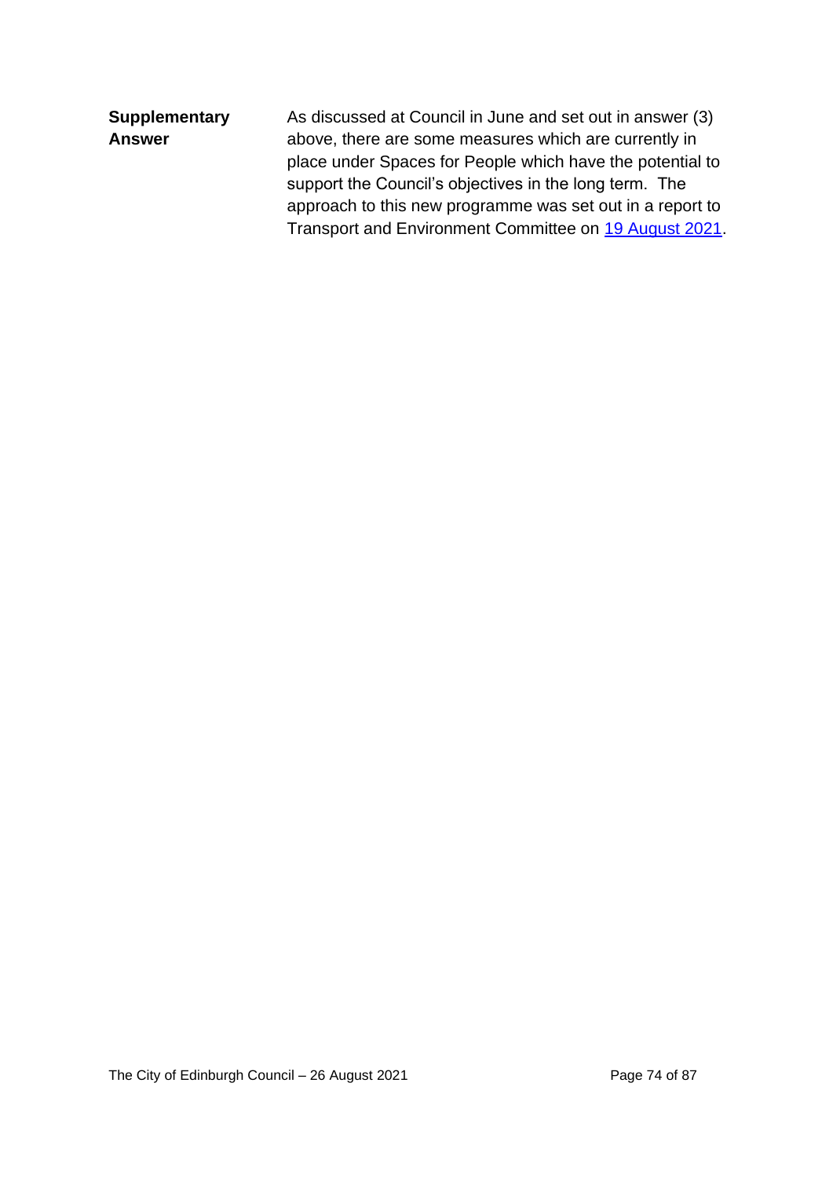**Supplementary Answer**

As discussed at Council in June and set out in answer (3) above, there are some measures which are currently in place under Spaces for People which have the potential to support the Council's objectives in the long term. The approach to this new programme was set out in a report to Transport and Environment Committee on 19 August 2021.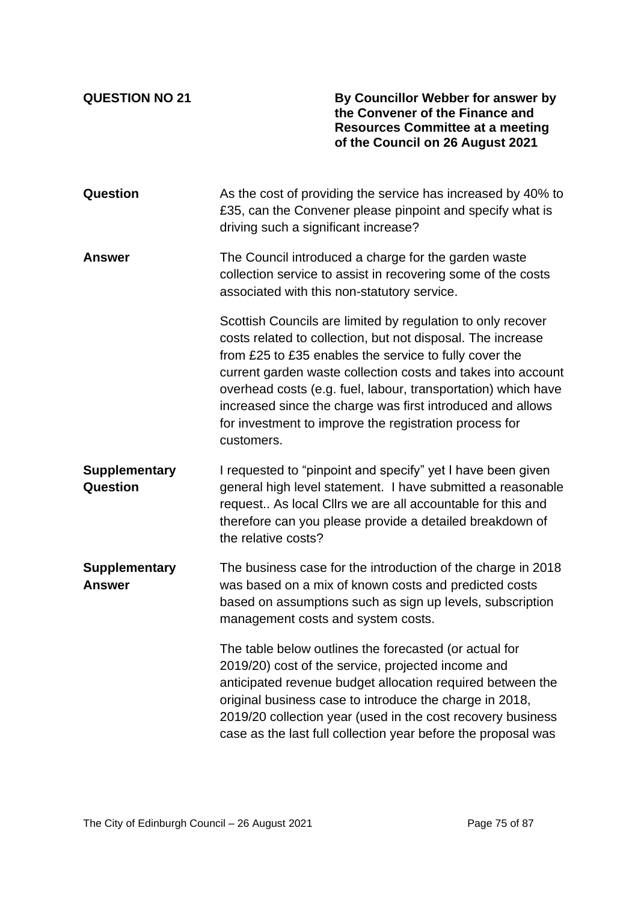**QUESTION NO 21**

**By Councillor Webber for answer by the Convener of the Finance and Resources Committee at a meeting of the Council on 26 August 2021**

**Question**

As the cost of providing the service has increased by 40% to £35, can the Convener please pinpoint and specify what is driving such a significant increase?

**Answer**

The Council introduced a charge for the garden waste collection service to assist in recovering some of the costs associated with this non-statutory service.

Scottish Councils are limited by regulation to only recover costs related to collection, but not disposal. The increase from £25 to £35 enables the service to fully cover the current garden waste collection costs and takes into account overhead costs (e.g. fuel, labour, transportation) which have increased since the charge was first introduced and allows for investment to improve the registration process for customers.

**Supplementary Question**

I requested to "pinpoint and specify" yet I have been given general high level statement. I have submitted a reasonable request.. As local Cllrs we are all accountable for this and therefore can you please provide a detailed breakdown of the relative costs?

**Supplementary Answer**

The business case for the introduction of the charge in 2018 was based on a mix of known costs and predicted costs based on assumptions such as sign up levels, subscription management costs and system costs.

The table below outlines the forecasted (or actual for 2019/20) cost of the service, projected income and anticipated revenue budget allocation required between the original business case to introduce the charge in 2018, 2019/20 collection year (used in the cost recovery business case as the last full collection year before the proposal was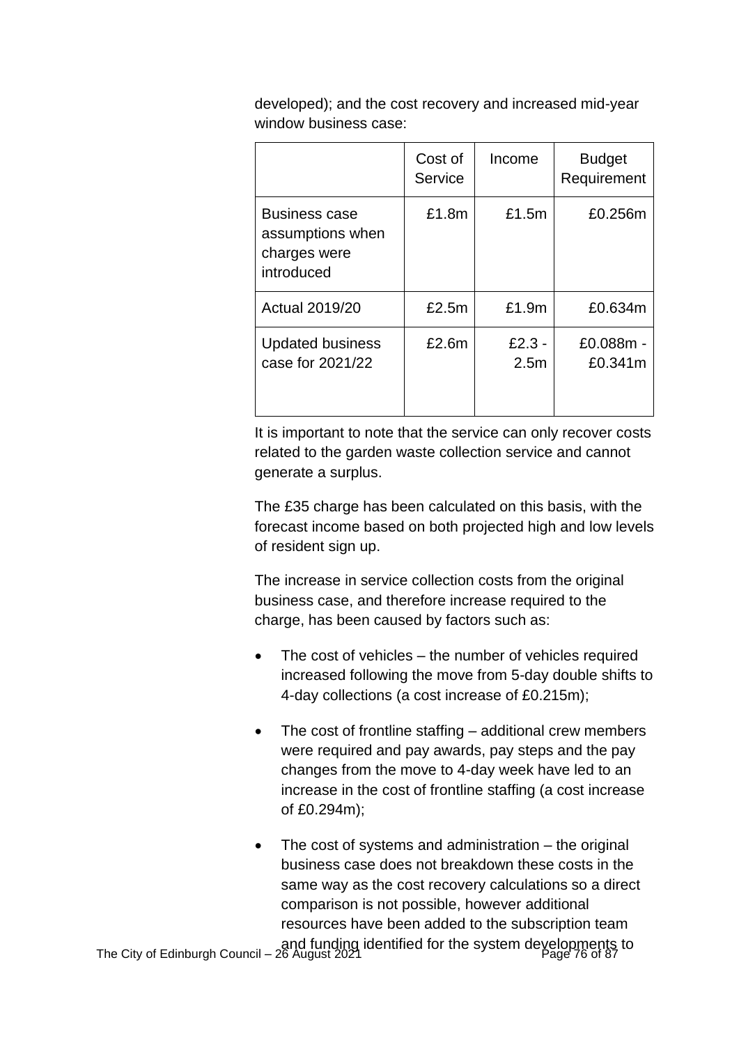developed); and the cost recovery and increased mid-year window business case:

| | Cost of Service | Income | Budget Requirement |
|---|---|---|---|
| Business case assumptions when charges were introduced | £1.8m | £1.5m | £0.256m |
| Actual 2019/20 | £2.5m | £1.9m | £0.634m |
| Updated business case for 2021/22 | £2.6m | £2.3 - 2.5m | £0.088m - £0.341m |

It is important to note that the service can only recover costs related to the garden waste collection service and cannot generate a surplus.

The £35 charge has been calculated on this basis, with the forecast income based on both projected high and low levels of resident sign up.

The increase in service collection costs from the original business case, and therefore increase required to the charge, has been caused by factors such as:

- The cost of vehicles – the number of vehicles required increased following the move from 5-day double shifts to 4-day collections (a cost increase of £0.215m);
- The cost of frontline staffing – additional crew members were required and pay awards, pay steps and the pay changes from the move to 4-day week have led to an increase in the cost of frontline staffing (a cost increase of £0.294m);
- The cost of systems and administration – the original business case does not breakdown these costs in the same way as the cost recovery calculations so a direct comparison is not possible, however additional resources have been added to the subscription team and funding identified for the system developments to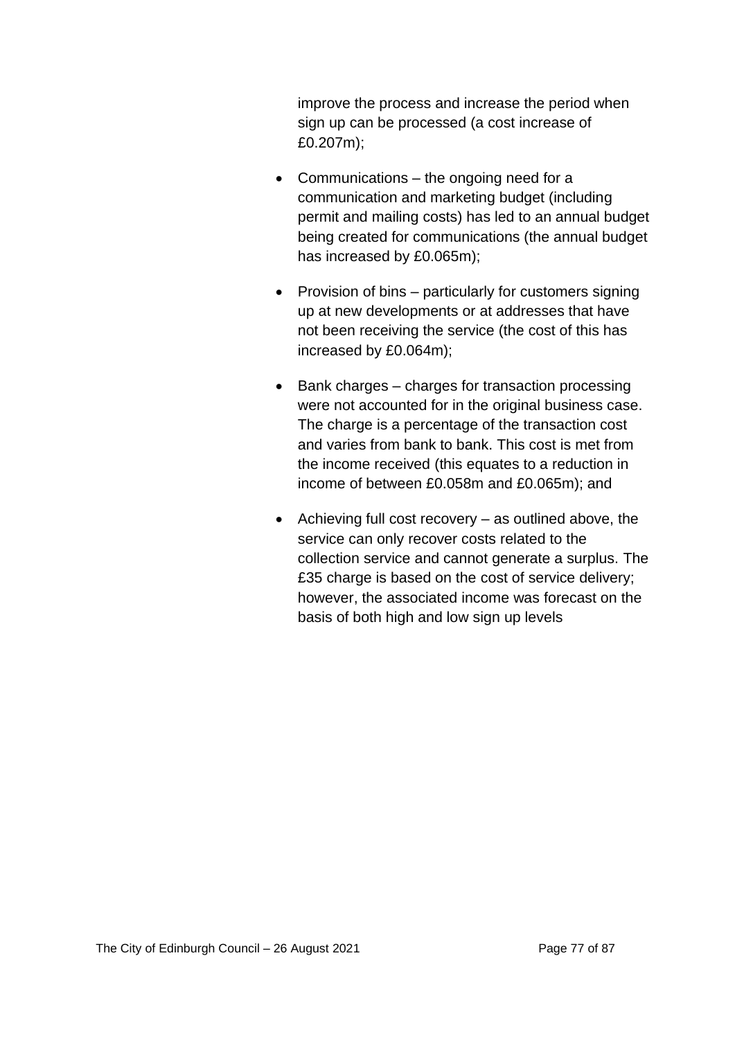improve the process and increase the period when sign up can be processed (a cost increase of £0.207m);

- Communications – the ongoing need for a communication and marketing budget (including permit and mailing costs) has led to an annual budget being created for communications (the annual budget has increased by £0.065m);

- Provision of bins – particularly for customers signing up at new developments or at addresses that have not been receiving the service (the cost of this has increased by £0.064m);

- Bank charges – charges for transaction processing were not accounted for in the original business case. The charge is a percentage of the transaction cost and varies from bank to bank. This cost is met from the income received (this equates to a reduction in income of between £0.058m and £0.065m); and

- Achieving full cost recovery – as outlined above, the service can only recover costs related to the collection service and cannot generate a surplus. The £35 charge is based on the cost of service delivery; however, the associated income was forecast on the basis of both high and low sign up levels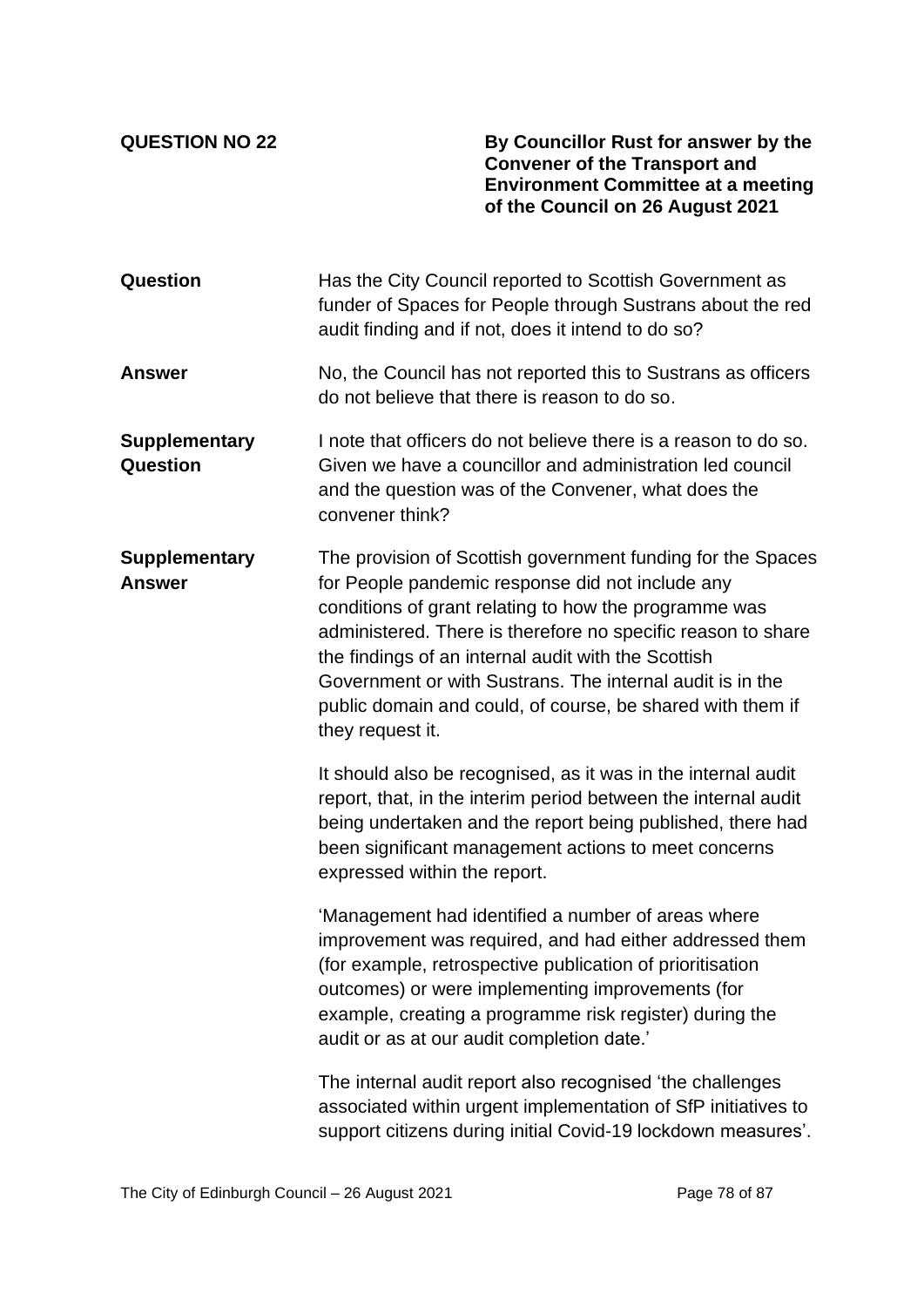**QUESTION NO 22**

**By Councillor Rust for answer by the Convener of the Transport and Environment Committee at a meeting of the Council on 26 August 2021**

**Question**

Has the City Council reported to Scottish Government as funder of Spaces for People through Sustrans about the red audit finding and if not, does it intend to do so?

**Answer**

No, the Council has not reported this to Sustrans as officers do not believe that there is reason to do so.

**Supplementary Question**

I note that officers do not believe there is a reason to do so. Given we have a councillor and administration led council and the question was of the Convener, what does the convener think?

**Supplementary Answer**

The provision of Scottish government funding for the Spaces for People pandemic response did not include any conditions of grant relating to how the programme was administered. There is therefore no specific reason to share the findings of an internal audit with the Scottish Government or with Sustrans. The internal audit is in the public domain and could, of course, be shared with them if they request it.

It should also be recognised, as it was in the internal audit report, that, in the interim period between the internal audit being undertaken and the report being published, there had been significant management actions to meet concerns expressed within the report.

'Management had identified a number of areas where improvement was required, and had either addressed them (for example, retrospective publication of prioritisation outcomes) or were implementing improvements (for example, creating a programme risk register) during the audit or as at our audit completion date.'

The internal audit report also recognised 'the challenges associated within urgent implementation of SfP initiatives to support citizens during initial Covid-19 lockdown measures'.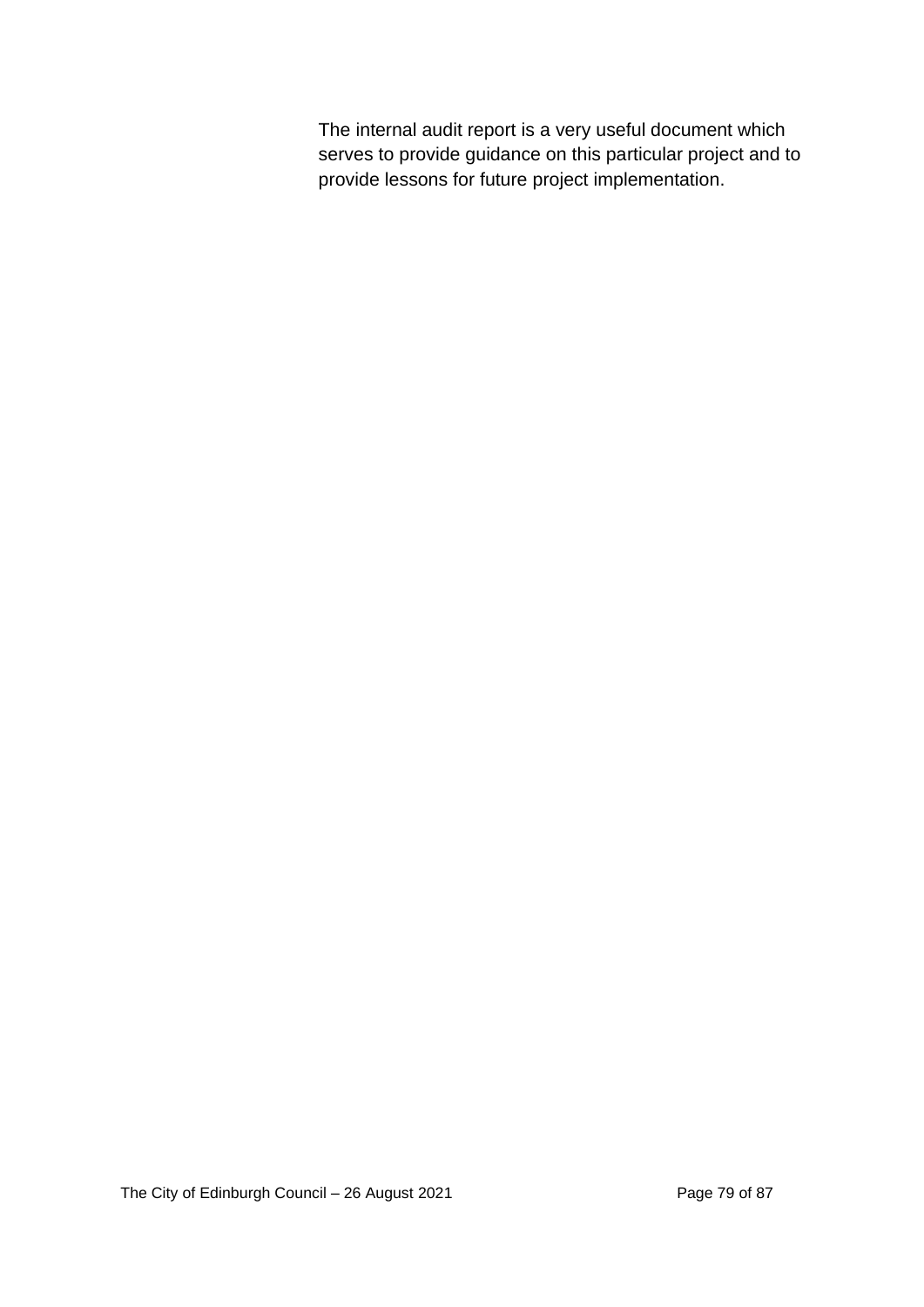The internal audit report is a very useful document which serves to provide guidance on this particular project and to provide lessons for future project implementation.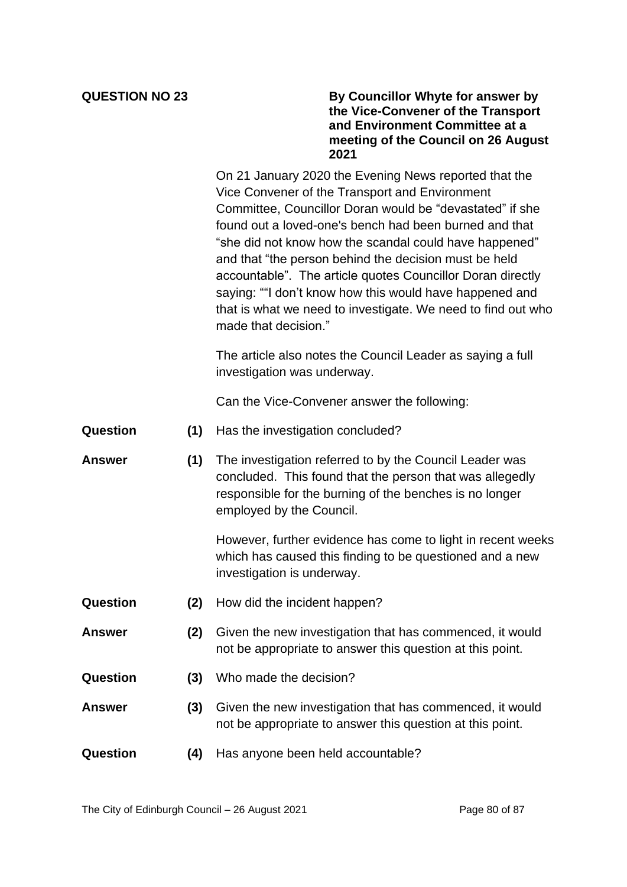**QUESTION NO 23**

**By Councillor Whyte for answer by the Vice-Convener of the Transport and Environment Committee at a meeting of the Council on 26 August 2021**

On 21 January 2020 the Evening News reported that the Vice Convener of the Transport and Environment Committee, Councillor Doran would be "devastated" if she found out a loved-one's bench had been burned and that "she did not know how the scandal could have happened" and that "the person behind the decision must be held accountable". The article quotes Councillor Doran directly saying: ""I don't know how this would have happened and that is what we need to investigate. We need to find out who made that decision."

The article also notes the Council Leader as saying a full investigation was underway.

Can the Vice-Convener answer the following:

**Question (1)** Has the investigation concluded?

**Answer (1)** The investigation referred to by the Council Leader was concluded. This found that the person that was allegedly responsible for the burning of the benches is no longer employed by the Council.

However, further evidence has come to light in recent weeks which has caused this finding to be questioned and a new investigation is underway.

**Question (2)** How did the incident happen?

**Answer (2)** Given the new investigation that has commenced, it would not be appropriate to answer this question at this point.

**Question (3)** Who made the decision?

**Answer (3)** Given the new investigation that has commenced, it would not be appropriate to answer this question at this point.

**Question (4)** Has anyone been held accountable?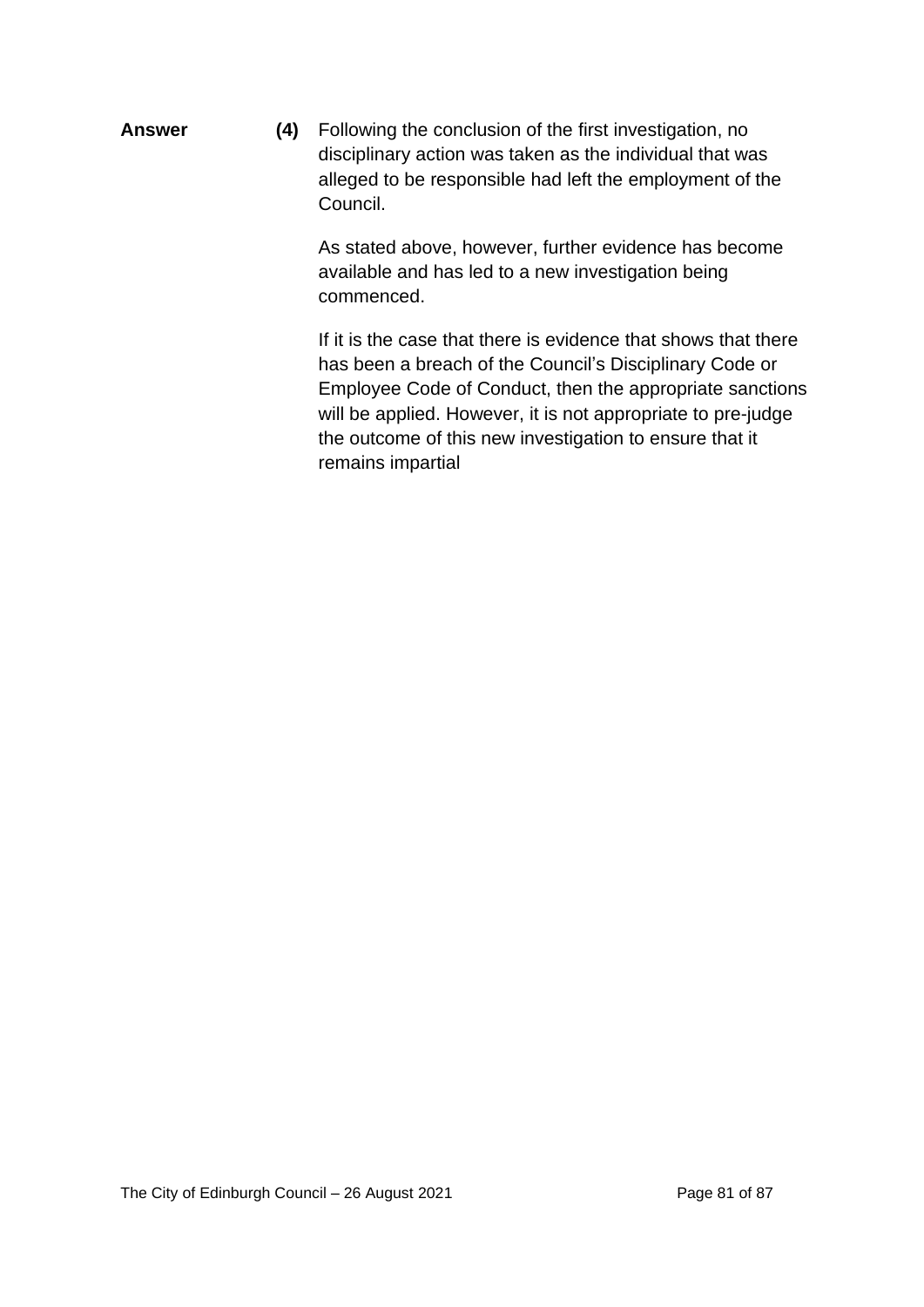**Answer** **(4)** Following the conclusion of the first investigation, no disciplinary action was taken as the individual that was alleged to be responsible had left the employment of the Council.

As stated above, however, further evidence has become available and has led to a new investigation being commenced.

If it is the case that there is evidence that shows that there has been a breach of the Council's Disciplinary Code or Employee Code of Conduct, then the appropriate sanctions will be applied. However, it is not appropriate to pre-judge the outcome of this new investigation to ensure that it remains impartial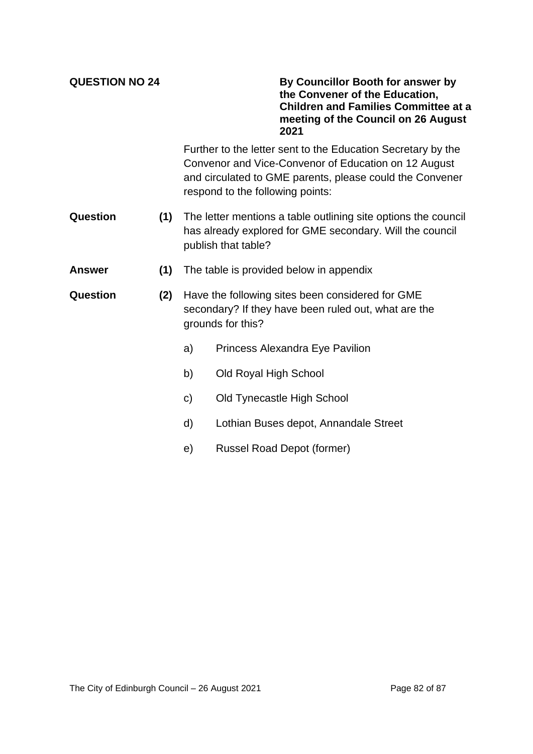**QUESTION NO 24**

**By Councillor Booth for answer by the Convener of the Education, Children and Families Committee at a meeting of the Council on 26 August 2021**

Further to the letter sent to the Education Secretary by the Convenor and Vice-Convenor of Education on 12 August and circulated to GME parents, please could the Convener respond to the following points:

**Question (1)** The letter mentions a table outlining site options the council has already explored for GME secondary. Will the council publish that table?

**Answer (1)** The table is provided below in appendix

**Question (2)** Have the following sites been considered for GME secondary? If they have been ruled out, what are the grounds for this?

a) Princess Alexandra Eye Pavilion

b) Old Royal High School

c) Old Tynecastle High School

d) Lothian Buses depot, Annandale Street

e) Russel Road Depot (former)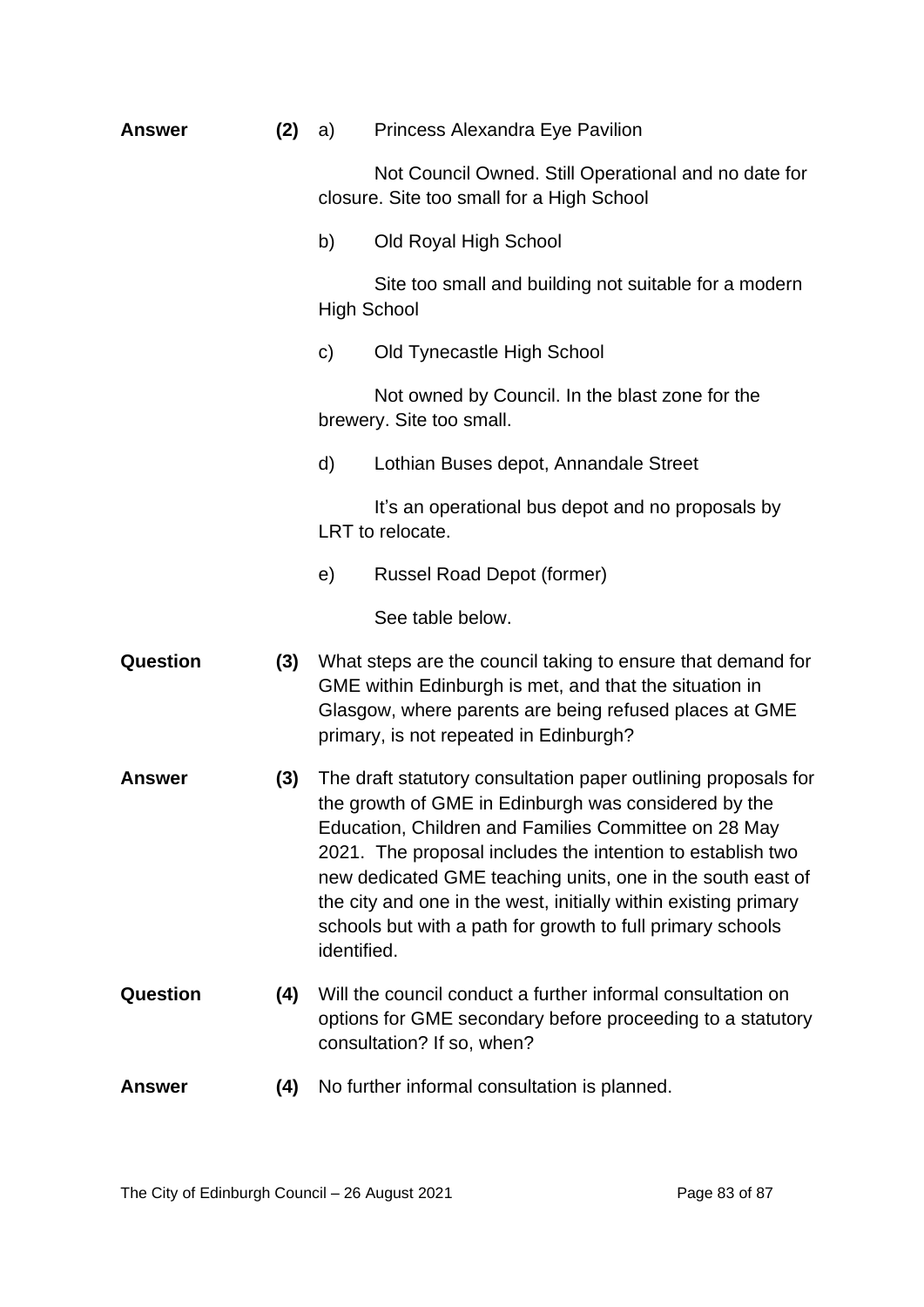**Answer** **(2)** a) Princess Alexandra Eye Pavilion

Not Council Owned. Still Operational and no date for closure. Site too small for a High School

b) Old Royal High School

Site too small and building not suitable for a modern High School

c) Old Tynecastle High School

Not owned by Council. In the blast zone for the brewery. Site too small.

d) Lothian Buses depot, Annandale Street

It's an operational bus depot and no proposals by LRT to relocate.

e) Russel Road Depot (former)

See table below.

**Question** **(3)** What steps are the council taking to ensure that demand for GME within Edinburgh is met, and that the situation in Glasgow, where parents are being refused places at GME primary, is not repeated in Edinburgh?

**Answer** **(3)** The draft statutory consultation paper outlining proposals for the growth of GME in Edinburgh was considered by the Education, Children and Families Committee on 28 May 2021. The proposal includes the intention to establish two new dedicated GME teaching units, one in the south east of the city and one in the west, initially within existing primary schools but with a path for growth to full primary schools identified.

**Question** **(4)** Will the council conduct a further informal consultation on options for GME secondary before proceeding to a statutory consultation? If so, when?

**Answer** **(4)** No further informal consultation is planned.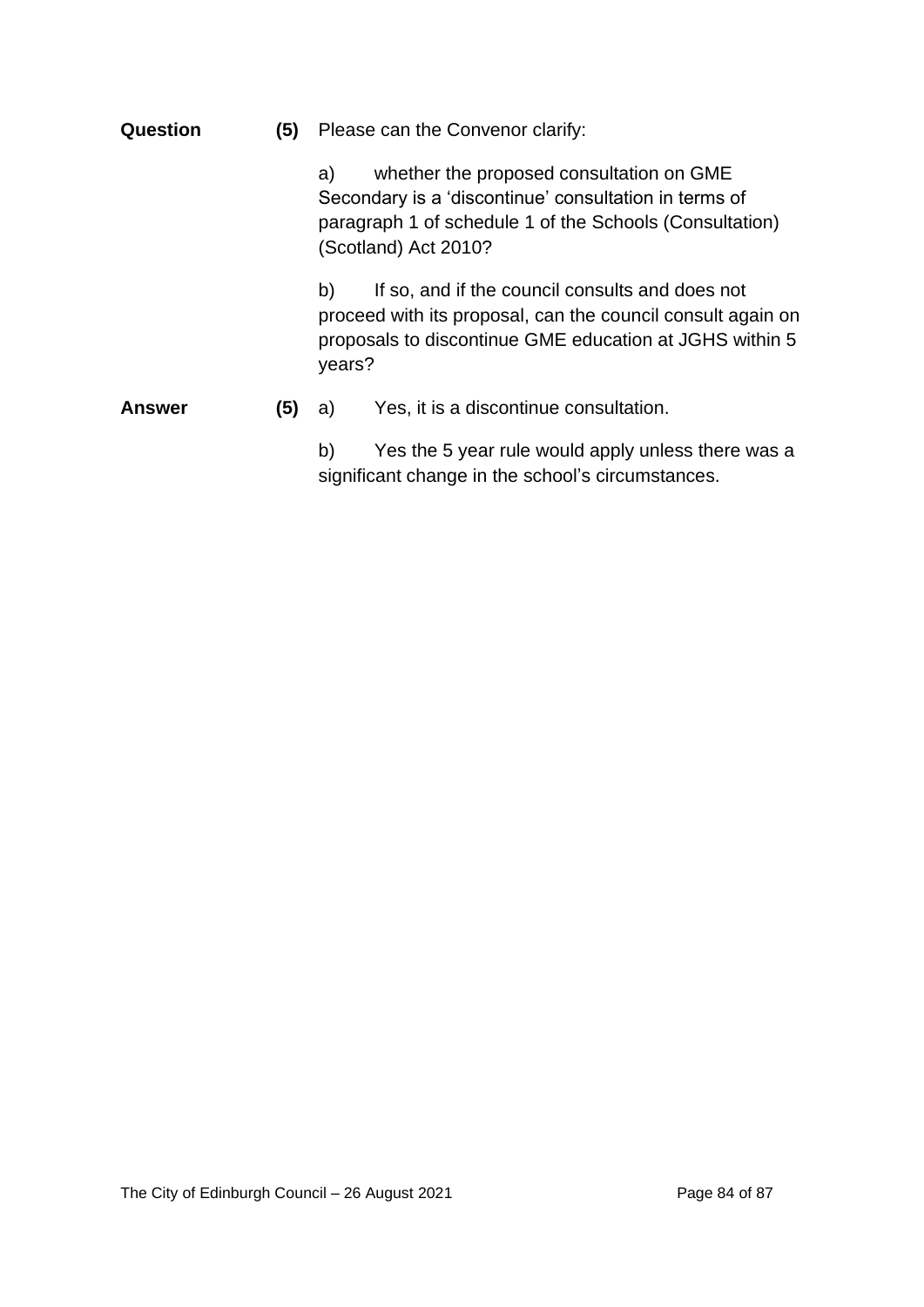**Question** **(5)** Please can the Convenor clarify:

a) whether the proposed consultation on GME Secondary is a 'discontinue' consultation in terms of paragraph 1 of schedule 1 of the Schools (Consultation) (Scotland) Act 2010?

b) If so, and if the council consults and does not proceed with its proposal, can the council consult again on proposals to discontinue GME education at JGHS within 5 years?

**Answer** **(5)** a) Yes, it is a discontinue consultation.

b) Yes the 5 year rule would apply unless there was a significant change in the school's circumstances.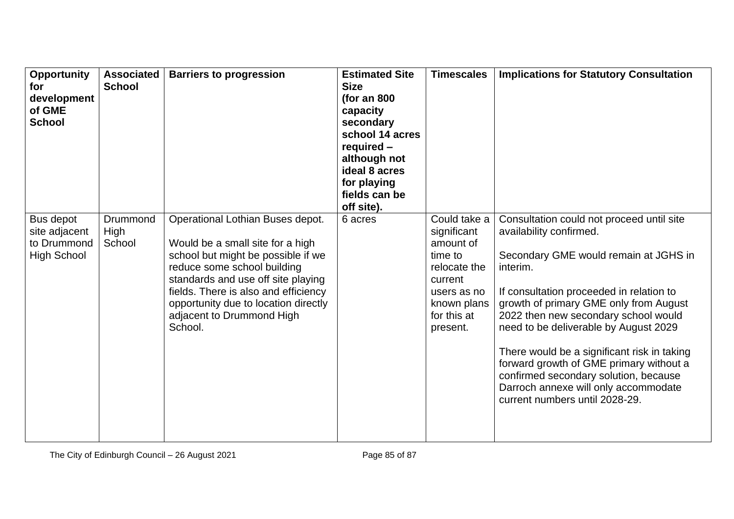| Opportunity for development of GME School | Associated School | Barriers to progression | Estimated Site Size (for an 800 capacity secondary school 14 acres required – although not ideal 8 acres for playing fields can be off site). | Timescales | Implications for Statutory Consultation |
|---|---|---|---|---|---|
| Bus depot site adjacent to Drummond High School | Drummond High School | Operational Lothian Buses depot.<br><br>Would be a small site for a high school but might be possible if we reduce some school building standards and use off site playing fields. There is also and efficiency opportunity due to location directly adjacent to Drummond High School. | 6 acres | Could take a significant amount of time to relocate the current users as no known plans for this at present. | Consultation could not proceed until site availability confirmed.<br><br>Secondary GME would remain at JGHS in interim.<br><br>If consultation proceeded in relation to growth of primary GME only from August 2022 then new secondary school would need to be deliverable by August 2029<br><br>There would be a significant risk in taking forward growth of GME primary without a confirmed secondary solution, because Darroch annexe will only accommodate current numbers until 2028-29. |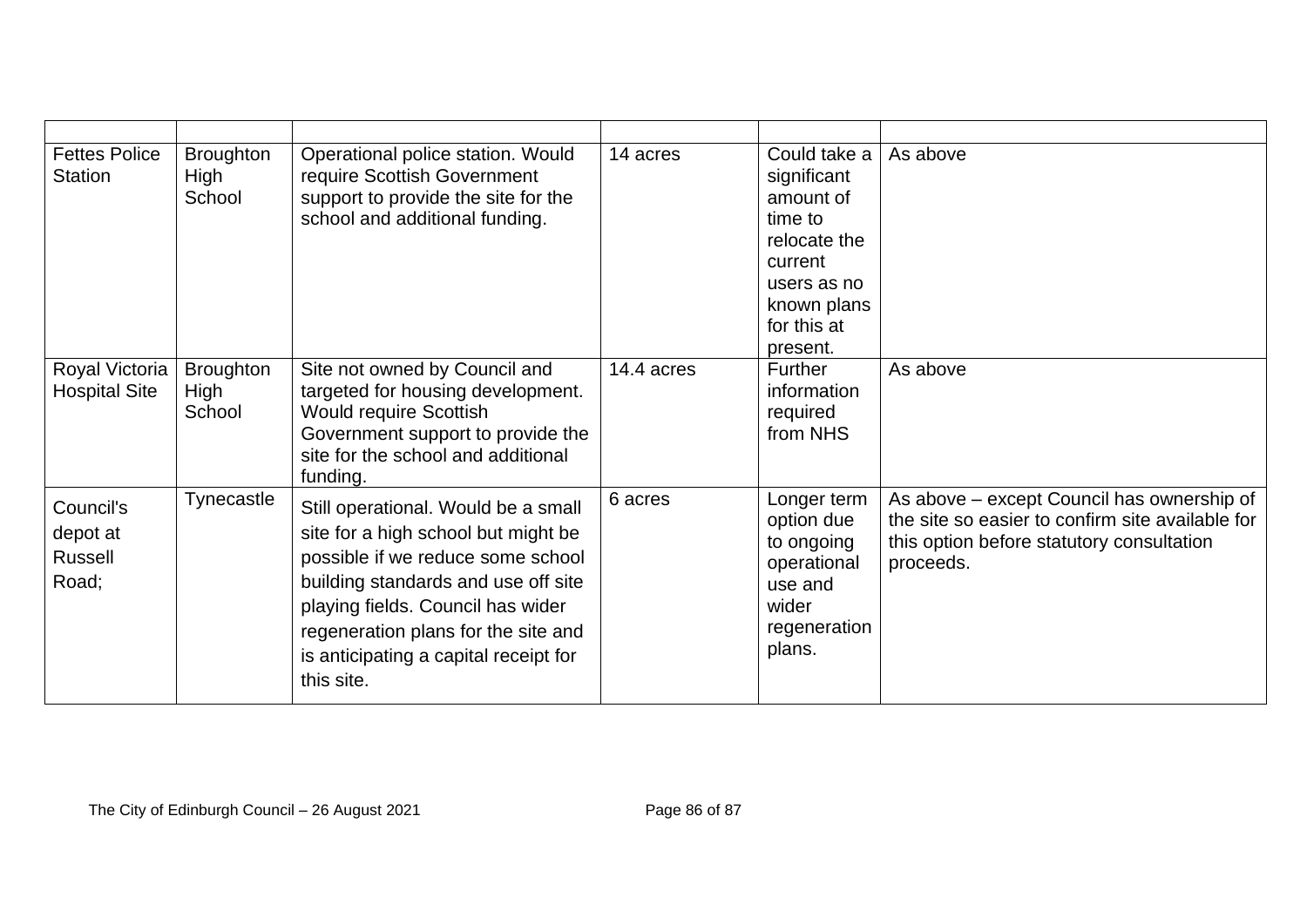| | | | | | |
|---|---|---|---|---|---|
| Fettes Police Station | Broughton High School | Operational police station. Would require Scottish Government support to provide the site for the school and additional funding. | 14 acres | Could take a significant amount of time to relocate the current users as no known plans for this at present. | As above |
| Royal Victoria Hospital Site | Broughton High School | Site not owned by Council and targeted for housing development. Would require Scottish Government support to provide the site for the school and additional funding. | 14.4 acres | Further information required from NHS | As above |
| Council's depot at Russell Road; | Tynecastle | Still operational. Would be a small site for a high school but might be possible if we reduce some school building standards and use off site playing fields. Council has wider regeneration plans for the site and is anticipating a capital receipt for this site. | 6 acres | Longer term option due to ongoing operational use and wider regeneration plans. | As above – except Council has ownership of the site so easier to confirm site available for this option before statutory consultation proceeds. |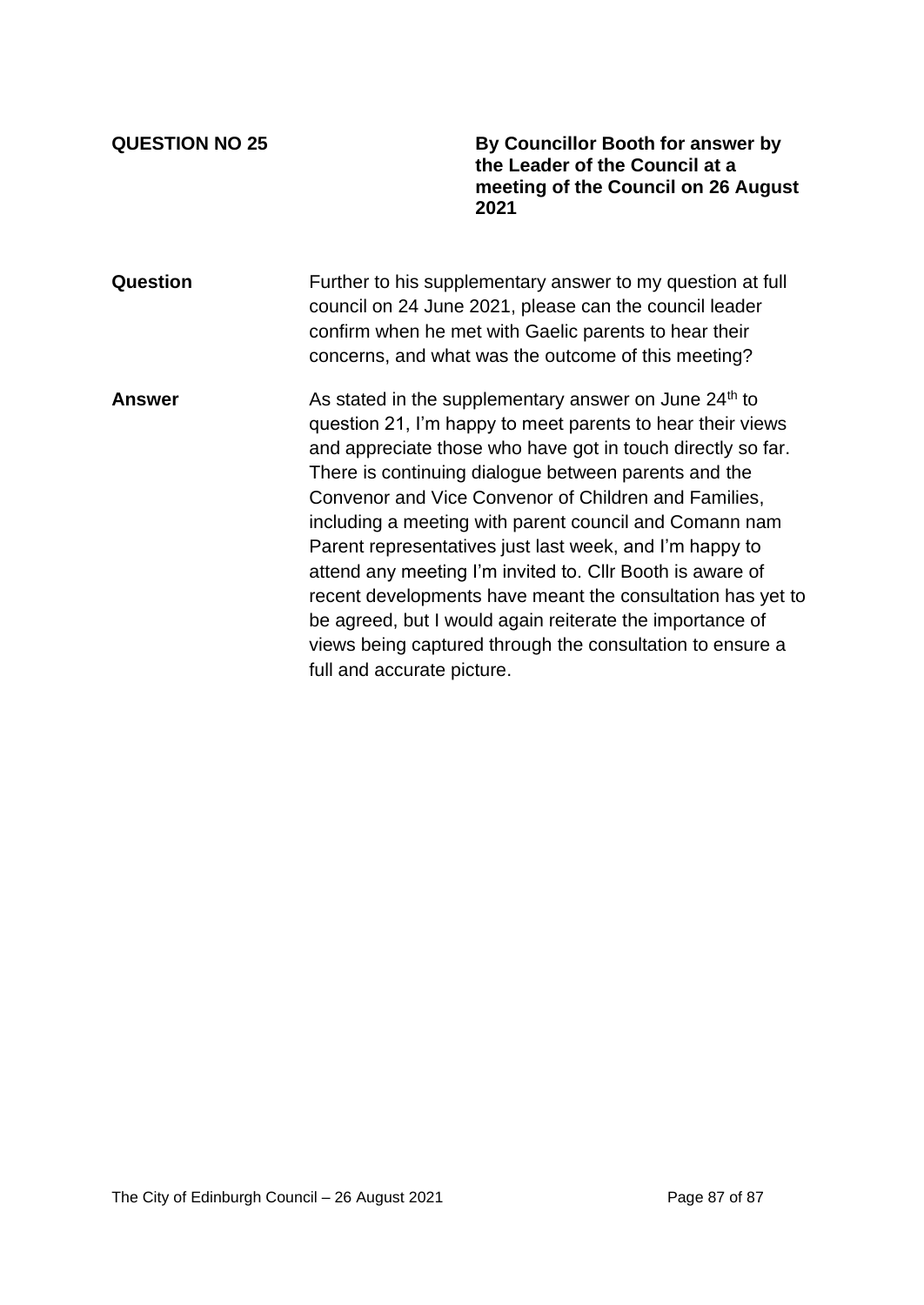**QUESTION NO 25**

**By Councillor Booth for answer by the Leader of the Council at a meeting of the Council on 26 August 2021**

| | |
|---|---|
| **Question** | Further to his supplementary answer to my question at full council on 24 June 2021, please can the council leader confirm when he met with Gaelic parents to hear their concerns, and what was the outcome of this meeting? |
| **Answer** | As stated in the supplementary answer on June 24th to question 21, I'm happy to meet parents to hear their views and appreciate those who have got in touch directly so far. There is continuing dialogue between parents and the Convenor and Vice Convenor of Children and Families, including a meeting with parent council and Comann nam Parent representatives just last week, and I'm happy to attend any meeting I'm invited to. Cllr Booth is aware of recent developments have meant the consultation has yet to be agreed, but I would again reiterate the importance of views being captured through the consultation to ensure a full and accurate picture. |